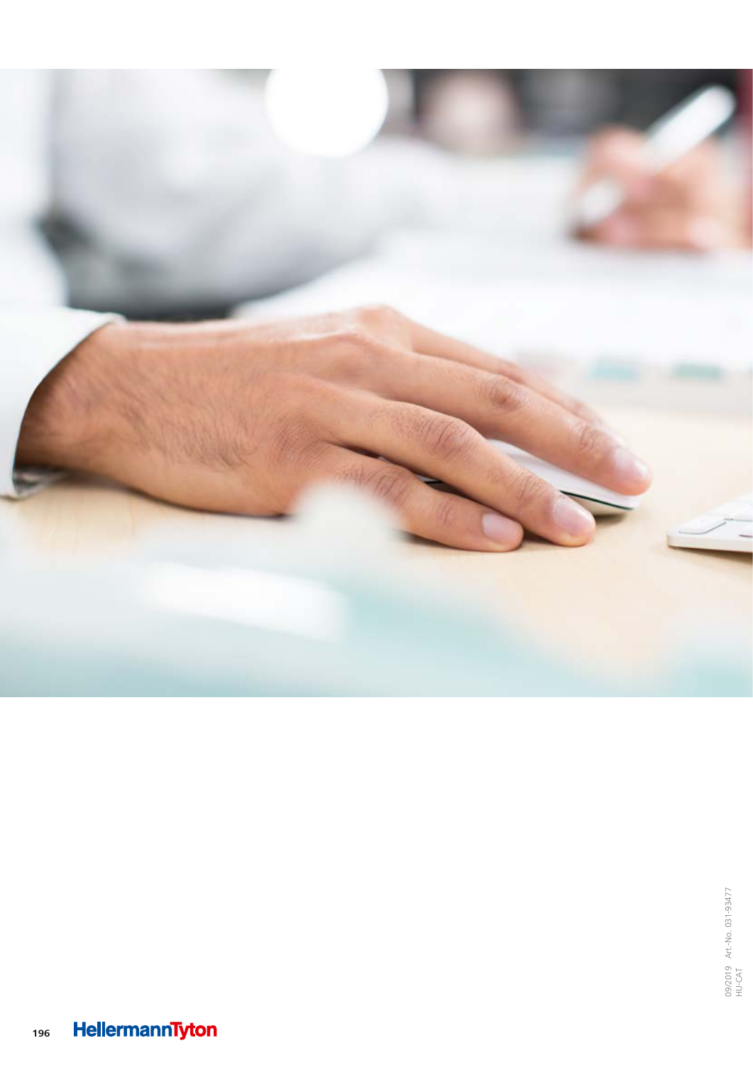09/2019 Art.-No. 031-93477
HU-CAT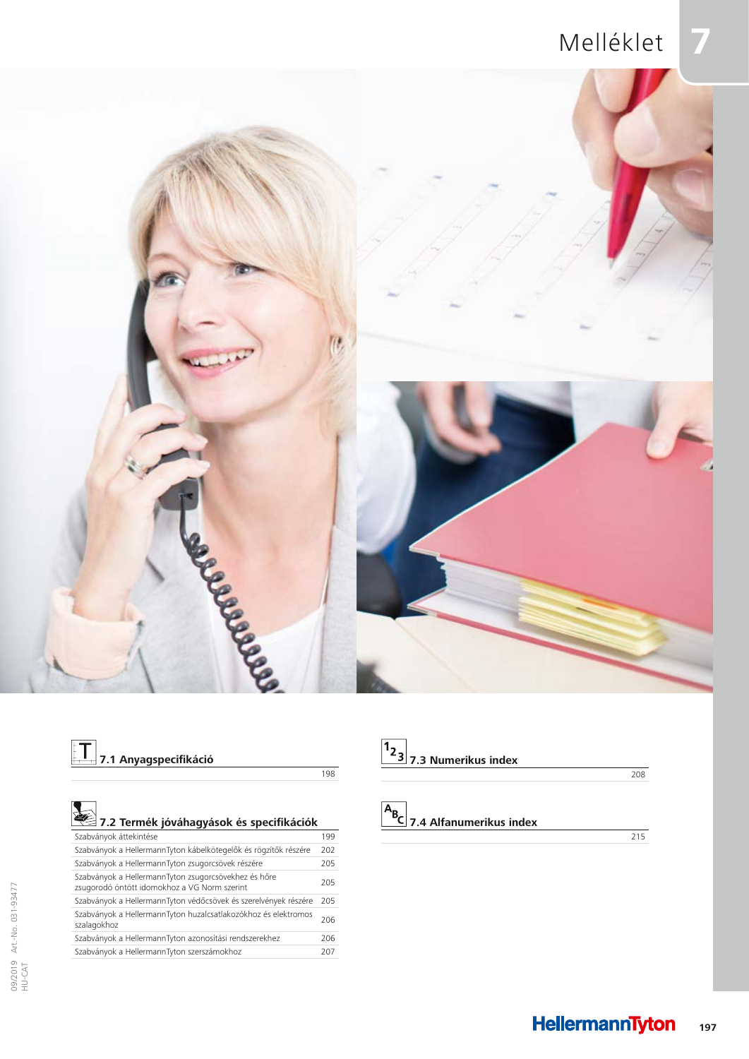# Melléklet

## 7.1 Anyagspecifikáció

| | |
|---|---|
| | 198 |

## 7.2 Termék jóváhagyások és specifikációk

| | |
|---|---|
| Szabványok áttekintése | 199 |
| Szabványok a HellermannTyton kábelkötegelők és rögzítők részére | 202 |
| Szabványok a HellermannTyton zsugorcsövek részére | 205 |
| Szabványok a HellermannTyton zsugorcsövekhez és hőre zsugorodó öntött idomokhoz a VG Norm szerint | 205 |
| Szabványok a HellermannTyton védőcsövek és szerelvények részére | 205 |
| Szabványok a HellermannTyton huzalcsatlakozókhoz és elektromos szalagokhoz | 206 |
| Szabványok a HellermannTyton azonosítási rendszerekhez | 206 |
| Szabványok a HellermannTyton szerszámokhoz | 207 |

## 7.3 Numerikus index

| | |
|---|---|
| | 208 |

## 7.4 Alfanumerikus index

| | |
|---|---|
| | 215 |

09/2019 Art.-No. 031-93477
HU-CAT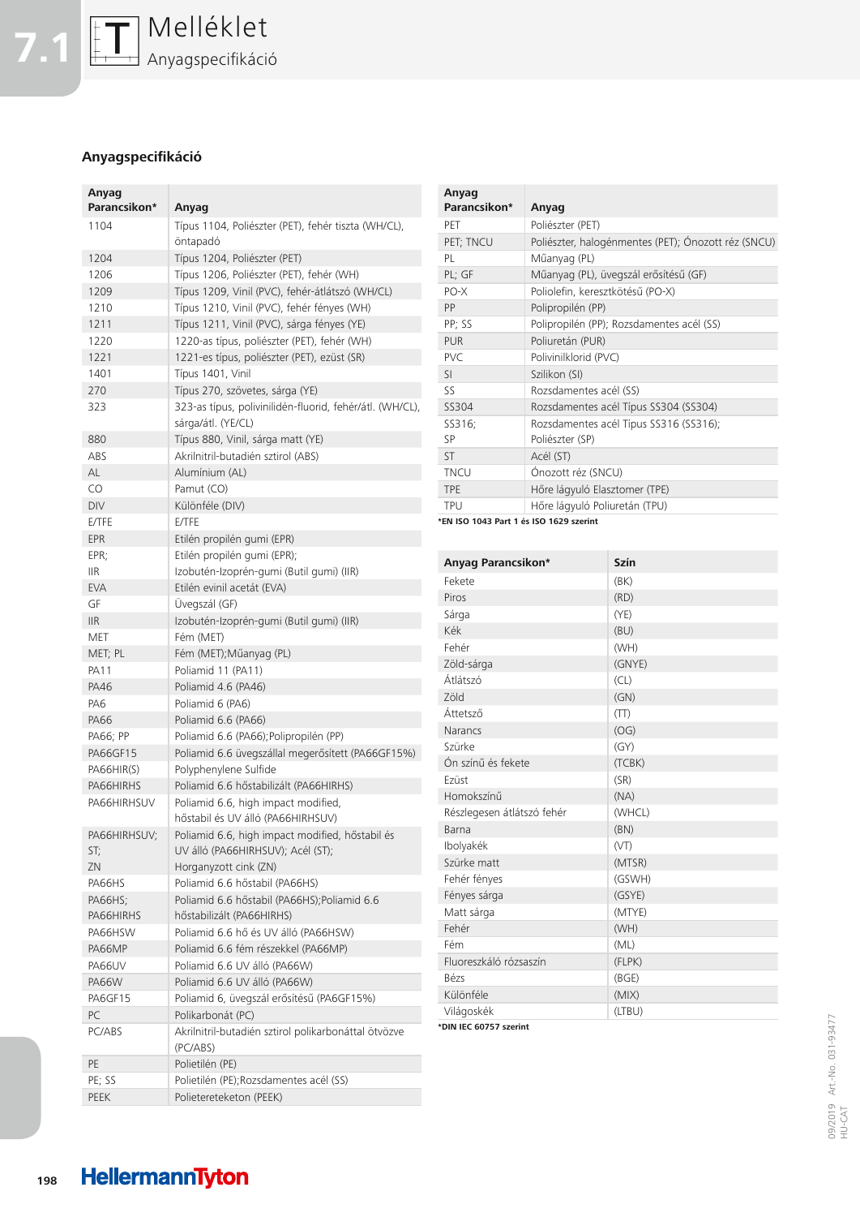# Melléklet

Anyagspecifikáció

## Anyagspecifikáció

| Anyag Parancsikon* | Anyag |
|---|---|
| 1104 | Típus 1104, Poliészter (PET), fehér tiszta (WH/CL), öntapadó |
| 1204 | Típus 1204, Poliészter (PET) |
| 1206 | Típus 1206, Poliészter (PET), fehér (WH) |
| 1209 | Típus 1209, Vinil (PVC), fehér-átlátszó (WH/CL) |
| 1210 | Típus 1210, Vinil (PVC), fehér fényes (WH) |
| 1211 | Típus 1211, Vinil (PVC), sárga fényes (YE) |
| 1220 | 1220-as típus, poliészter (PET), fehér (WH) |
| 1221 | 1221-es típus, poliészter (PET), ezüst (SR) |
| 1401 | Típus 1401, Vinil |
| 270 | Típus 270, szövetes, sárga (YE) |
| 323 | 323-as típus, polivinilidén-fluorid, fehér/átl. (WH/CL), sárga/átl. (YE/CL) |
| 880 | Típus 880, Vinil, sárga matt (YE) |
| ABS | Akrilnitril-butadién sztirol (ABS) |
| AL | Alumínium (AL) |
| CO | Pamut (CO) |
| DIV | Különféle (DIV) |
| E/TFE | E/TFE |
| EPR | Etilén propilén gumi (EPR) |
| EPR; IIR | Etilén propilén gumi (EPR); Izobutén-Izoprén-gumi (Butil gumi) (IIR) |
| EVA | Etilén evinil acetát (EVA) |
| GF | Üvegszál (GF) |
| IIR | Izobutén-Izoprén-gumi (Butil gumi) (IIR) |
| MET | Fém (MET) |
| MET; PL | Fém (MET);Műanyag (PL) |
| PA11 | Poliamid 11 (PA11) |
| PA46 | Poliamid 4.6 (PA46) |
| PA6 | Poliamid 6 (PA6) |
| PA66 | Poliamid 6.6 (PA66) |
| PA66; PP | Poliamid 6.6 (PA66);Polipropilén (PP) |
| PA66GF15 | Poliamid 6.6 üvegszállal megerősített (PA66GF15%) |
| PA66HIR(S) | Polyphenylene Sulfide |
| PA66HIRHS | Poliamid 6.6 hőstabilizált (PA66HIRHS) |
| PA66HIRHSUV | Poliamid 6.6, high impact modified, hőstabil és UV álló (PA66HIRHSUV) |
| PA66HIRHSUV; ST; ZN | Poliamid 6.6, high impact modified, hőstabil és UV álló (PA66HIRHSUV); Acél (ST); Horganyzott cink (ZN) |
| PA66HS | Poliamid 6.6 hőstabil (PA66HS) |
| PA66HS; PA66HIRHS | Poliamid 6.6 hőstabil (PA66HS);Poliamid 6.6 hőstabilizált (PA66HIRHS) |
| PA66HSW | Poliamid 6.6 hő és UV álló (PA66HSW) |
| PA66MP | Poliamid 6.6 fém részekkel (PA66MP) |
| PA66UV | Poliamid 6.6 UV álló (PA66W) |
| PA66W | Poliamid 6.6 UV álló (PA66W) |
| PA6GF15 | Poliamid 6, üvegszál erősítésű (PA6GF15%) |
| PC | Polikarbonát (PC) |
| PC/ABS | Akrilnitril-butadién sztirol polikarbonáttal ötvözve (PC/ABS) |
| PE | Polietilén (PE) |
| PE; SS | Polietilén (PE);Rozsdamentes acél (SS) |
| PEEK | Polietereteketon (PEEK) |
| PET | Poliészter (PET) |
| PET; TNCU | Poliészter, halogénmentes (PET); Ónozott réz (SNCU) |
| PL | Műanyag (PL) |
| PL; GF | Műanyag (PL), üvegszál erősítésű (GF) |
| PO-X | Poliolefin, keresztkötésű (PO-X) |
| PP | Polipropilén (PP) |
| PP; SS | Polipropilén (PP); Rozsdamentes acél (SS) |
| PUR | Poliuretán (PUR) |
| PVC | Polivinilklorid (PVC) |
| SI | Szilikon (SI) |
| SS | Rozsdamentes acél (SS) |
| SS304 | Rozsdamentes acél Típus SS304 (SS304) |
| SS316; SP | Rozsdamentes acél Típus SS316 (SS316); Poliészter (SP) |
| ST | Acél (ST) |
| TNCU | Ónozott réz (SNCU) |
| TPE | Hőre lágyuló Elasztomer (TPE) |
| TPU | Hőre lágyuló Poliuretán (TPU) |

*EN ISO 1043 Part 1 és ISO 1629 szerint

| Anyag Parancsikon* | Szín |
|---|---|
| Fekete | (BK) |
| Piros | (RD) |
| Sárga | (YE) |
| Kék | (BU) |
| Fehér | (WH) |
| Zöld-sárga | (GNYE) |
| Átlátszó | (CL) |
| Zöld | (GN) |
| Áttetsző | (TT) |
| Narancs | (OG) |
| Szürke | (GY) |
| Ón színű és fekete | (TCBK) |
| Ezüst | (SR) |
| Homokszínű | (NA) |
| Részlegesen átlátszó fehér | (WHCL) |
| Barna | (BN) |
| Ibolyakék | (VT) |
| Szürke matt | (MTSR) |
| Fehér fényes | (GSWH) |
| Fényes sárga | (GSYE) |
| Matt sárga | (MTYE) |
| Fehér | (WH) |
| Fém | (ML) |
| Fluoreszkáló rózsaszín | (FLPK) |
| Bézs | (BGE) |
| Különféle | (MIX) |
| Világoskék | (LTBU) |

*DIN IEC 60757 szerint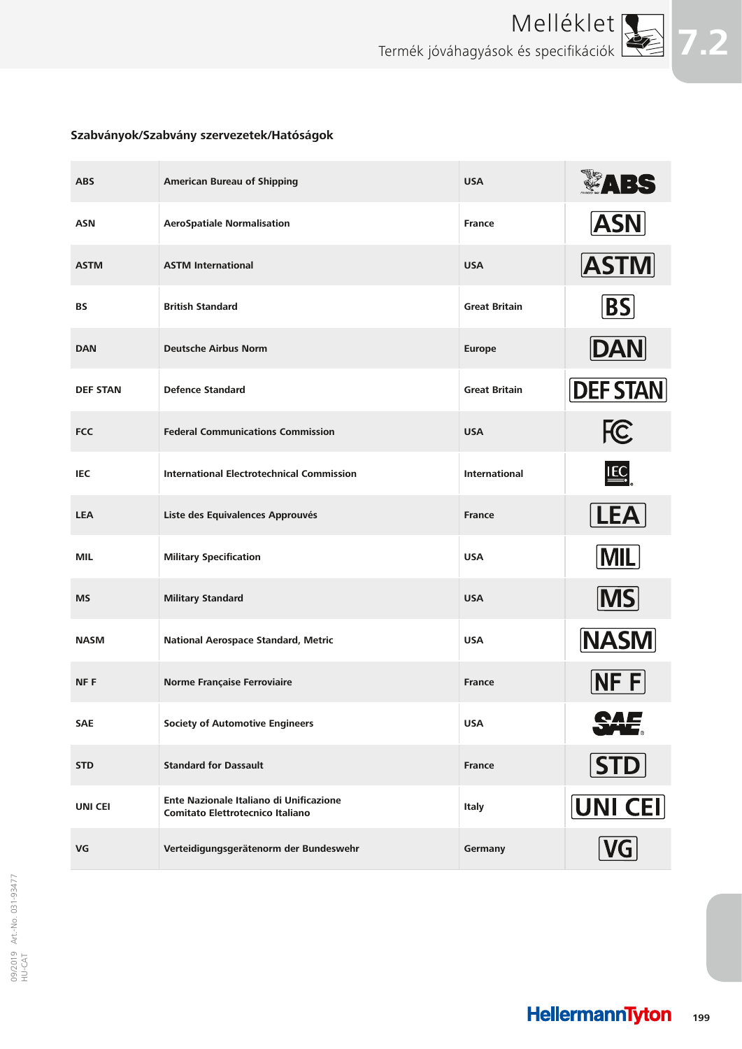## Szabványok/Szabvány szervezetek/Hatóságok

| | | | |
|---|---|---|---|
| **ABS** | **American Bureau of Shipping** | **USA** | |
| **ASN** | **AeroSpatiale Normalisation** | **France** | |
| **ASTM** | **ASTM International** | **USA** | |
| **BS** | **British Standard** | **Great Britain** | |
| **DAN** | **Deutsche Airbus Norm** | **Europe** | |
| **DEF STAN** | **Defence Standard** | **Great Britain** | |
| **FCC** | **Federal Communications Commission** | **USA** | |
| **IEC** | **International Electrotechnical Commission** | **International** | |
| **LEA** | **Liste des Equivalences Approuvés** | **France** | |
| **MIL** | **Military Specification** | **USA** | |
| **MS** | **Military Standard** | **USA** | |
| **NASM** | **National Aerospace Standard, Metric** | **USA** | |
| **NF F** | **Norme Française Ferroviaire** | **France** | |
| **SAE** | **Society of Automotive Engineers** | **USA** | |
| **STD** | **Standard for Dassault** | **France** | |
| **UNI CEI** | **Ente Nazionale Italiano di Unificazione Comitato Elettrotecnico Italiano** | **Italy** | |
| **VG** | **Verteidigungsgerätenorm der Bundeswehr** | **Germany** | |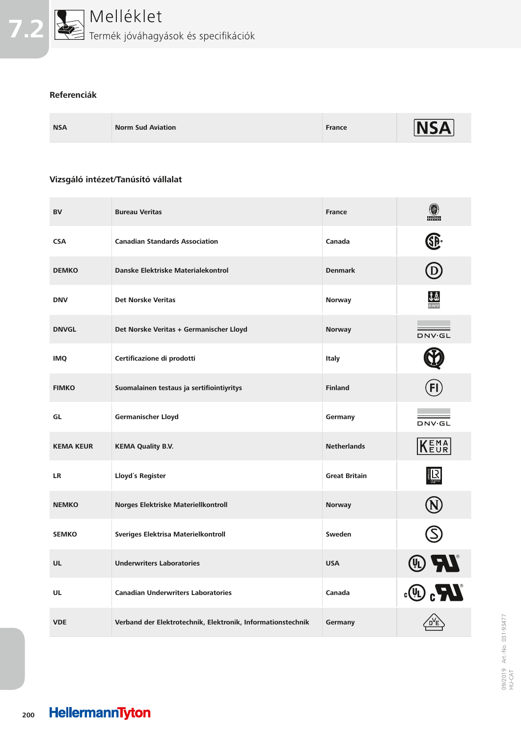# Melléklet

Termék jóváhagyások és specifikációk

## Referenciák

| NSA | Norm Sud Aviation | France | |
|---|---|---|---|

## Vizsgáló intézet/Tanúsító vállalat

| | | | |
|---|---|---|---|
| BV | Bureau Veritas | France | |
| CSA | Canadian Standards Association | Canada | |
| DEMKO | Danske Elektriske Materialekontrol | Denmark | |
| DNV | Det Norske Veritas | Norway | |
| DNVGL | Det Norske Veritas + Germanischer Lloyd | Norway | |
| IMQ | Certificazione di prodotti | Italy | |
| FIMKO | Suomalainen testaus ja sertifiointiyritys | Finland | |
| GL | Germanischer Lloyd | Germany | |
| KEMA KEUR | KEMA Quality B.V. | Netherlands | |
| LR | Lloyd´s Register | Great Britain | |
| NEMKO | Norges Elektriske Materiellkontroll | Norway | |
| SEMKO | Sveriges Elektrisa Materielkontroll | Sweden | |
| UL | Underwriters Laboratories | USA | |
| UL | Canadian Underwriters Laboratories | Canada | |
| VDE | Verband der Elektrotechnik, Elektronik, Informationstechnik | Germany | |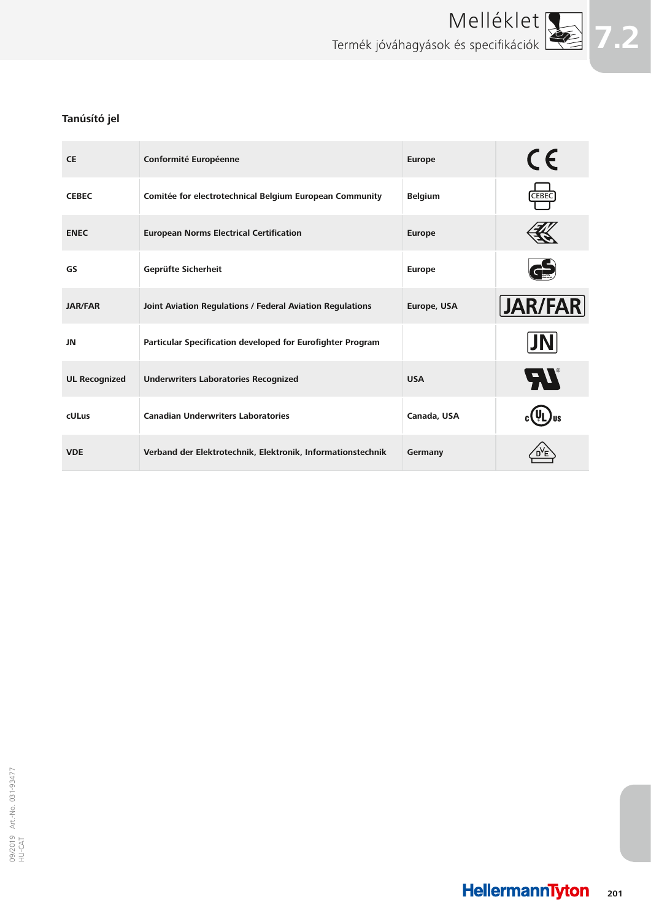## Tanúsító jel

| | | | |
|---|---|---|---|
| CE | Conformité Européenne | Europe | CE |
| CEBEC | Comitée for electrotechnical Belgium European Community | Belgium | CEBEC |
| ENEC | European Norms Electrical Certification | Europe | |
| GS | Geprüfte Sicherheit | Europe | |
| JAR/FAR | Joint Aviation Regulations / Federal Aviation Regulations | Europe, USA | JAR/FAR |
| JN | Particular Specification developed for Eurofighter Program | | JN |
| UL Recognized | Underwriters Laboratories Recognized | USA | |
| cULus | Canadian Underwriters Laboratories | Canada, USA | c UL us |
| VDE | Verband der Elektrotechnik, Elektronik, Informationstechnik | Germany | DVE |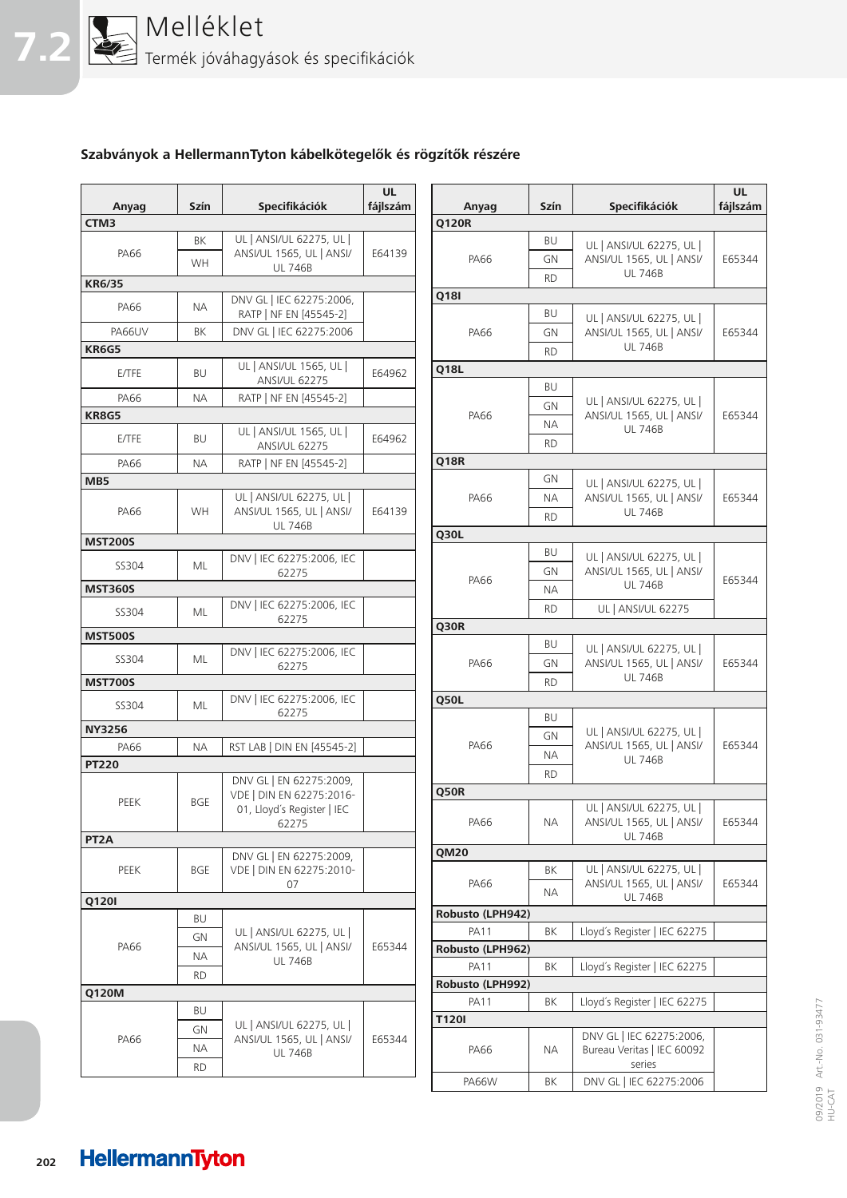# Melléklet

## Termék jóváhagyások és specifikációk

### Szabványok a HellermannTyton kábelkötegelők és rögzítők részére

| Anyag | Szín | Specifikációk | UL fájlszám |
|---|---|---|---|
| **CTM3** | | | |
| PA66 | BK | UL \| ANSI/UL 62275, UL \| ANSI/UL 1565, UL \| ANSI/UL 746B | E64139 |
| | WH | | |
| **KR6/35** | | | |
| PA66 | NA | DNV GL \| IEC 62275:2006, RATP \| NF EN [45545-2] | |
| PA66UV | BK | DNV GL \| IEC 62275:2006 | |
| **KR6G5** | | | |
| E/TFE | BU | UL \| ANSI/UL 1565, UL \| ANSI/UL 62275 | E64962 |
| PA66 | NA | RATP \| NF EN [45545-2] | |
| **KR8G5** | | | |
| E/TFE | BU | UL \| ANSI/UL 1565, UL \| ANSI/UL 62275 | E64962 |
| PA66 | NA | RATP \| NF EN [45545-2] | |
| **MB5** | | | |
| PA66 | WH | UL \| ANSI/UL 62275, UL \| ANSI/UL 1565, UL \| ANSI/UL 746B | E64139 |
| **MST200S** | | | |
| SS304 | ML | DNV \| IEC 62275:2006, IEC 62275 | |
| **MST360S** | | | |
| SS304 | ML | DNV \| IEC 62275:2006, IEC 62275 | |
| **MST500S** | | | |
| SS304 | ML | DNV \| IEC 62275:2006, IEC 62275 | |
| **MST700S** | | | |
| SS304 | ML | DNV \| IEC 62275:2006, IEC 62275 | |
| **NY3256** | | | |
| PA66 | NA | RST LAB \| DIN EN [45545-2] | |
| **PT220** | | | |
| PEEK | BGE | DNV GL \| EN 62275:2009, VDE \| DIN EN 62275:2016-01, Lloyd's Register \| IEC 62275 | |
| **PT2A** | | | |
| PEEK | BGE | DNV GL \| EN 62275:2009, VDE \| DIN EN 62275:2010-07 | |
| **Q120I** | | | |
| PA66 | BU | UL \| ANSI/UL 62275, UL \| ANSI/UL 1565, UL \| ANSI/UL 746B | E65344 |
| | GN | | |
| | NA | | |
| | RD | | |
| **Q120M** | | | |
| PA66 | BU | UL \| ANSI/UL 62275, UL \| ANSI/UL 1565, UL \| ANSI/UL 746B | E65344 |
| | GN | | |
| | NA | | |
| | RD | | |
| **Q120R** | | | |
| PA66 | BU | UL \| ANSI/UL 62275, UL \| ANSI/UL 1565, UL \| ANSI/UL 746B | E65344 |
| | GN | | |
| | RD | | |
| **Q18I** | | | |
| PA66 | BU | UL \| ANSI/UL 62275, UL \| ANSI/UL 1565, UL \| ANSI/UL 746B | E65344 |
| | GN | | |
| | RD | | |
| **Q18L** | | | |
| PA66 | BU | UL \| ANSI/UL 62275, UL \| ANSI/UL 1565, UL \| ANSI/UL 746B | E65344 |
| | GN | | |
| | NA | | |
| | RD | | |
| **Q18R** | | | |
| PA66 | GN | UL \| ANSI/UL 62275, UL \| ANSI/UL 1565, UL \| ANSI/UL 746B | E65344 |
| | NA | | |
| | RD | | |
| **Q30L** | | | |
| PA66 | BU | UL \| ANSI/UL 62275, UL \| ANSI/UL 1565, UL \| ANSI/UL 746B | E65344 |
| | GN | | |
| | NA | | |
| | RD | UL \| ANSI/UL 62275 | |
| **Q30R** | | | |
| PA66 | BU | UL \| ANSI/UL 62275, UL \| ANSI/UL 1565, UL \| ANSI/UL 746B | E65344 |
| | GN | | |
| | RD | | |
| **Q50L** | | | |
| PA66 | BU | UL \| ANSI/UL 62275, UL \| ANSI/UL 1565, UL \| ANSI/UL 746B | E65344 |
| | GN | | |
| | NA | | |
| | RD | | |
| **Q50R** | | | |
| PA66 | NA | UL \| ANSI/UL 62275, UL \| ANSI/UL 1565, UL \| ANSI/UL 746B | E65344 |
| **QM20** | | | |
| PA66 | BK | UL \| ANSI/UL 62275, UL \| ANSI/UL 1565, UL \| ANSI/UL 746B | E65344 |
| | NA | | |
| **Robusto (LPH942)** | | | |
| PA11 | BK | Lloyd's Register \| IEC 62275 | |
| **Robusto (LPH962)** | | | |
| PA11 | BK | Lloyd's Register \| IEC 62275 | |
| **Robusto (LPH992)** | | | |
| PA11 | BK | Lloyd's Register \| IEC 62275 | |
| **T120I** | | | |
| PA66 | NA | DNV GL \| IEC 62275:2006, Bureau Veritas \| IEC 60092 series | |
| PA66W | BK | DNV GL \| IEC 62275:2006 | |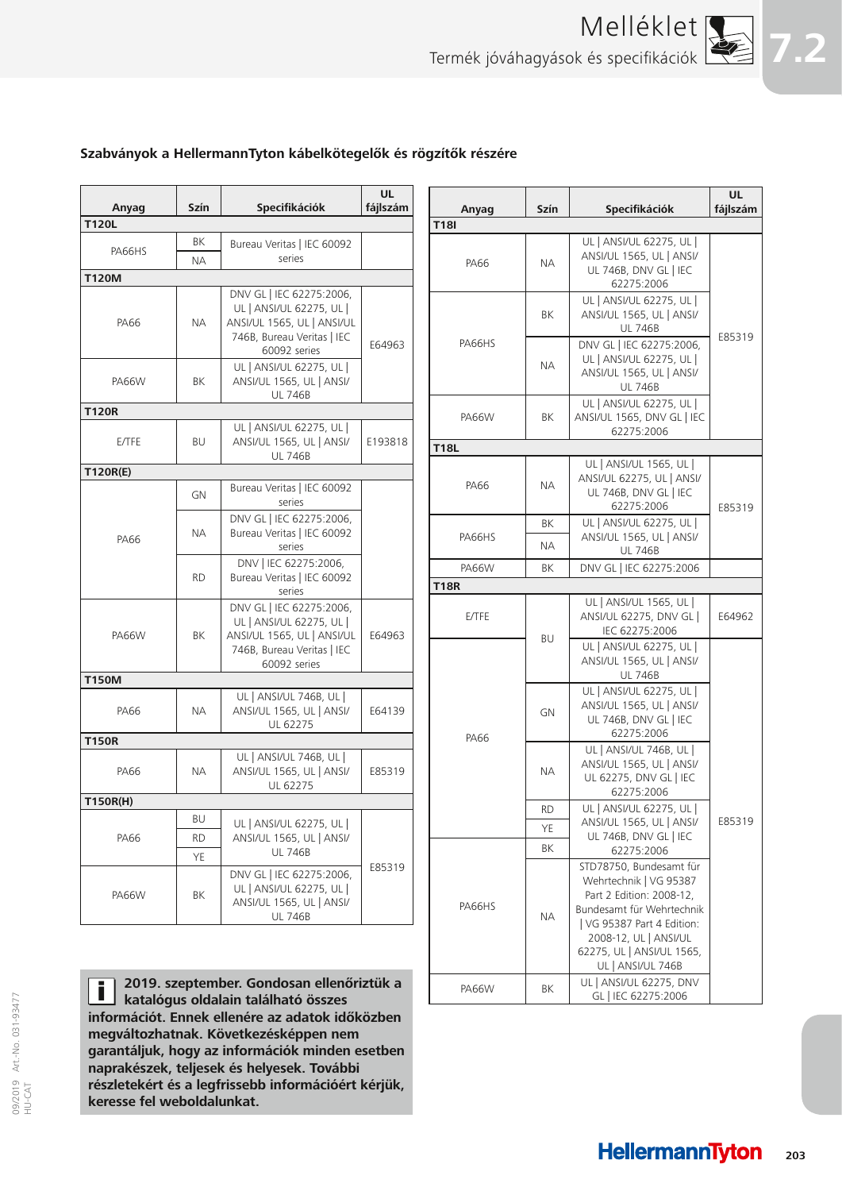## Szabványok a HellermannTyton kábelkötegelők és rögzítők részére

| Anyag | Szín | Specifikációk | UL fájlszám |
|---|---|---|---|
| **T120L** | | | |
| PA66HS | BK | Bureau Veritas \| IEC 60092 series | |
| | NA | | |
| **T120M** | | | |
| PA66 | NA | DNV GL \| IEC 62275:2006, UL \| ANSI/UL 62275, UL \| ANSI/UL 1565, UL \| ANSI/UL 746B, Bureau Veritas \| IEC 60092 series | E64963 |
| PA66W | BK | UL \| ANSI/UL 62275, UL \| ANSI/UL 1565, UL \| ANSI/UL 746B | |
| **T120R** | | | |
| E/TFE | BU | UL \| ANSI/UL 62275, UL \| ANSI/UL 1565, UL \| ANSI/UL 746B | E193818 |
| **T120R(E)** | | | |
| PA66 | GN | Bureau Veritas \| IEC 60092 series | |
| | NA | DNV GL \| IEC 62275:2006, Bureau Veritas \| IEC 60092 series | |
| | RD | DNV \| IEC 62275:2006, Bureau Veritas \| IEC 60092 series | |
| PA66W | BK | DNV GL \| IEC 62275:2006, UL \| ANSI/UL 62275, UL \| ANSI/UL 1565, UL \| ANSI/UL 746B, Bureau Veritas \| IEC 60092 series | E64963 |
| **T150M** | | | |
| PA66 | NA | UL \| ANSI/UL 746B, UL \| ANSI/UL 1565, UL \| ANSI/UL 62275 | E64139 |
| **T150R** | | | |
| PA66 | NA | UL \| ANSI/UL 746B, UL \| ANSI/UL 1565, UL \| ANSI/UL 62275 | E85319 |
| **T150R(H)** | | | |
| PA66 | BU | UL \| ANSI/UL 62275, UL \| ANSI/UL 1565, UL \| ANSI/UL 746B | E85319 |
| | RD | | |
| | YE | | |
| PA66W | BK | DNV GL \| IEC 62275:2006, UL \| ANSI/UL 62275, UL \| ANSI/UL 1565, UL \| ANSI/UL 746B | |

| Anyag | Szín | Specifikációk | UL fájlszám |
|---|---|---|---|
| **T18I** | | | |
| PA66 | NA | UL \| ANSI/UL 62275, UL \| ANSI/UL 1565, UL \| ANSI/UL 746B, DNV GL \| IEC 62275:2006 | E85319 |
| PA66HS | BK | UL \| ANSI/UL 62275, UL \| ANSI/UL 1565, UL \| ANSI/UL 746B | |
| | NA | DNV GL \| IEC 62275:2006, UL \| ANSI/UL 62275, UL \| ANSI/UL 1565, UL \| ANSI/UL 746B | |
| PA66W | BK | UL \| ANSI/UL 62275, UL \| ANSI/UL 1565, DNV GL \| IEC 62275:2006 | |
| **T18L** | | | |
| PA66 | NA | UL \| ANSI/UL 1565, UL \| ANSI/UL 62275, UL \| ANSI/UL 746B, DNV GL \| IEC 62275:2006 | E85319 |
| PA66HS | BK | UL \| ANSI/UL 62275, UL \| ANSI/UL 1565, UL \| ANSI/UL 746B | |
| | NA | | |
| PA66W | BK | DNV GL \| IEC 62275:2006 | |
| **T18R** | | | |
| E/TFE | BU | UL \| ANSI/UL 1565, UL \| ANSI/UL 62275, DNV GL \| IEC 62275:2006 | E64962 |
| PA66 | BU | UL \| ANSI/UL 62275, UL \| ANSI/UL 1565, UL \| ANSI/UL 746B | E85319 |
| | GN | UL \| ANSI/UL 62275, UL \| ANSI/UL 1565, UL \| ANSI/UL 746B, DNV GL \| IEC 62275:2006 | |
| | NA | UL \| ANSI/UL 746B, UL \| ANSI/UL 1565, UL \| ANSI/UL 62275, DNV GL \| IEC 62275:2006 | |
| | RD | UL \| ANSI/UL 62275, UL \| ANSI/UL 1565, UL \| ANSI/UL 746B, DNV GL \| IEC 62275:2006 | |
| | YE | | |
| PA66HS | BK | | |
| | NA | STD78750, Bundesamt für Wehrtechnik \| VG 95387 Part 2 Edition: 2008-12, Bundesamt für Wehrtechnik \| VG 95387 Part 4 Edition: 2008-12, UL \| ANSI/UL 62275, UL \| ANSI/UL 1565, UL \| ANSI/UL 746B | |
| PA66W | BK | UL \| ANSI/UL 62275, DNV GL \| IEC 62275:2006 | |

**2019. szeptember. Gondosan ellenőriztük a katalógus oldalain található összes információt. Ennek ellenére az adatok időközben megváltozhatnak. Következésképpen nem garantáljuk, hogy az információk minden esetben naprakészek, teljesek és helyesek. További részletekért és a legfrissebb információért kérjük, keresse fel weboldalunkat.**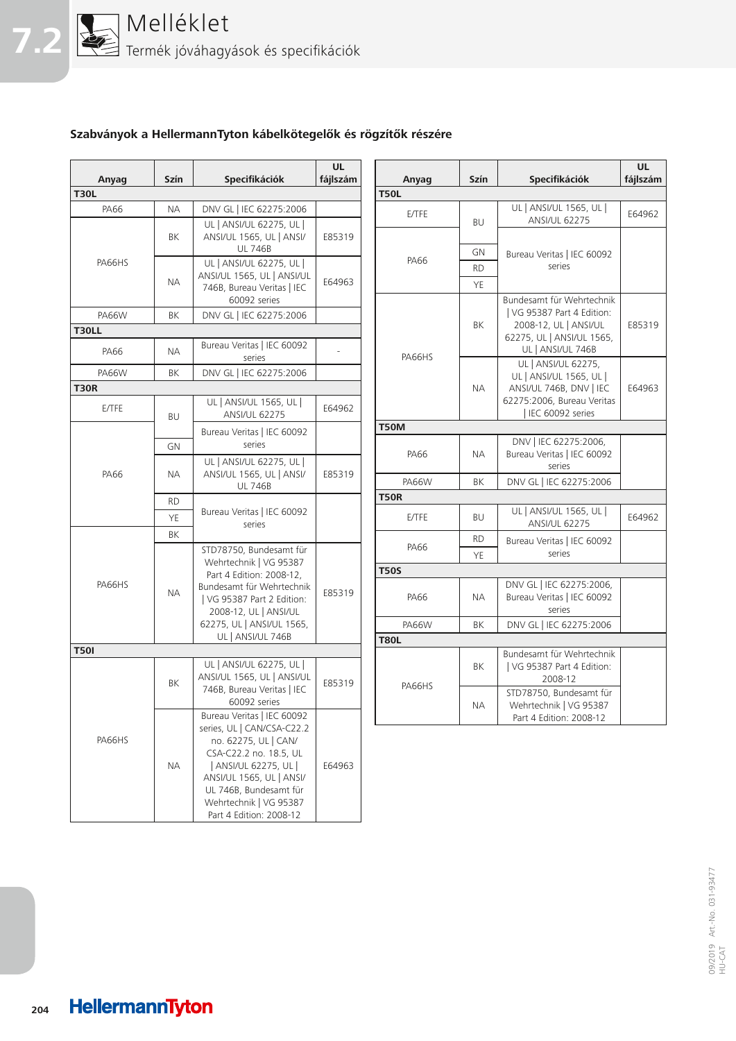## Melléklet

### Termék jóváhagyások és specifikációk

**Szabványok a HellermannTyton kábelkötegelők és rögzítők részére**

| Anyag | Szín | Specifikációk | UL fájlszám |
|---|---|---|---|
| **T30L** | | | |
| PA66 | NA | DNV GL \| IEC 62275:2006 | |
| PA66HS | BK | UL \| ANSI/UL 62275, UL \| ANSI/UL 1565, UL \| ANSI/UL 746B | E85319 |
| PA66HS | NA | UL \| ANSI/UL 62275, UL \| ANSI/UL 1565, UL \| ANSI/UL 746B, Bureau Veritas \| IEC 60092 series | E64963 |
| PA66W | BK | DNV GL \| IEC 62275:2006 | |
| **T30LL** | | | |
| PA66 | NA | Bureau Veritas \| IEC 60092 series | - |
| PA66W | BK | DNV GL \| IEC 62275:2006 | |
| **T30R** | | | |
| E/TFE | BU | UL \| ANSI/UL 1565, UL \| ANSI/UL 62275 | E64962 |
| PA66 | BU | Bureau Veritas \| IEC 60092 series | |
| PA66 | GN | Bureau Veritas \| IEC 60092 series | |
| PA66 | NA | UL \| ANSI/UL 62275, UL \| ANSI/UL 1565, UL \| ANSI/UL 746B | E85319 |
| PA66 | RD | Bureau Veritas \| IEC 60092 series | |
| PA66 | YE | Bureau Veritas \| IEC 60092 series | |
| PA66HS | BK | Bureau Veritas \| IEC 60092 series | |
| PA66HS | NA | STD78750, Bundesamt für Wehrtechnik \| VG 95387 Part 4 Edition: 2008-12, Bundesamt für Wehrtechnik \| VG 95387 Part 2 Edition: 2008-12, UL \| ANSI/UL 62275, UL \| ANSI/UL 1565, UL \| ANSI/UL 746B | E85319 |
| **T50I** | | | |
| PA66HS | BK | UL \| ANSI/UL 62275, UL \| ANSI/UL 1565, UL \| ANSI/UL 746B, Bureau Veritas \| IEC 60092 series | E85319 |
| PA66HS | NA | Bureau Veritas \| IEC 60092 series, UL \| CAN/CSA-C22.2 no. 62275, UL \| CAN/CSA-C22.2 no. 18.5, UL \| ANSI/UL 62275, UL \| ANSI/UL 1565, UL \| ANSI/UL 746B, Bundesamt für Wehrtechnik \| VG 95387 Part 4 Edition: 2008-12 | E64963 |

| Anyag | Szín | Specifikációk | UL fájlszám |
|---|---|---|---|
| **T50L** | | | |
| E/TFE | BU | UL \| ANSI/UL 1565, UL \| ANSI/UL 62275 | E64962 |
| PA66 | BU | Bureau Veritas \| IEC 60092 series | |
| PA66 | GN | Bureau Veritas \| IEC 60092 series | |
| PA66 | RD | Bureau Veritas \| IEC 60092 series | |
| PA66 | YE | Bureau Veritas \| IEC 60092 series | |
| PA66HS | BK | Bundesamt für Wehrtechnik \| VG 95387 Part 4 Edition: 2008-12, UL \| ANSI/UL 62275, UL \| ANSI/UL 1565, UL \| ANSI/UL 746B | E85319 |
| PA66HS | NA | UL \| ANSI/UL 62275, UL \| ANSI/UL 1565, UL \| ANSI/UL 746B, DNV \| IEC 62275:2006, Bureau Veritas \| IEC 60092 series | E64963 |
| **T50M** | | | |
| PA66 | NA | DNV \| IEC 62275:2006, Bureau Veritas \| IEC 60092 series | |
| PA66W | BK | DNV GL \| IEC 62275:2006 | |
| **T50R** | | | |
| E/TFE | BU | UL \| ANSI/UL 1565, UL \| ANSI/UL 62275 | E64962 |
| PA66 | RD | Bureau Veritas \| IEC 60092 series | |
| PA66 | YE | Bureau Veritas \| IEC 60092 series | |
| **T50S** | | | |
| PA66 | NA | DNV GL \| IEC 62275:2006, Bureau Veritas \| IEC 60092 series | |
| PA66W | BK | DNV GL \| IEC 62275:2006 | |
| **T80L** | | | |
| PA66HS | BK | Bundesamt für Wehrtechnik \| VG 95387 Part 4 Edition: 2008-12 | |
| PA66HS | NA | STD78750, Bundesamt für Wehrtechnik \| VG 95387 Part 4 Edition: 2008-12 | |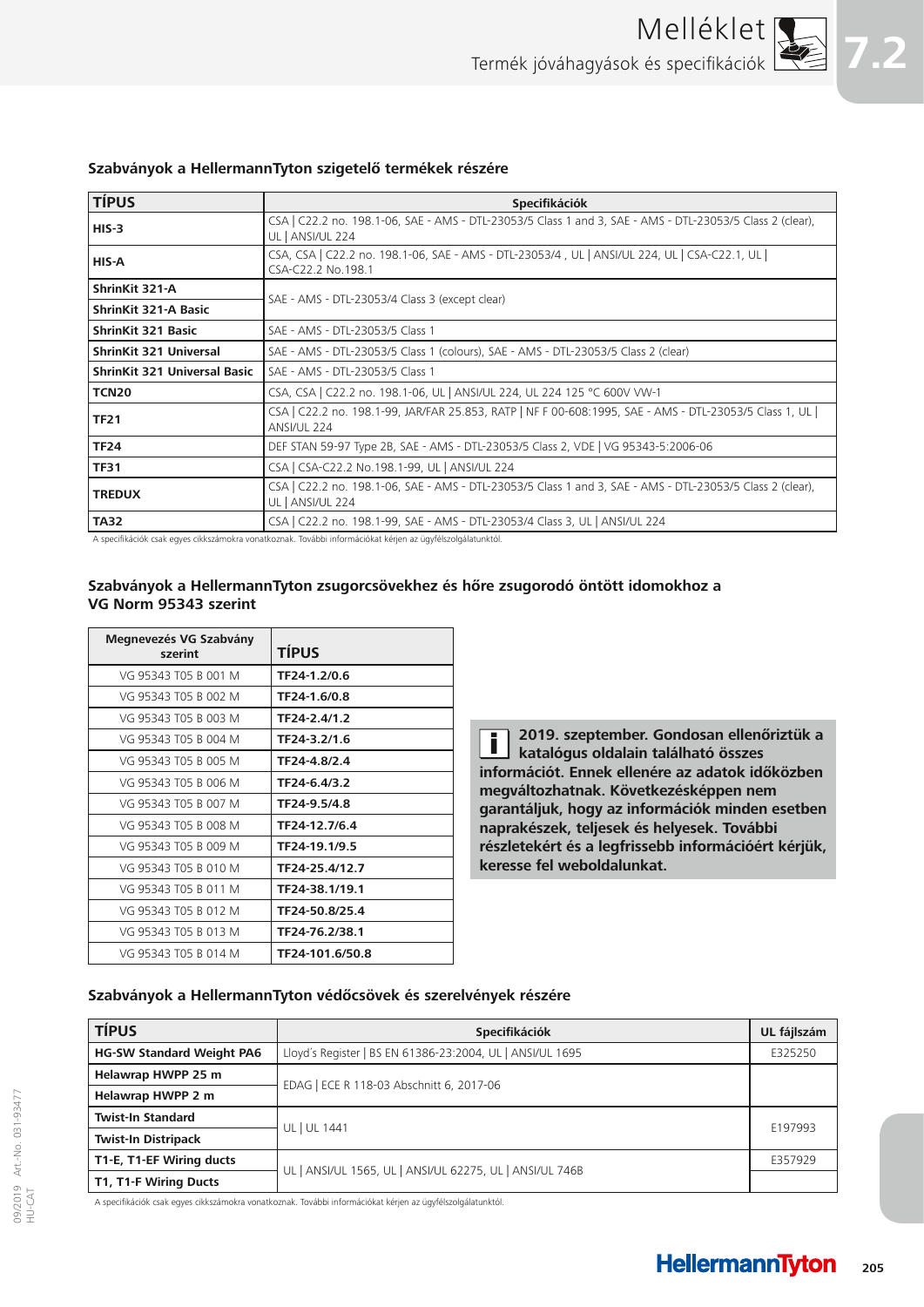### Szabványok a HellermannTyton szigetelő termékek részére

| TÍPUS | Specifikációk |
|---|---|
| **HIS-3** | CSA \| C22.2 no. 198.1-06, SAE - AMS - DTL-23053/5 Class 1 and 3, SAE - AMS - DTL-23053/5 Class 2 (clear), UL \| ANSI/UL 224 |
| **HIS-A** | CSA, CSA \| C22.2 no. 198.1-06, SAE - AMS - DTL-23053/4 , UL \| ANSI/UL 224, UL \| CSA-C22.1, UL \| CSA-C22.2 No.198.1 |
| **ShrinKit 321-A** | SAE - AMS - DTL-23053/4 Class 3 (except clear) |
| **ShrinKit 321-A Basic** | |
| **ShrinKit 321 Basic** | SAE - AMS - DTL-23053/5 Class 1 |
| **ShrinKit 321 Universal** | SAE - AMS - DTL-23053/5 Class 1 (colours), SAE - AMS - DTL-23053/5 Class 2 (clear) |
| **ShrinKit 321 Universal Basic** | SAE - AMS - DTL-23053/5 Class 1 |
| **TCN20** | CSA, CSA \| C22.2 no. 198.1-06, UL \| ANSI/UL 224, UL 224 125 °C 600V VW-1 |
| **TF21** | CSA \| C22.2 no. 198.1-99, JAR/FAR 25.853, RATP \| NF F 00-608:1995, SAE - AMS - DTL-23053/5 Class 1, UL \| ANSI/UL 224 |
| **TF24** | DEF STAN 59-97 Type 2B, SAE - AMS - DTL-23053/5 Class 2, VDE \| VG 95343-5:2006-06 |
| **TF31** | CSA \| CSA-C22.2 No.198.1-99, UL \| ANSI/UL 224 |
| **TREDUX** | CSA \| C22.2 no. 198.1-06, SAE - AMS - DTL-23053/5 Class 1 and 3, SAE - AMS - DTL-23053/5 Class 2 (clear), UL \| ANSI/UL 224 |
| **TA32** | CSA \| C22.2 no. 198.1-99, SAE - AMS - DTL-23053/4 Class 3, UL \| ANSI/UL 224 |

A specifikációk csak egyes cikkszámokra vonatkoznak. További információkat kérjen az ügyfélszolgálatunktól.

### Szabványok a HellermannTyton zsugorcsövekhez és hőre zsugorodó öntött idomokhoz a VG Norm 95343 szerint

| Megnevezés VG Szabvány szerint | TÍPUS |
|---|---|
| VG 95343 T05 B 001 M | **TF24-1.2/0.6** |
| VG 95343 T05 B 002 M | **TF24-1.6/0.8** |
| VG 95343 T05 B 003 M | **TF24-2.4/1.2** |
| VG 95343 T05 B 004 M | **TF24-3.2/1.6** |
| VG 95343 T05 B 005 M | **TF24-4.8/2.4** |
| VG 95343 T05 B 006 M | **TF24-6.4/3.2** |
| VG 95343 T05 B 007 M | **TF24-9.5/4.8** |
| VG 95343 T05 B 008 M | **TF24-12.7/6.4** |
| VG 95343 T05 B 009 M | **TF24-19.1/9.5** |
| VG 95343 T05 B 010 M | **TF24-25.4/12.7** |
| VG 95343 T05 B 011 M | **TF24-38.1/19.1** |
| VG 95343 T05 B 012 M | **TF24-50.8/25.4** |
| VG 95343 T05 B 013 M | **TF24-76.2/38.1** |
| VG 95343 T05 B 014 M | **TF24-101.6/50.8** |

**2019. szeptember. Gondosan ellenőriztük a katalógus oldalain található összes információt. Ennek ellenére az adatok időközben megváltozhatnak. Következésképpen nem garantáljuk, hogy az információk minden esetben naprakészek, teljesek és helyesek. További részletekért és a legfrissebb információért kérjük, keresse fel weboldalunkat.**

### Szabványok a HellermannTyton védőcsövek és szerelvények részére

| TÍPUS | Specifikációk | UL fájlszám |
|---|---|---|
| **HG-SW Standard Weight PA6** | Lloyd's Register \| BS EN 61386-23:2004, UL \| ANSI/UL 1695 | E325250 |
| **Helawrap HWPP 25 m** | EDAG \| ECE R 118-03 Abschnitt 6, 2017-06 | |
| **Helawrap HWPP 2 m** | | |
| **Twist-In Standard** | UL \| UL 1441 | E197993 |
| **Twist-In Distripack** | | |
| **T1-E, T1-EF Wiring ducts** | UL \| ANSI/UL 1565, UL \| ANSI/UL 62275, UL \| ANSI/UL 746B | E357929 |
| **T1, T1-F Wiring Ducts** | | |

A specifikációk csak egyes cikkszámokra vonatkoznak. További információkat kérjen az ügyfélszolgálatunktól.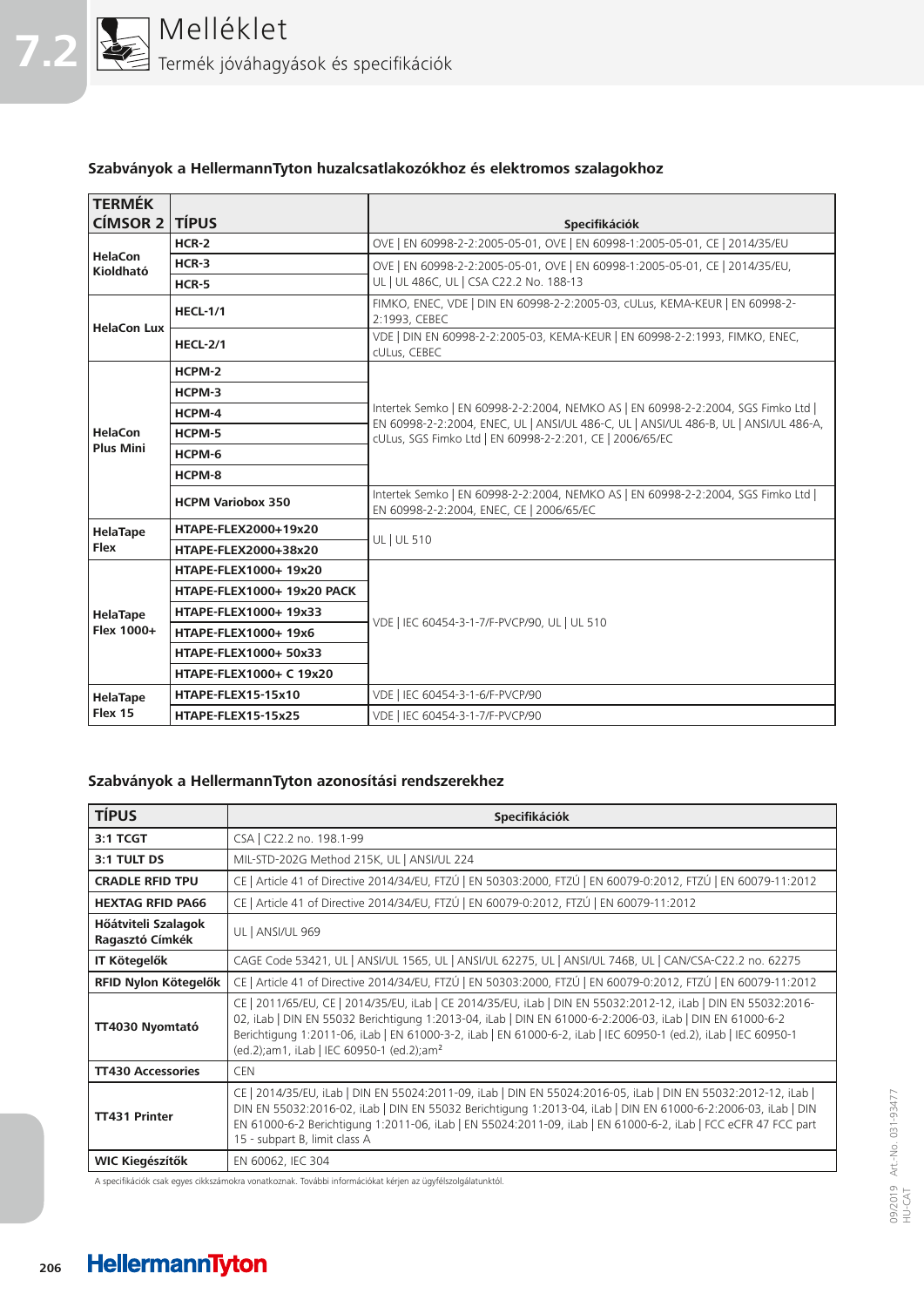# Melléklet

## Termék jóváhagyások és specifikációk

### Szabványok a HellermannTyton huzalcsatlakozókhoz és elektromos szalagokhoz

| TERMÉK CÍMSOR 2 | TÍPUS | Specifikációk |
|---|---|---|
| HelaCon Kioldható | HCR-2 | OVE \| EN 60998-2-2:2005-05-01, OVE \| EN 60998-1:2005-05-01, CE \| 2014/35/EU |
| | HCR-3 | OVE \| EN 60998-2-2:2005-05-01, OVE \| EN 60998-1:2005-05-01, CE \| 2014/35/EU, UL \| UL 486C, UL \| CSA C22.2 No. 188-13 |
| | HCR-5 | |
| HelaCon Lux | HECL-1/1 | FIMKO, ENEC, VDE \| DIN EN 60998-2-2:2005-03, cULus, KEMA-KEUR \| EN 60998-2-2:1993, CEBEC |
| | HECL-2/1 | VDE \| DIN EN 60998-2-2:2005-03, KEMA-KEUR \| EN 60998-2-2:1993, FIMKO, ENEC, cULus, CEBEC |
| HelaCon Plus Mini | HCPM-2 | Intertek Semko \| EN 60998-2-2:2004, NEMKO AS \| EN 60998-2-2:2004, SGS Fimko Ltd \| EN 60998-2-2:2004, ENEC, UL \| ANSI/UL 486-C, UL \| ANSI/UL 486-B, UL \| ANSI/UL 486-A, cULus, SGS Fimko Ltd \| EN 60998-2-2:201, CE \| 2006/65/EC |
| | HCPM-3 | |
| | HCPM-4 | |
| | HCPM-5 | |
| | HCPM-6 | |
| | HCPM-8 | |
| | HCPM Variobox 350 | Intertek Semko \| EN 60998-2-2:2004, NEMKO AS \| EN 60998-2-2:2004, SGS Fimko Ltd \| EN 60998-2-2:2004, ENEC, CE \| 2006/65/EC |
| HelaTape Flex | HTAPE-FLEX2000+19x20 | UL \| UL 510 |
| | HTAPE-FLEX2000+38x20 | |
| HelaTape Flex 1000+ | HTAPE-FLEX1000+ 19x20 | VDE \| IEC 60454-3-1-7/F-PVCP/90, UL \| UL 510 |
| | HTAPE-FLEX1000+ 19x20 PACK | |
| | HTAPE-FLEX1000+ 19x33 | |
| | HTAPE-FLEX1000+ 19x6 | |
| | HTAPE-FLEX1000+ 50x33 | |
| | HTAPE-FLEX1000+ C 19x20 | |
| HelaTape Flex 15 | HTAPE-FLEX15-15x10 | VDE \| IEC 60454-3-1-6/F-PVCP/90 |
| | HTAPE-FLEX15-15x25 | VDE \| IEC 60454-3-1-7/F-PVCP/90 |

### Szabványok a HellermannTyton azonosítási rendszerekhez

| TÍPUS | Specifikációk |
|---|---|
| 3:1 TCGT | CSA \| C22.2 no. 198.1-99 |
| 3:1 TULT DS | MIL-STD-202G Method 215K, UL \| ANSI/UL 224 |
| CRADLE RFID TPU | CE \| Article 41 of Directive 2014/34/EU, FTZÚ \| EN 50303:2000, FTZÚ \| EN 60079-0:2012, FTZÚ \| EN 60079-11:2012 |
| HEXTAG RFID PA66 | CE \| Article 41 of Directive 2014/34/EU, FTZÚ \| EN 60079-0:2012, FTZÚ \| EN 60079-11:2012 |
| Hőátviteli Szalagok Ragasztó Címkék | UL \| ANSI/UL 969 |
| IT Kötegelők | CAGE Code 53421, UL \| ANSI/UL 1565, UL \| ANSI/UL 62275, UL \| ANSI/UL 746B, UL \| CAN/CSA-C22.2 no. 62275 |
| RFID Nylon Kötegelők | CE \| Article 41 of Directive 2014/34/EU, FTZÚ \| EN 50303:2000, FTZÚ \| EN 60079-0:2012, FTZÚ \| EN 60079-11:2012 |
| TT4030 Nyomtató | CE \| 2011/65/EU, CE \| 2014/35/EU, iLab \| CE 2014/35/EU, iLab \| DIN EN 55032:2012-12, iLab \| DIN EN 55032:2016-02, iLab \| DIN EN 55032 Berichtigung 1:2013-04, iLab \| DIN EN 61000-6-2:2006-03, iLab \| DIN EN 61000-6-2 Berichtigung 1:2011-06, iLab \| EN 61000-3-2, iLab \| EN 61000-6-2, iLab \| IEC 60950-1 (ed.2), iLab \| IEC 60950-1 (ed.2);am1, iLab \| IEC 60950-1 (ed.2);am² |
| TT430 Accessories | CEN |
| TT431 Printer | CE \| 2014/35/EU, iLab \| DIN EN 55024:2011-09, iLab \| DIN EN 55024:2016-05, iLab \| DIN EN 55032:2012-12, iLab \| DIN EN 55032:2016-02, iLab \| DIN EN 55032 Berichtigung 1:2013-04, iLab \| DIN EN 61000-6-2:2006-03, iLab \| DIN EN 61000-6-2 Berichtigung 1:2011-06, iLab \| EN 55024:2011-09, iLab \| EN 61000-6-2, iLab \| FCC eCFR 47 FCC part 15 - subpart B, limit class A |
| WIC Kiegészítők | EN 60062, IEC 304 |

A specifikációk csak egyes cikkszámokra vonatkoznak. További információkat kérjen az ügyfélszolgálatunktól.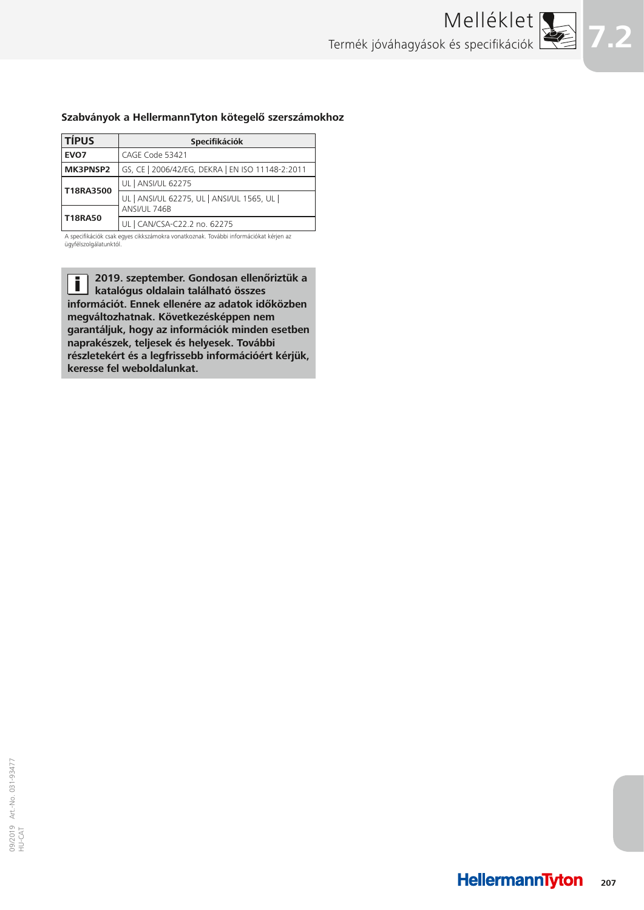### Szabványok a HellermannTyton kötegelő szerszámokhoz

| TÍPUS | Specifikációk |
| --- | --- |
| EVO7 | CAGE Code 53421 |
| MK3PNSP2 | GS, CE \| 2006/42/EG, DEKRA \| EN ISO 11148-2:2011 |
| T18RA3500 | UL \| ANSI/UL 62275 |
| | UL \| ANSI/UL 62275, UL \| ANSI/UL 1565, UL \| ANSI/UL 746B |
| T18RA50 | UL \| CAN/CSA-C22.2 no. 62275 |

A specifikációk csak egyes cikkszámokra vonatkoznak. További információkat kérjen az ügyfélszolgálatunktól.

**2019. szeptember. Gondosan ellenőriztük a katalógus oldalain található összes információt. Ennek ellenére az adatok időközben megváltozhatnak. Következésképpen nem garantáljuk, hogy az információk minden esetben naprakészek, teljesek és helyesek. További részletekért és a legfrissebb információért kérjük, keresse fel weboldalunkat.**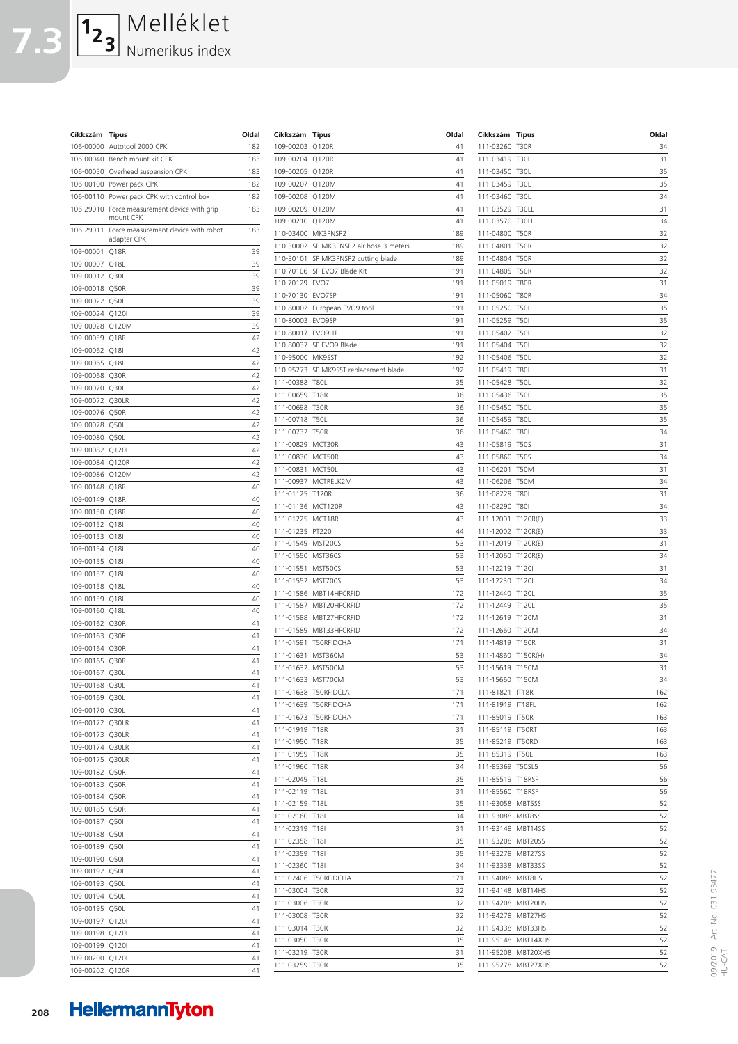# Melléklet

## Numerikus index

| Cikkszám | Típus | Oldal |
|---|---|---|
| 106-00000 | Autotool 2000 CPK | 182 |
| 106-00040 | Bench mount kit CPK | 183 |
| 106-00050 | Overhead suspension CPK | 183 |
| 106-00100 | Power pack CPK | 182 |
| 106-00110 | Power pack CPK with control box | 182 |
| 106-29010 | Force measurement device with grip mount CPK | 183 |
| 106-29011 | Force measurement device with robot adapter CPK | 183 |
| 109-00001 | Q18R | 39 |
| 109-00007 | Q18L | 39 |
| 109-00012 | Q30L | 39 |
| 109-00018 | Q50R | 39 |
| 109-00022 | Q50L | 39 |
| 109-00024 | Q120I | 39 |
| 109-00028 | Q120M | 39 |
| 109-00059 | Q18R | 42 |
| 109-00062 | Q18I | 42 |
| 109-00065 | Q18L | 42 |
| 109-00068 | Q30R | 42 |
| 109-00070 | Q30L | 42 |
| 109-00072 | Q30LR | 42 |
| 109-00076 | Q50R | 42 |
| 109-00078 | Q50I | 42 |
| 109-00080 | Q50L | 42 |
| 109-00082 | Q120I | 42 |
| 109-00084 | Q120R | 42 |
| 109-00086 | Q120M | 42 |
| 109-00148 | Q18R | 40 |
| 109-00149 | Q18R | 40 |
| 109-00150 | Q18R | 40 |
| 109-00152 | Q18I | 40 |
| 109-00153 | Q18I | 40 |
| 109-00154 | Q18I | 40 |
| 109-00155 | Q18I | 40 |
| 109-00157 | Q18L | 40 |
| 109-00158 | Q18L | 40 |
| 109-00159 | Q18L | 40 |
| 109-00160 | Q18L | 40 |
| 109-00162 | Q30R | 41 |
| 109-00163 | Q30R | 41 |
| 109-00164 | Q30R | 41 |
| 109-00165 | Q30R | 41 |
| 109-00167 | Q30L | 41 |
| 109-00168 | Q30L | 41 |
| 109-00169 | Q30L | 41 |
| 109-00170 | Q30L | 41 |
| 109-00172 | Q30LR | 41 |
| 109-00173 | Q30LR | 41 |
| 109-00174 | Q30LR | 41 |
| 109-00175 | Q30LR | 41 |
| 109-00182 | Q50R | 41 |
| 109-00183 | Q50R | 41 |
| 109-00184 | Q50R | 41 |
| 109-00185 | Q50R | 41 |
| 109-00187 | Q50I | 41 |
| 109-00188 | Q50I | 41 |
| 109-00189 | Q50I | 41 |
| 109-00190 | Q50I | 41 |
| 109-00192 | Q50L | 41 |
| 109-00193 | Q50L | 41 |
| 109-00194 | Q50L | 41 |
| 109-00195 | Q50L | 41 |
| 109-00197 | Q120I | 41 |
| 109-00198 | Q120I | 41 |
| 109-00199 | Q120I | 41 |
| 109-00200 | Q120I | 41 |
| 109-00202 | Q120R | 41 |
| 109-00203 | Q120R | 41 |
| 109-00204 | Q120R | 41 |
| 109-00205 | Q120R | 41 |
| 109-00207 | Q120M | 41 |
| 109-00208 | Q120M | 41 |
| 109-00209 | Q120M | 41 |
| 109-00210 | Q120M | 41 |
| 110-03400 | MK3PNSP2 | 189 |
| 110-30002 | SP MK3PNSP2 air hose 3 meters | 189 |
| 110-30101 | SP MK3PNSP2 cutting blade | 189 |
| 110-70106 | SP EVO7 Blade Kit | 191 |
| 110-70129 | EVO7 | 191 |
| 110-70130 | EVO7SP | 191 |
| 110-80002 | European EVO9 tool | 191 |
| 110-80003 | EVO9SP | 191 |
| 110-80017 | EVO9HT | 191 |
| 110-80037 | SP EVO9 Blade | 191 |
| 110-95000 | MK9SST | 192 |
| 110-95273 | SP MK9SST replacement blade | 192 |
| 111-00388 | T80L | 35 |
| 111-00659 | T18R | 36 |
| 111-00698 | T30R | 36 |
| 111-00718 | T50L | 36 |
| 111-00732 | T50R | 36 |
| 111-00829 | MCT30R | 43 |
| 111-00830 | MCT50R | 43 |
| 111-00831 | MCT50L | 43 |
| 111-00937 | MCTRELK2M | 43 |
| 111-01125 | T120R | 36 |
| 111-01136 | MCT120R | 43 |
| 111-01225 | MCT18R | 43 |
| 111-01235 | PT220 | 44 |
| 111-01549 | MST200S | 53 |
| 111-01550 | MST360S | 53 |
| 111-01551 | MST500S | 53 |
| 111-01552 | MST700S | 53 |
| 111-01586 | MBT14HFCRFID | 172 |
| 111-01587 | MBT20HFCRFID | 172 |
| 111-01588 | MBT27HFCRFID | 172 |
| 111-01589 | MBT33HFCRFID | 172 |
| 111-01591 | T50RFIDCHA | 171 |
| 111-01631 | MST360M | 53 |
| 111-01632 | MST500M | 53 |
| 111-01633 | MST700M | 53 |
| 111-01638 | T50RFIDCLA | 171 |
| 111-01639 | T50RFIDCHA | 171 |
| 111-01673 | T50RFIDCHA | 171 |
| 111-01919 | T18R | 31 |
| 111-01950 | T18R | 35 |
| 111-01959 | T18R | 35 |
| 111-01960 | T18R | 34 |
| 111-02049 | T18L | 35 |
| 111-02119 | T18L | 31 |
| 111-02159 | T18L | 35 |
| 111-02160 | T18L | 34 |
| 111-02319 | T18I | 31 |
| 111-02358 | T18I | 35 |
| 111-02359 | T18I | 35 |
| 111-02360 | T18I | 34 |
| 111-02406 | T50RFIDCHA | 171 |
| 111-03004 | T30R | 32 |
| 111-03006 | T30R | 32 |
| 111-03008 | T30R | 32 |
| 111-03014 | T30R | 32 |
| 111-03050 | T30R | 35 |
| 111-03219 | T30R | 31 |
| 111-03259 | T30R | 35 |
| 111-03260 | T30R | 34 |
| 111-03419 | T30L | 31 |
| 111-03450 | T30L | 35 |
| 111-03459 | T30L | 35 |
| 111-03460 | T30L | 34 |
| 111-03529 | T30LL | 31 |
| 111-03570 | T30LL | 34 |
| 111-04800 | T50R | 32 |
| 111-04801 | T50R | 32 |
| 111-04804 | T50R | 32 |
| 111-04805 | T50R | 32 |
| 111-05019 | T80R | 31 |
| 111-05060 | T80R | 34 |
| 111-05250 | T50I | 35 |
| 111-05259 | T50I | 35 |
| 111-05402 | T50L | 32 |
| 111-05404 | T50L | 32 |
| 111-05406 | T50L | 32 |
| 111-05419 | T80L | 31 |
| 111-05428 | T50L | 32 |
| 111-05436 | T50L | 35 |
| 111-05450 | T50L | 35 |
| 111-05459 | T80L | 35 |
| 111-05460 | T80L | 34 |
| 111-05819 | T50S | 31 |
| 111-05860 | T50S | 34 |
| 111-06201 | T50M | 31 |
| 111-06206 | T50M | 34 |
| 111-08229 | T80I | 31 |
| 111-08290 | T80I | 34 |
| 111-12001 | T120R(E) | 33 |
| 111-12002 | T120R(E) | 33 |
| 111-12019 | T120R(E) | 31 |
| 111-12060 | T120R(E) | 34 |
| 111-12219 | T120I | 31 |
| 111-12230 | T120I | 34 |
| 111-12440 | T120L | 35 |
| 111-12449 | T120L | 35 |
| 111-12619 | T120M | 31 |
| 111-12660 | T120M | 34 |
| 111-14819 | T150R | 31 |
| 111-14860 | T150R(H) | 34 |
| 111-15619 | T150M | 31 |
| 111-15660 | T150M | 34 |
| 111-81821 | IT18R | 162 |
| 111-81919 | IT18FL | 162 |
| 111-85019 | IT50R | 163 |
| 111-85119 | IT50RT | 163 |
| 111-85219 | IT50RD | 163 |
| 111-85319 | IT50L | 163 |
| 111-85369 | T50SL5 | 56 |
| 111-85519 | T18RSF | 56 |
| 111-85560 | T18RSF | 56 |
| 111-93058 | MBT5SS | 52 |
| 111-93088 | MBT8SS | 52 |
| 111-93148 | MBT14SS | 52 |
| 111-93208 | MBT20SS | 52 |
| 111-93278 | MBT27SS | 52 |
| 111-93338 | MBT33SS | 52 |
| 111-94088 | MBT8HS | 52 |
| 111-94148 | MBT14HS | 52 |
| 111-94208 | MBT20HS | 52 |
| 111-94278 | MBT27HS | 52 |
| 111-94338 | MBT33HS | 52 |
| 111-95148 | MBT14XHS | 52 |
| 111-95208 | MBT20XHS | 52 |
| 111-95278 | MBT27XHS | 52 |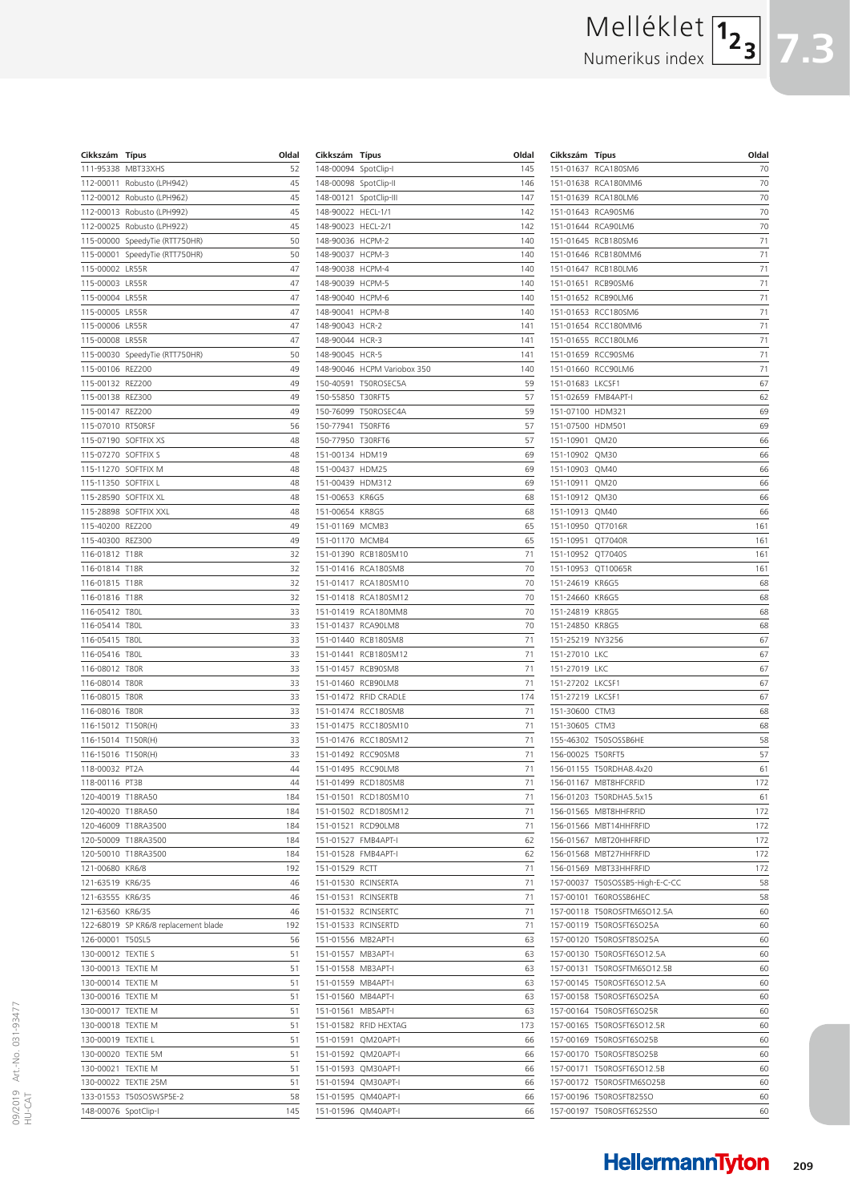# Melléklet

## Numerikus index

| Cikkszám | Típus | Oldal |
|---|---|---|
| 111-95338 | MBT33XHS | 52 |
| 112-00011 | Robusto (LPH942) | 45 |
| 112-00012 | Robusto (LPH962) | 45 |
| 112-00013 | Robusto (LPH992) | 45 |
| 112-00025 | Robusto (LPH922) | 45 |
| 115-00000 | SpeedyTie (RTT750HR) | 50 |
| 115-00001 | SpeedyTie (RTT750HR) | 50 |
| 115-00002 | LR55R | 47 |
| 115-00003 | LR55R | 47 |
| 115-00004 | LR55R | 47 |
| 115-00005 | LR55R | 47 |
| 115-00006 | LR55R | 47 |
| 115-00008 | LR55R | 47 |
| 115-00030 | SpeedyTie (RTT750HR) | 50 |
| 115-00106 | REZ200 | 49 |
| 115-00132 | REZ200 | 49 |
| 115-00138 | REZ300 | 49 |
| 115-00147 | REZ200 | 49 |
| 115-07010 | RT50RSF | 56 |
| 115-07190 | SOFTFIX XS | 48 |
| 115-07270 | SOFTFIX S | 48 |
| 115-11270 | SOFTFIX M | 48 |
| 115-11350 | SOFTFIX L | 48 |
| 115-28590 | SOFTFIX XL | 48 |
| 115-28898 | SOFTFIX XXL | 48 |
| 115-40200 | REZ200 | 49 |
| 115-40300 | REZ300 | 49 |
| 116-01812 | T18R | 32 |
| 116-01814 | T18R | 32 |
| 116-01815 | T18R | 32 |
| 116-01816 | T18R | 32 |
| 116-05412 | T80L | 33 |
| 116-05414 | T80L | 33 |
| 116-05415 | T80L | 33 |
| 116-05416 | T80L | 33 |
| 116-08012 | T80R | 33 |
| 116-08014 | T80R | 33 |
| 116-08015 | T80R | 33 |
| 116-08016 | T80R | 33 |
| 116-15012 | T150R(H) | 33 |
| 116-15014 | T150R(H) | 33 |
| 116-15016 | T150R(H) | 33 |
| 118-00032 | PT2A | 44 |
| 118-00116 | PT3B | 44 |
| 120-40019 | T18RA50 | 184 |
| 120-40020 | T18RA50 | 184 |
| 120-46009 | T18RA3500 | 184 |
| 120-50009 | T18RA3500 | 184 |
| 120-50010 | T18RA3500 | 184 |
| 121-00680 | KR6/8 | 192 |
| 121-63519 | KR6/35 | 46 |
| 121-63555 | KR6/35 | 46 |
| 121-63560 | KR6/35 | 46 |
| 122-68019 | SP KR6/8 replacement blade | 192 |
| 126-00001 | T50SL5 | 56 |
| 130-00012 | TEXTIE S | 51 |
| 130-00013 | TEXTIE M | 51 |
| 130-00014 | TEXTIE M | 51 |
| 130-00016 | TEXTIE M | 51 |
| 130-00017 | TEXTIE M | 51 |
| 130-00018 | TEXTIE M | 51 |
| 130-00019 | TEXTIE L | 51 |
| 130-00020 | TEXTIE 5M | 51 |
| 130-00021 | TEXTIE M | 51 |
| 130-00022 | TEXTIE 25M | 51 |
| 133-01553 | T50SOSWSP5E-2 | 58 |
| 148-00076 | SpotClip-I | 145 |
| 148-00094 | SpotClip-I | 145 |
| 148-00098 | SpotClip-II | 146 |
| 148-00121 | SpotClip-III | 147 |
| 148-90022 | HECL-1/1 | 142 |
| 148-90023 | HECL-2/1 | 142 |
| 148-90036 | HCPM-2 | 140 |
| 148-90037 | HCPM-3 | 140 |
| 148-90038 | HCPM-4 | 140 |
| 148-90039 | HCPM-5 | 140 |
| 148-90040 | HCPM-6 | 140 |
| 148-90041 | HCPM-8 | 140 |
| 148-90043 | HCR-2 | 141 |
| 148-90044 | HCR-3 | 141 |
| 148-90045 | HCR-5 | 141 |
| 148-90046 | HCPM Variobox 350 | 140 |
| 150-40591 | T50ROSEC5A | 59 |
| 150-55850 | T30RFT5 | 57 |
| 150-76099 | T50ROSEC4A | 59 |
| 150-77941 | T50RFT6 | 57 |
| 150-77950 | T30RFT6 | 57 |
| 151-00134 | HDM19 | 69 |
| 151-00437 | HDM25 | 69 |
| 151-00439 | HDM312 | 69 |
| 151-00653 | KR6G5 | 68 |
| 151-00654 | KR8G5 | 68 |
| 151-01169 | MCMB3 | 65 |
| 151-01170 | MCMB4 | 65 |
| 151-01390 | RCB180SM10 | 71 |
| 151-01416 | RCA180SM8 | 70 |
| 151-01417 | RCA180SM10 | 70 |
| 151-01418 | RCA180SM12 | 70 |
| 151-01419 | RCA180MM8 | 70 |
| 151-01437 | RCA90LM8 | 70 |
| 151-01440 | RCB180SM8 | 71 |
| 151-01441 | RCB180SM12 | 71 |
| 151-01457 | RCB90SM8 | 71 |
| 151-01460 | RCB90LM8 | 71 |
| 151-01472 | RFID CRADLE | 174 |
| 151-01474 | RCC180SM8 | 71 |
| 151-01475 | RCC180SM10 | 71 |
| 151-01476 | RCC180SM12 | 71 |
| 151-01492 | RCC90SM8 | 71 |
| 151-01495 | RCC90LM8 | 71 |
| 151-01499 | RCD180SM8 | 71 |
| 151-01501 | RCD180SM10 | 71 |
| 151-01502 | RCD180SM12 | 71 |
| 151-01521 | RCD90LM8 | 71 |
| 151-01527 | FMB4APT-I | 62 |
| 151-01528 | FMB4APT-I | 62 |
| 151-01529 | RCTT | 71 |
| 151-01530 | RCINSERTA | 71 |
| 151-01531 | RCINSERTB | 71 |
| 151-01532 | RCINSERTC | 71 |
| 151-01533 | RCINSERTD | 71 |
| 151-01556 | MB2APT-I | 63 |
| 151-01557 | MB3APT-I | 63 |
| 151-01558 | MB3APT-I | 63 |
| 151-01559 | MB4APT-I | 63 |
| 151-01560 | MB4APT-I | 63 |
| 151-01561 | MB5APT-I | 63 |
| 151-01582 | RFID HEXTAG | 173 |
| 151-01591 | QM20APT-I | 66 |
| 151-01592 | QM20APT-I | 66 |
| 151-01593 | QM30APT-I | 66 |
| 151-01594 | QM30APT-I | 66 |
| 151-01595 | QM40APT-I | 66 |
| 151-01596 | QM40APT-I | 66 |
| 151-01637 | RCA180SM6 | 70 |
| 151-01638 | RCA180MM6 | 70 |
| 151-01639 | RCA180LM6 | 70 |
| 151-01643 | RCA90SM6 | 70 |
| 151-01644 | RCA90LM6 | 70 |
| 151-01645 | RCB180SM6 | 71 |
| 151-01646 | RCB180MM6 | 71 |
| 151-01647 | RCB180LM6 | 71 |
| 151-01651 | RCB90SM6 | 71 |
| 151-01652 | RCB90LM6 | 71 |
| 151-01653 | RCC180SM6 | 71 |
| 151-01654 | RCC180MM6 | 71 |
| 151-01655 | RCC180LM6 | 71 |
| 151-01659 | RCC90SM6 | 71 |
| 151-01660 | RCC90LM6 | 71 |
| 151-01683 | LKCSF1 | 67 |
| 151-02659 | FMB4APT-I | 62 |
| 151-07100 | HDM321 | 69 |
| 151-07500 | HDM501 | 69 |
| 151-10901 | QM20 | 66 |
| 151-10902 | QM30 | 66 |
| 151-10903 | QM40 | 66 |
| 151-10911 | QM20 | 66 |
| 151-10912 | QM30 | 66 |
| 151-10913 | QM40 | 66 |
| 151-10950 | QT7016R | 161 |
| 151-10951 | QT7040R | 161 |
| 151-10952 | QT7040S | 161 |
| 151-10953 | QT10065R | 161 |
| 151-24619 | KR6G5 | 68 |
| 151-24660 | KR6G5 | 68 |
| 151-24819 | KR8G5 | 68 |
| 151-24850 | KR8G5 | 68 |
| 151-25219 | NY3256 | 67 |
| 151-27010 | LKC | 67 |
| 151-27019 | LKC | 67 |
| 151-27202 | LKCSF1 | 67 |
| 151-27219 | LKCSF1 | 67 |
| 151-30600 | CTM3 | 68 |
| 151-30605 | CTM3 | 68 |
| 155-46302 | T50SOSSB6HE | 58 |
| 156-00025 | T50RFT5 | 57 |
| 156-01155 | T50RDHA8.4x20 | 61 |
| 156-01167 | MBT8HFCRFID | 172 |
| 156-01203 | T50RDHA5.5x15 | 61 |
| 156-01565 | MBT8HHFRFID | 172 |
| 156-01566 | MBT14HHFRFID | 172 |
| 156-01567 | MBT20HHFRFID | 172 |
| 156-01568 | MBT27HHFRFID | 172 |
| 156-01569 | MBT33HHFRFID | 172 |
| 157-00037 | T50SOSSB5-High-E-C-CC | 58 |
| 157-00101 | T60ROSSB6HEC | 58 |
| 157-00118 | T50ROSFTM6SO12.5A | 60 |
| 157-00119 | T50ROSFT6SO25A | 60 |
| 157-00120 | T50ROSFT8SO25A | 60 |
| 157-00130 | T50ROSFT6SO12.5A | 60 |
| 157-00131 | T50ROSFTM6SO12.5B | 60 |
| 157-00145 | T50ROSFT6SO12.5A | 60 |
| 157-00158 | T50ROSFT6SO25A | 60 |
| 157-00164 | T50ROSFT6SO25R | 60 |
| 157-00165 | T50ROSFT6SO12.5R | 60 |
| 157-00169 | T50ROSFT6SO25B | 60 |
| 157-00170 | T50ROSFT8SO25B | 60 |
| 157-00171 | T50ROSFT6SO12.5B | 60 |
| 157-00172 | T50ROSFTM6SO25B | 60 |
| 157-00196 | T50ROSFT825SO | 60 |
| 157-00197 | T50ROSFT6S25SO | 60 |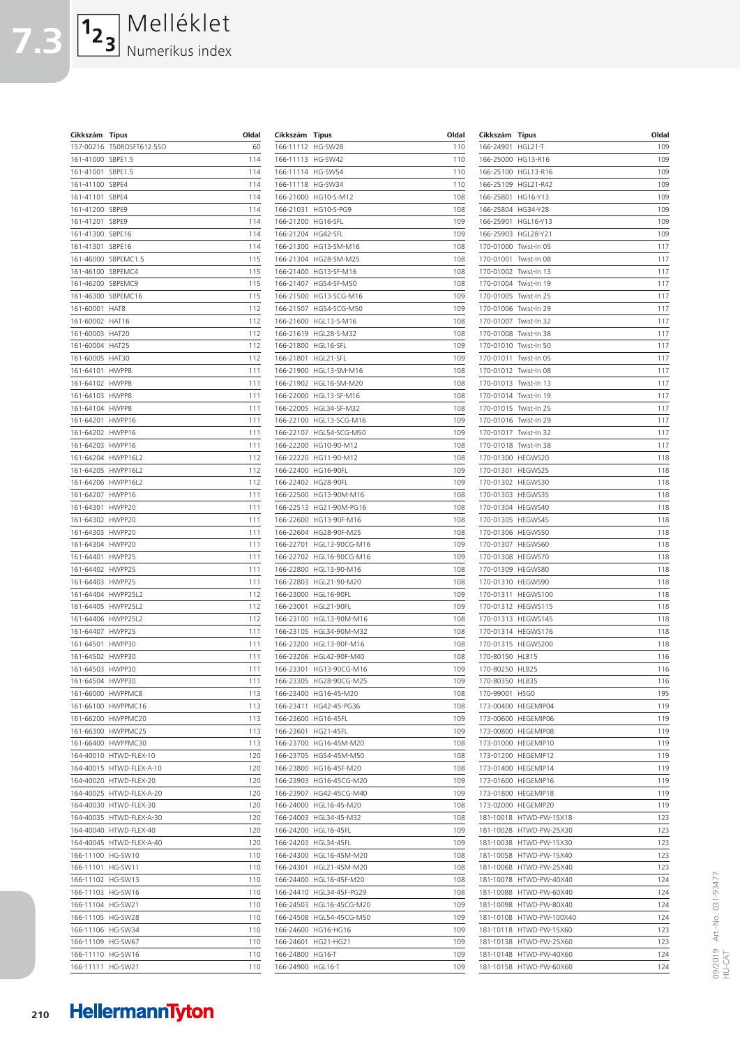# Melléklet

## Numerikus index

| Cikkszám | Típus | Oldal |
|---|---|---|
| 157-00216 | T50ROSFT612.5SO | 60 |
| 161-41000 | SBPE1.5 | 114 |
| 161-41001 | SBPE1.5 | 114 |
| 161-41100 | SBPE4 | 114 |
| 161-41101 | SBPE4 | 114 |
| 161-41200 | SBPE9 | 114 |
| 161-41201 | SBPE9 | 114 |
| 161-41300 | SBPE16 | 114 |
| 161-41301 | SBPE16 | 114 |
| 161-46000 | SBPEMC1.5 | 115 |
| 161-46100 | SBPEMC4 | 115 |
| 161-46200 | SBPEMC9 | 115 |
| 161-46300 | SBPEMC16 | 115 |
| 161-60001 | HAT8 | 112 |
| 161-60002 | HAT16 | 112 |
| 161-60003 | HAT20 | 112 |
| 161-60004 | HAT25 | 112 |
| 161-60005 | HAT30 | 112 |
| 161-64101 | HWPP8 | 111 |
| 161-64102 | HWPP8 | 111 |
| 161-64103 | HWPP8 | 111 |
| 161-64104 | HWPP8 | 111 |
| 161-64201 | HWPP16 | 111 |
| 161-64202 | HWPP16 | 111 |
| 161-64203 | HWPP16 | 111 |
| 161-64204 | HWPP16L2 | 112 |
| 161-64205 | HWPP16L2 | 112 |
| 161-64206 | HWPP16L2 | 112 |
| 161-64207 | HWPP16 | 111 |
| 161-64301 | HWPP20 | 111 |
| 161-64302 | HWPP20 | 111 |
| 161-64303 | HWPP20 | 111 |
| 161-64304 | HWPP20 | 111 |
| 161-64401 | HWPP25 | 111 |
| 161-64402 | HWPP25 | 111 |
| 161-64403 | HWPP25 | 111 |
| 161-64404 | HWPP25L2 | 112 |
| 161-64405 | HWPP25L2 | 112 |
| 161-64406 | HWPP25L2 | 112 |
| 161-64407 | HWPP25 | 111 |
| 161-64501 | HWPP30 | 111 |
| 161-64502 | HWPP30 | 111 |
| 161-64503 | HWPP30 | 111 |
| 161-64504 | HWPP30 | 111 |
| 161-66000 | HWPPMC8 | 113 |
| 161-66100 | HWPPMC16 | 113 |
| 161-66200 | HWPPMC20 | 113 |
| 161-66300 | HWPPMC25 | 113 |
| 161-66400 | HWPPMC30 | 113 |
| 164-40010 | HTWD-FLEX-10 | 120 |
| 164-40015 | HTWD-FLEX-A-10 | 120 |
| 164-40020 | HTWD-FLEX-20 | 120 |
| 164-40025 | HTWD-FLEX-A-20 | 120 |
| 164-40030 | HTWD-FLEX-30 | 120 |
| 164-40035 | HTWD-FLEX-A-30 | 120 |
| 164-40040 | HTWD-FLEX-40 | 120 |
| 164-40045 | HTWD-FLEX-A-40 | 120 |
| 166-11100 | HG-SW10 | 110 |
| 166-11101 | HG-SW11 | 110 |
| 166-11102 | HG-SW13 | 110 |
| 166-11103 | HG-SW16 | 110 |
| 166-11104 | HG-SW21 | 110 |
| 166-11105 | HG-SW28 | 110 |
| 166-11106 | HG-SW34 | 110 |
| 166-11109 | HG-SW67 | 110 |
| 166-11110 | HG-SW16 | 110 |
| 166-11111 | HG-SW21 | 110 |
| 166-11112 | HG-SW28 | 110 |
| 166-11113 | HG-SW42 | 110 |
| 166-11114 | HG-SW54 | 110 |
| 166-11118 | HG-SW34 | 110 |
| 166-21000 | HG10-S-M12 | 108 |
| 166-21031 | HG10-S-PG9 | 108 |
| 166-21200 | HG16-SFL | 109 |
| 166-21204 | HG42-SFL | 109 |
| 166-21300 | HG13-SM-M16 | 108 |
| 166-21304 | HG28-SM-M25 | 108 |
| 166-21400 | HG13-SF-M16 | 108 |
| 166-21407 | HG54-SF-M50 | 108 |
| 166-21500 | HG13-SCG-M16 | 109 |
| 166-21507 | HG54-SCG-M50 | 109 |
| 166-21600 | HGL13-S-M16 | 108 |
| 166-21619 | HGL28-S-M32 | 108 |
| 166-21800 | HGL16-SFL | 109 |
| 166-21801 | HGL21-SFL | 109 |
| 166-21900 | HGL13-SM-M16 | 108 |
| 166-21902 | HGL16-SM-M20 | 108 |
| 166-22000 | HGL13-SF-M16 | 108 |
| 166-22005 | HGL34-SF-M32 | 108 |
| 166-22100 | HGL13-SCG-M16 | 109 |
| 166-22107 | HGL54-SCG-M50 | 109 |
| 166-22200 | HG10-90-M12 | 108 |
| 166-22220 | HG11-90-M12 | 108 |
| 166-22400 | HG16-90FL | 109 |
| 166-22402 | HG28-90FL | 109 |
| 166-22500 | HG13-90M-M16 | 108 |
| 166-22513 | HG21-90M-PG16 | 108 |
| 166-22600 | HG13-90F-M16 | 108 |
| 166-22604 | HG28-90F-M25 | 108 |
| 166-22701 | HGL13-90CG-M16 | 109 |
| 166-22702 | HGL16-90CG-M16 | 109 |
| 166-22800 | HGL13-90-M16 | 108 |
| 166-22803 | HGL21-90-M20 | 108 |
| 166-23000 | HGL16-90FL | 109 |
| 166-23001 | HGL21-90FL | 109 |
| 166-23100 | HGL13-90M-M16 | 108 |
| 166-23105 | HGL34-90M-M32 | 108 |
| 166-23200 | HGL13-90F-M16 | 108 |
| 166-23206 | HGL42-90F-M40 | 108 |
| 166-23301 | HG13-90CG-M16 | 109 |
| 166-23305 | HG28-90CG-M25 | 109 |
| 166-23400 | HG16-45-M20 | 108 |
| 166-23411 | HG42-45-PG36 | 108 |
| 166-23600 | HG16-45FL | 109 |
| 166-23601 | HG21-45FL | 109 |
| 166-23700 | HG16-45M-M20 | 108 |
| 166-23705 | HG54-45M-M50 | 108 |
| 166-23800 | HG16-45F-M20 | 108 |
| 166-23903 | HG16-45CG-M20 | 109 |
| 166-23907 | HG42-45CG-M40 | 109 |
| 166-24000 | HGL16-45-M20 | 108 |
| 166-24003 | HGL34-45-M32 | 108 |
| 166-24200 | HGL16-45FL | 109 |
| 166-24203 | HGL34-45FL | 109 |
| 166-24300 | HGL16-45M-M20 | 108 |
| 166-24301 | HGL21-45M-M20 | 108 |
| 166-24400 | HGL16-45F-M20 | 108 |
| 166-24410 | HGL34-45F-PG29 | 108 |
| 166-24503 | HGL16-45CG-M20 | 109 |
| 166-24508 | HGL54-45CG-M50 | 109 |
| 166-24600 | HG16-HG16 | 109 |
| 166-24601 | HG21-HG21 | 109 |
| 166-24800 | HG16-T | 109 |
| 166-24900 | HGL16-T | 109 |
| 166-24901 | HGL21-T | 109 |
| 166-25000 | HG13-R16 | 109 |
| 166-25100 | HGL13-R16 | 109 |
| 166-25109 | HGL21-R42 | 109 |
| 166-25801 | HG16-Y13 | 109 |
| 166-25804 | HG34-Y28 | 109 |
| 166-25901 | HGL16-Y13 | 109 |
| 166-25903 | HGL28-Y21 | 109 |
| 170-01000 | Twist-In 05 | 117 |
| 170-01001 | Twist-In 08 | 117 |
| 170-01002 | Twist-In 13 | 117 |
| 170-01004 | Twist-In 19 | 117 |
| 170-01005 | Twist-In 25 | 117 |
| 170-01006 | Twist-In 29 | 117 |
| 170-01007 | Twist-In 32 | 117 |
| 170-01008 | Twist-In 38 | 117 |
| 170-01010 | Twist-In 50 | 117 |
| 170-01011 | Twist-In 05 | 117 |
| 170-01012 | Twist-In 08 | 117 |
| 170-01013 | Twist-In 13 | 117 |
| 170-01014 | Twist-In 19 | 117 |
| 170-01015 | Twist-In 25 | 117 |
| 170-01016 | Twist-In 29 | 117 |
| 170-01017 | Twist-In 32 | 117 |
| 170-01018 | Twist-In 38 | 117 |
| 170-01300 | HEGWS20 | 118 |
| 170-01301 | HEGWS25 | 118 |
| 170-01302 | HEGWS30 | 118 |
| 170-01303 | HEGWS35 | 118 |
| 170-01304 | HEGWS40 | 118 |
| 170-01305 | HEGWS45 | 118 |
| 170-01306 | HEGWS50 | 118 |
| 170-01307 | HEGWS60 | 118 |
| 170-01308 | HEGWS70 | 118 |
| 170-01309 | HEGWS80 | 118 |
| 170-01310 | HEGWS90 | 118 |
| 170-01311 | HEGWS100 | 118 |
| 170-01312 | HEGWS115 | 118 |
| 170-01313 | HEGWS145 | 118 |
| 170-01314 | HEGWS176 | 118 |
| 170-01315 | HEGWS200 | 118 |
| 170-80150 | HLB15 | 116 |
| 170-80250 | HLB25 | 116 |
| 170-80350 | HLB35 | 116 |
| 170-99001 | HSG0 | 195 |
| 173-00400 | HEGEMIP04 | 119 |
| 173-00600 | HEGEMIP06 | 119 |
| 173-00800 | HEGEMIP08 | 119 |
| 173-01000 | HEGEMIP10 | 119 |
| 173-01200 | HEGEMIP12 | 119 |
| 173-01400 | HEGEMIP14 | 119 |
| 173-01600 | HEGEMIP16 | 119 |
| 173-01800 | HEGEMIP18 | 119 |
| 173-02000 | HEGEMIP20 | 119 |
| 181-10018 | HTWD-PW-15X18 | 123 |
| 181-10028 | HTWD-PW-25X30 | 123 |
| 181-10038 | HTWD-PW-15X30 | 123 |
| 181-10058 | HTWD-PW-15X40 | 123 |
| 181-10068 | HTWD-PW-25X40 | 123 |
| 181-10078 | HTWD-PW-40X40 | 124 |
| 181-10088 | HTWD-PW-60X40 | 124 |
| 181-10098 | HTWD-PW-80X40 | 124 |
| 181-10108 | HTWD-PW-100X40 | 124 |
| 181-10118 | HTWD-PW-15X60 | 123 |
| 181-10138 | HTWD-PW-25X60 | 123 |
| 181-10148 | HTWD-PW-40X60 | 124 |
| 181-10158 | HTWD-PW-60X60 | 124 |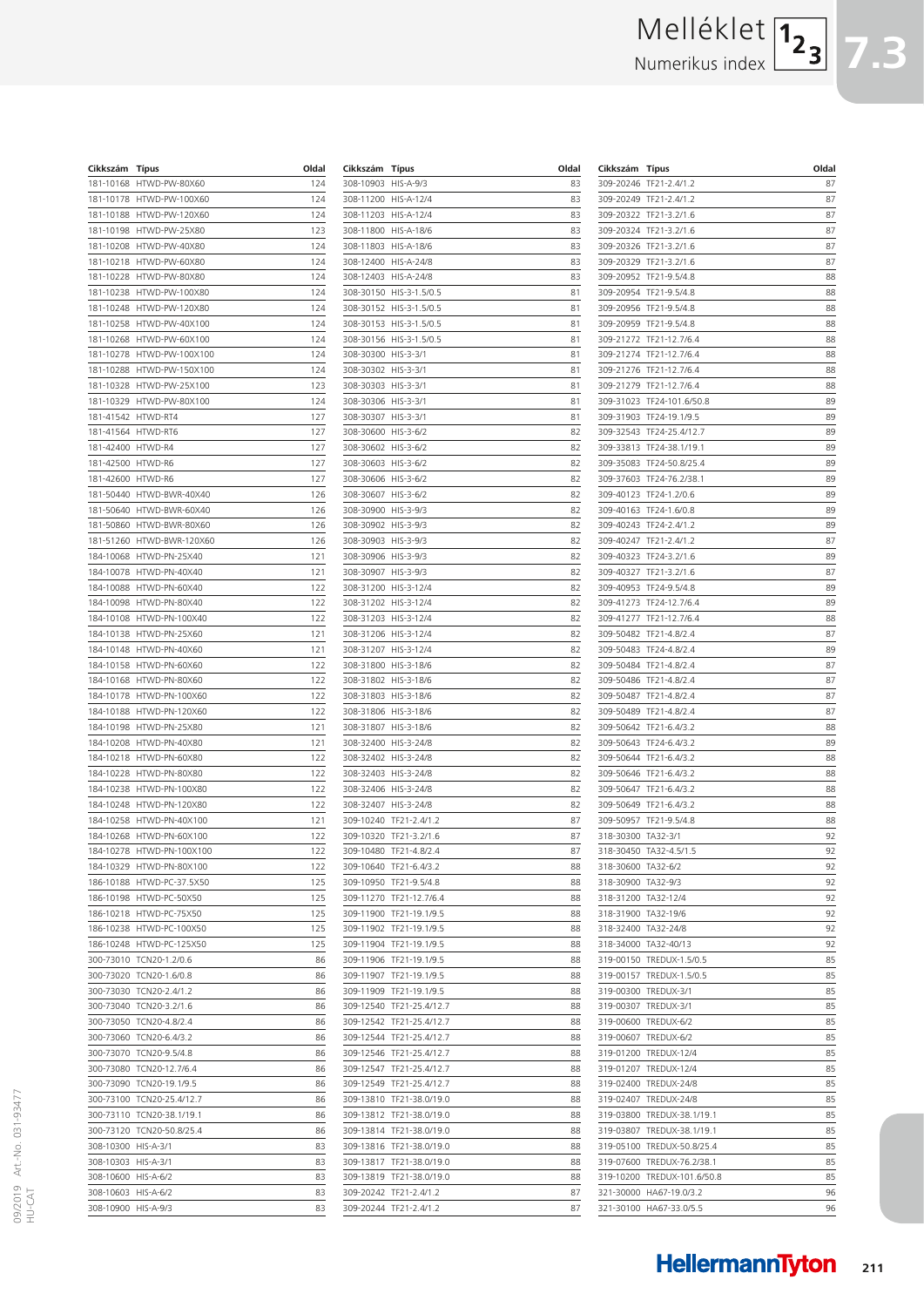# Melléklet

Numerikus index

| Cikkszám | Típus | Oldal |
|---|---|---|
| 181-10168 | HTWD-PW-80X60 | 124 |
| 181-10178 | HTWD-PW-100X60 | 124 |
| 181-10188 | HTWD-PW-120X60 | 124 |
| 181-10198 | HTWD-PW-25X80 | 123 |
| 181-10208 | HTWD-PW-40X80 | 124 |
| 181-10218 | HTWD-PW-60X80 | 124 |
| 181-10228 | HTWD-PW-80X80 | 124 |
| 181-10238 | HTWD-PW-100X80 | 124 |
| 181-10248 | HTWD-PW-120X80 | 124 |
| 181-10258 | HTWD-PW-40X100 | 124 |
| 181-10268 | HTWD-PW-60X100 | 124 |
| 181-10278 | HTWD-PW-100X100 | 124 |
| 181-10288 | HTWD-PW-150X100 | 124 |
| 181-10328 | HTWD-PW-25X100 | 123 |
| 181-10329 | HTWD-PW-80X100 | 124 |
| 181-41542 | HTWD-RT4 | 127 |
| 181-41564 | HTWD-RT6 | 127 |
| 181-42400 | HTWD-R4 | 127 |
| 181-42500 | HTWD-R6 | 127 |
| 181-42600 | HTWD-R6 | 127 |
| 181-50440 | HTWD-BWR-40X40 | 126 |
| 181-50640 | HTWD-BWR-60X40 | 126 |
| 181-50860 | HTWD-BWR-80X60 | 126 |
| 181-51260 | HTWD-BWR-120X60 | 126 |
| 184-10068 | HTWD-PN-25X40 | 121 |
| 184-10078 | HTWD-PN-40X40 | 121 |
| 184-10088 | HTWD-PN-60X40 | 122 |
| 184-10098 | HTWD-PN-80X40 | 122 |
| 184-10108 | HTWD-PN-100X40 | 122 |
| 184-10138 | HTWD-PN-25X60 | 121 |
| 184-10148 | HTWD-PN-40X60 | 121 |
| 184-10158 | HTWD-PN-60X60 | 122 |
| 184-10168 | HTWD-PN-80X60 | 122 |
| 184-10178 | HTWD-PN-100X60 | 122 |
| 184-10188 | HTWD-PN-120X60 | 122 |
| 184-10198 | HTWD-PN-25X80 | 121 |
| 184-10208 | HTWD-PN-40X80 | 121 |
| 184-10218 | HTWD-PN-60X80 | 122 |
| 184-10228 | HTWD-PN-80X80 | 122 |
| 184-10238 | HTWD-PN-100X80 | 122 |
| 184-10248 | HTWD-PN-120X80 | 122 |
| 184-10258 | HTWD-PN-40X100 | 121 |
| 184-10268 | HTWD-PN-60X100 | 122 |
| 184-10278 | HTWD-PN-100X100 | 122 |
| 184-10329 | HTWD-PN-80X100 | 122 |
| 186-10188 | HTWD-PC-37.5X50 | 125 |
| 186-10198 | HTWD-PC-50X50 | 125 |
| 186-10218 | HTWD-PC-75X50 | 125 |
| 186-10238 | HTWD-PC-100X50 | 125 |
| 186-10248 | HTWD-PC-125X50 | 125 |
| 300-73010 | TCN20-1.2/0.6 | 86 |
| 300-73020 | TCN20-1.6/0.8 | 86 |
| 300-73030 | TCN20-2.4/1.2 | 86 |
| 300-73040 | TCN20-3.2/1.6 | 86 |
| 300-73050 | TCN20-4.8/2.4 | 86 |
| 300-73060 | TCN20-6.4/3.2 | 86 |
| 300-73070 | TCN20-9.5/4.8 | 86 |
| 300-73080 | TCN20-12.7/6.4 | 86 |
| 300-73090 | TCN20-19.1/9.5 | 86 |
| 300-73100 | TCN20-25.4/12.7 | 86 |
| 300-73110 | TCN20-38.1/19.1 | 86 |
| 300-73120 | TCN20-50.8/25.4 | 86 |
| 308-10300 | HIS-A-3/1 | 83 |
| 308-10303 | HIS-A-3/1 | 83 |
| 308-10600 | HIS-A-6/2 | 83 |
| 308-10603 | HIS-A-6/2 | 83 |
| 308-10900 | HIS-A-9/3 | 83 |
| 308-10903 | HIS-A-9/3 | 83 |
| 308-11200 | HIS-A-12/4 | 83 |
| 308-11203 | HIS-A-12/4 | 83 |
| 308-11800 | HIS-A-18/6 | 83 |
| 308-11803 | HIS-A-18/6 | 83 |
| 308-12400 | HIS-A-24/8 | 83 |
| 308-12403 | HIS-A-24/8 | 83 |
| 308-30150 | HIS-3-1.5/0.5 | 81 |
| 308-30152 | HIS-3-1.5/0.5 | 81 |
| 308-30153 | HIS-3-1.5/0.5 | 81 |
| 308-30156 | HIS-3-1.5/0.5 | 81 |
| 308-30300 | HIS-3-3/1 | 81 |
| 308-30302 | HIS-3-3/1 | 81 |
| 308-30303 | HIS-3-3/1 | 81 |
| 308-30306 | HIS-3-3/1 | 81 |
| 308-30307 | HIS-3-3/1 | 81 |
| 308-30600 | HIS-3-6/2 | 82 |
| 308-30602 | HIS-3-6/2 | 82 |
| 308-30603 | HIS-3-6/2 | 82 |
| 308-30606 | HIS-3-6/2 | 82 |
| 308-30607 | HIS-3-6/2 | 82 |
| 308-30900 | HIS-3-9/3 | 82 |
| 308-30902 | HIS-3-9/3 | 82 |
| 308-30903 | HIS-3-9/3 | 82 |
| 308-30906 | HIS-3-9/3 | 82 |
| 308-30907 | HIS-3-9/3 | 82 |
| 308-31200 | HIS-3-12/4 | 82 |
| 308-31202 | HIS-3-12/4 | 82 |
| 308-31203 | HIS-3-12/4 | 82 |
| 308-31206 | HIS-3-12/4 | 82 |
| 308-31207 | HIS-3-12/4 | 82 |
| 308-31800 | HIS-3-18/6 | 82 |
| 308-31802 | HIS-3-18/6 | 82 |
| 308-31803 | HIS-3-18/6 | 82 |
| 308-31806 | HIS-3-18/6 | 82 |
| 308-31807 | HIS-3-18/6 | 82 |
| 308-32400 | HIS-3-24/8 | 82 |
| 308-32402 | HIS-3-24/8 | 82 |
| 308-32403 | HIS-3-24/8 | 82 |
| 308-32406 | HIS-3-24/8 | 82 |
| 308-32407 | HIS-3-24/8 | 82 |
| 309-10240 | TF21-2.4/1.2 | 87 |
| 309-10320 | TF21-3.2/1.6 | 87 |
| 309-10480 | TF21-4.8/2.4 | 87 |
| 309-10640 | TF21-6.4/3.2 | 88 |
| 309-10950 | TF21-9.5/4.8 | 88 |
| 309-11270 | TF21-12.7/6.4 | 88 |
| 309-11900 | TF21-19.1/9.5 | 88 |
| 309-11902 | TF21-19.1/9.5 | 88 |
| 309-11904 | TF21-19.1/9.5 | 88 |
| 309-11906 | TF21-19.1/9.5 | 88 |
| 309-11907 | TF21-19.1/9.5 | 88 |
| 309-11909 | TF21-19.1/9.5 | 88 |
| 309-12540 | TF21-25.4/12.7 | 88 |
| 309-12542 | TF21-25.4/12.7 | 88 |
| 309-12544 | TF21-25.4/12.7 | 88 |
| 309-12546 | TF21-25.4/12.7 | 88 |
| 309-12547 | TF21-25.4/12.7 | 88 |
| 309-12549 | TF21-25.4/12.7 | 88 |
| 309-13810 | TF21-38.0/19.0 | 88 |
| 309-13812 | TF21-38.0/19.0 | 88 |
| 309-13814 | TF21-38.0/19.0 | 88 |
| 309-13816 | TF21-38.0/19.0 | 88 |
| 309-13817 | TF21-38.0/19.0 | 88 |
| 309-13819 | TF21-38.0/19.0 | 88 |
| 309-20242 | TF21-2.4/1.2 | 87 |
| 309-20244 | TF21-2.4/1.2 | 87 |
| 309-20246 | TF21-2.4/1.2 | 87 |
| 309-20249 | TF21-2.4/1.2 | 87 |
| 309-20322 | TF21-3.2/1.6 | 87 |
| 309-20324 | TF21-3.2/1.6 | 87 |
| 309-20326 | TF21-3.2/1.6 | 87 |
| 309-20329 | TF21-3.2/1.6 | 87 |
| 309-20952 | TF21-9.5/4.8 | 88 |
| 309-20954 | TF21-9.5/4.8 | 88 |
| 309-20956 | TF21-9.5/4.8 | 88 |
| 309-20959 | TF21-9.5/4.8 | 88 |
| 309-21272 | TF21-12.7/6.4 | 88 |
| 309-21274 | TF21-12.7/6.4 | 88 |
| 309-21276 | TF21-12.7/6.4 | 88 |
| 309-21279 | TF21-12.7/6.4 | 88 |
| 309-31023 | TF24-101.6/50.8 | 89 |
| 309-31903 | TF24-19.1/9.5 | 89 |
| 309-32543 | TF24-25.4/12.7 | 89 |
| 309-33813 | TF24-38.1/19.1 | 89 |
| 309-35083 | TF24-50.8/25.4 | 89 |
| 309-37603 | TF24-76.2/38.1 | 89 |
| 309-40123 | TF24-1.2/0.6 | 89 |
| 309-40163 | TF24-1.6/0.8 | 89 |
| 309-40243 | TF24-2.4/1.2 | 89 |
| 309-40247 | TF21-2.4/1.2 | 87 |
| 309-40323 | TF24-3.2/1.6 | 89 |
| 309-40327 | TF21-3.2/1.6 | 87 |
| 309-40953 | TF24-9.5/4.8 | 89 |
| 309-41273 | TF24-12.7/6.4 | 89 |
| 309-41277 | TF21-12.7/6.4 | 88 |
| 309-50482 | TF21-4.8/2.4 | 87 |
| 309-50483 | TF24-4.8/2.4 | 89 |
| 309-50484 | TF21-4.8/2.4 | 87 |
| 309-50486 | TF21-4.8/2.4 | 87 |
| 309-50487 | TF21-4.8/2.4 | 87 |
| 309-50489 | TF21-4.8/2.4 | 87 |
| 309-50642 | TF21-6.4/3.2 | 88 |
| 309-50643 | TF24-6.4/3.2 | 89 |
| 309-50644 | TF21-6.4/3.2 | 88 |
| 309-50646 | TF21-6.4/3.2 | 88 |
| 309-50647 | TF21-6.4/3.2 | 88 |
| 309-50649 | TF21-6.4/3.2 | 88 |
| 309-50957 | TF21-9.5/4.8 | 88 |
| 318-30300 | TA32-3/1 | 92 |
| 318-30450 | TA32-4.5/1.5 | 92 |
| 318-30600 | TA32-6/2 | 92 |
| 318-30900 | TA32-9/3 | 92 |
| 318-31200 | TA32-12/4 | 92 |
| 318-31900 | TA32-19/6 | 92 |
| 318-32400 | TA32-24/8 | 92 |
| 318-34000 | TA32-40/13 | 92 |
| 319-00150 | TREDUX-1.5/0.5 | 85 |
| 319-00157 | TREDUX-1.5/0.5 | 85 |
| 319-00300 | TREDUX-3/1 | 85 |
| 319-00307 | TREDUX-3/1 | 85 |
| 319-00600 | TREDUX-6/2 | 85 |
| 319-00607 | TREDUX-6/2 | 85 |
| 319-01200 | TREDUX-12/4 | 85 |
| 319-01207 | TREDUX-12/4 | 85 |
| 319-02400 | TREDUX-24/8 | 85 |
| 319-02407 | TREDUX-24/8 | 85 |
| 319-03800 | TREDUX-38.1/19.1 | 85 |
| 319-03807 | TREDUX-38.1/19.1 | 85 |
| 319-05100 | TREDUX-50.8/25.4 | 85 |
| 319-07600 | TREDUX-76.2/38.1 | 85 |
| 319-10200 | TREDUX-101.6/50.8 | 85 |
| 321-30000 | HA67-19.0/3.2 | 96 |
| 321-30100 | HA67-33.0/5.5 | 96 |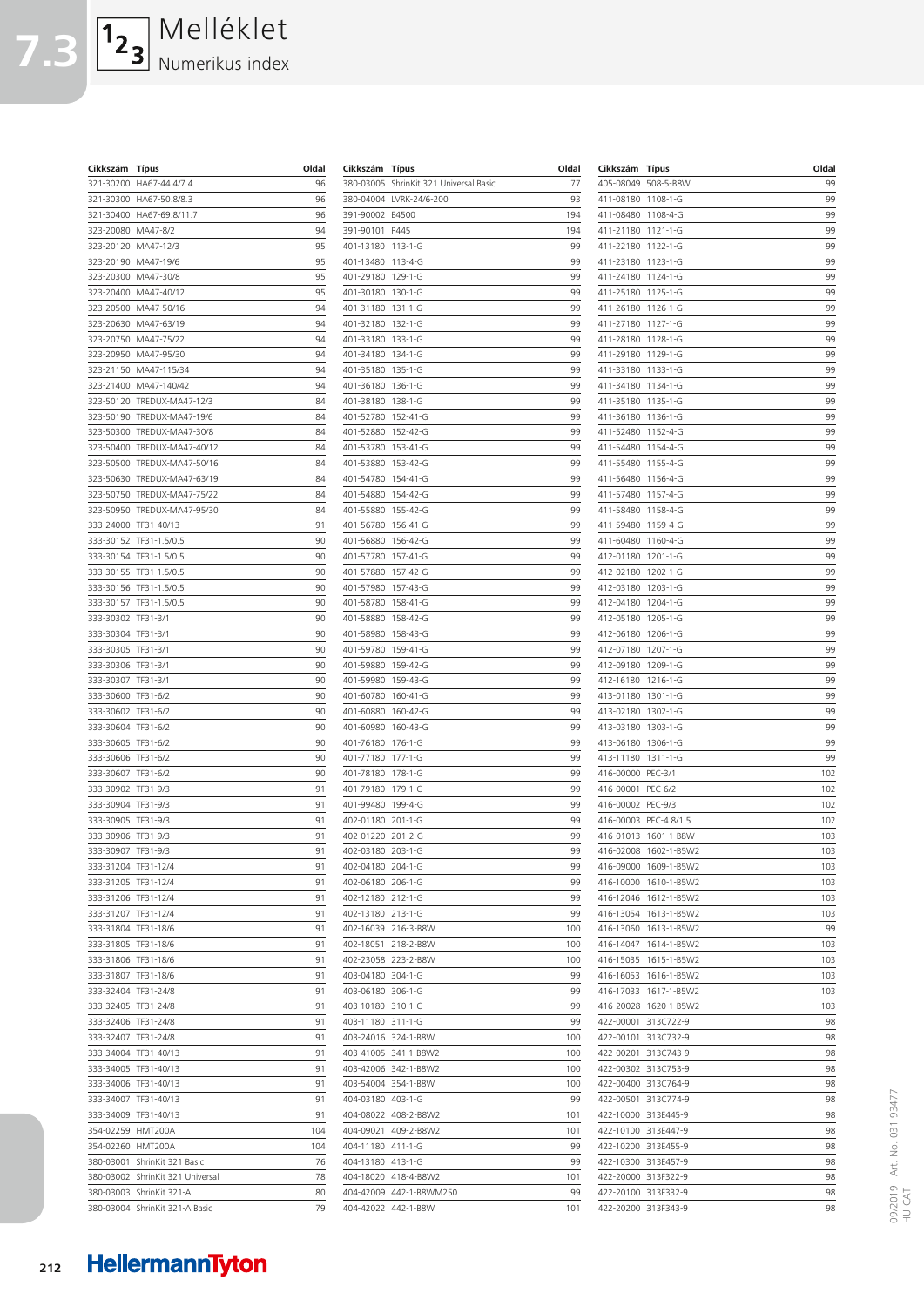# Melléklet

## Numerikus index

| Cikkszám | Típus | Oldal |
|---|---|---|
| 321-30200 | HA67-44.4/7.4 | 96 |
| 321-30300 | HA67-50.8/8.3 | 96 |
| 321-30400 | HA67-69.8/11.7 | 96 |
| 323-20080 | MA47-8/2 | 94 |
| 323-20120 | MA47-12/3 | 95 |
| 323-20190 | MA47-19/6 | 95 |
| 323-20300 | MA47-30/8 | 95 |
| 323-20400 | MA47-40/12 | 95 |
| 323-20500 | MA47-50/16 | 94 |
| 323-20630 | MA47-63/19 | 94 |
| 323-20750 | MA47-75/22 | 94 |
| 323-20950 | MA47-95/30 | 94 |
| 323-21150 | MA47-115/34 | 94 |
| 323-21400 | MA47-140/42 | 94 |
| 323-50120 | TREDUX-MA47-12/3 | 84 |
| 323-50190 | TREDUX-MA47-19/6 | 84 |
| 323-50300 | TREDUX-MA47-30/8 | 84 |
| 323-50400 | TREDUX-MA47-40/12 | 84 |
| 323-50500 | TREDUX-MA47-50/16 | 84 |
| 323-50630 | TREDUX-MA47-63/19 | 84 |
| 323-50750 | TREDUX-MA47-75/22 | 84 |
| 323-50950 | TREDUX-MA47-95/30 | 84 |
| 333-24000 | TF31-40/13 | 91 |
| 333-30152 | TF31-1.5/0.5 | 90 |
| 333-30154 | TF31-1.5/0.5 | 90 |
| 333-30155 | TF31-1.5/0.5 | 90 |
| 333-30156 | TF31-1.5/0.5 | 90 |
| 333-30157 | TF31-1.5/0.5 | 90 |
| 333-30302 | TF31-3/1 | 90 |
| 333-30304 | TF31-3/1 | 90 |
| 333-30305 | TF31-3/1 | 90 |
| 333-30306 | TF31-3/1 | 90 |
| 333-30307 | TF31-3/1 | 90 |
| 333-30600 | TF31-6/2 | 90 |
| 333-30602 | TF31-6/2 | 90 |
| 333-30604 | TF31-6/2 | 90 |
| 333-30605 | TF31-6/2 | 90 |
| 333-30606 | TF31-6/2 | 90 |
| 333-30607 | TF31-6/2 | 90 |
| 333-30902 | TF31-9/3 | 91 |
| 333-30904 | TF31-9/3 | 91 |
| 333-30905 | TF31-9/3 | 91 |
| 333-30906 | TF31-9/3 | 91 |
| 333-30907 | TF31-9/3 | 91 |
| 333-31204 | TF31-12/4 | 91 |
| 333-31205 | TF31-12/4 | 91 |
| 333-31206 | TF31-12/4 | 91 |
| 333-31207 | TF31-12/4 | 91 |
| 333-31804 | TF31-18/6 | 91 |
| 333-31805 | TF31-18/6 | 91 |
| 333-31806 | TF31-18/6 | 91 |
| 333-31807 | TF31-18/6 | 91 |
| 333-32404 | TF31-24/8 | 91 |
| 333-32405 | TF31-24/8 | 91 |
| 333-32406 | TF31-24/8 | 91 |
| 333-32407 | TF31-24/8 | 91 |
| 333-34004 | TF31-40/13 | 91 |
| 333-34005 | TF31-40/13 | 91 |
| 333-34006 | TF31-40/13 | 91 |
| 333-34007 | TF31-40/13 | 91 |
| 333-34009 | TF31-40/13 | 91 |
| 354-02259 | HMT200A | 104 |
| 354-02260 | HMT200A | 104 |
| 380-03001 | ShrinKit 321 Basic | 76 |
| 380-03002 | ShrinKit 321 Universal | 78 |
| 380-03003 | ShrinKit 321-A | 80 |
| 380-03004 | ShrinKit 321-A Basic | 79 |
| 380-03005 | ShrinKit 321 Universal Basic | 77 |
| 380-04004 | LVRK-24/6-200 | 93 |
| 391-90002 | E4500 | 194 |
| 391-90101 | P445 | 194 |
| 401-13180 | 113-1-G | 99 |
| 401-13480 | 113-4-G | 99 |
| 401-29180 | 129-1-G | 99 |
| 401-30180 | 130-1-G | 99 |
| 401-31180 | 131-1-G | 99 |
| 401-32180 | 132-1-G | 99 |
| 401-33180 | 133-1-G | 99 |
| 401-34180 | 134-1-G | 99 |
| 401-35180 | 135-1-G | 99 |
| 401-36180 | 136-1-G | 99 |
| 401-38180 | 138-1-G | 99 |
| 401-52780 | 152-41-G | 99 |
| 401-52880 | 152-42-G | 99 |
| 401-53780 | 153-41-G | 99 |
| 401-53880 | 153-42-G | 99 |
| 401-54780 | 154-41-G | 99 |
| 401-54880 | 154-42-G | 99 |
| 401-55880 | 155-42-G | 99 |
| 401-56780 | 156-41-G | 99 |
| 401-56880 | 156-42-G | 99 |
| 401-57780 | 157-41-G | 99 |
| 401-57880 | 157-42-G | 99 |
| 401-57980 | 157-43-G | 99 |
| 401-58780 | 158-41-G | 99 |
| 401-58880 | 158-42-G | 99 |
| 401-58980 | 158-43-G | 99 |
| 401-59780 | 159-41-G | 99 |
| 401-59880 | 159-42-G | 99 |
| 401-59980 | 159-43-G | 99 |
| 401-60780 | 160-41-G | 99 |
| 401-60880 | 160-42-G | 99 |
| 401-60980 | 160-43-G | 99 |
| 401-76180 | 176-1-G | 99 |
| 401-77180 | 177-1-G | 99 |
| 401-78180 | 178-1-G | 99 |
| 401-79180 | 179-1-G | 99 |
| 401-99480 | 199-4-G | 99 |
| 402-01180 | 201-1-G | 99 |
| 402-01220 | 201-2-G | 99 |
| 402-03180 | 203-1-G | 99 |
| 402-04180 | 204-1-G | 99 |
| 402-06180 | 206-1-G | 99 |
| 402-12180 | 212-1-G | 99 |
| 402-13180 | 213-1-G | 99 |
| 402-16039 | 216-3-B8W | 100 |
| 402-18051 | 218-2-B8W | 100 |
| 402-23058 | 223-2-B8W | 100 |
| 403-04180 | 304-1-G | 99 |
| 403-06180 | 306-1-G | 99 |
| 403-10180 | 310-1-G | 99 |
| 403-11180 | 311-1-G | 99 |
| 403-24016 | 324-1-B8W | 100 |
| 403-41005 | 341-1-B8W2 | 100 |
| 403-42006 | 342-1-B8W2 | 100 |
| 403-54004 | 354-1-B8W | 100 |
| 404-03180 | 403-1-G | 99 |
| 404-08022 | 408-2-B8W2 | 101 |
| 404-09021 | 409-2-B8W2 | 101 |
| 404-11180 | 411-1-G | 99 |
| 404-13180 | 413-1-G | 99 |
| 404-18020 | 418-4-B8W2 | 101 |
| 404-42009 | 442-1-B8WM250 | 99 |
| 404-42022 | 442-1-B8W | 101 |
| 405-08049 | 508-5-B8W | 99 |
| 411-08180 | 1108-1-G | 99 |
| 411-08480 | 1108-4-G | 99 |
| 411-21180 | 1121-1-G | 99 |
| 411-22180 | 1122-1-G | 99 |
| 411-23180 | 1123-1-G | 99 |
| 411-24180 | 1124-1-G | 99 |
| 411-25180 | 1125-1-G | 99 |
| 411-26180 | 1126-1-G | 99 |
| 411-27180 | 1127-1-G | 99 |
| 411-28180 | 1128-1-G | 99 |
| 411-29180 | 1129-1-G | 99 |
| 411-33180 | 1133-1-G | 99 |
| 411-34180 | 1134-1-G | 99 |
| 411-35180 | 1135-1-G | 99 |
| 411-36180 | 1136-1-G | 99 |
| 411-52480 | 1152-4-G | 99 |
| 411-54480 | 1154-4-G | 99 |
| 411-55480 | 1155-4-G | 99 |
| 411-56480 | 1156-4-G | 99 |
| 411-57480 | 1157-4-G | 99 |
| 411-58480 | 1158-4-G | 99 |
| 411-59480 | 1159-4-G | 99 |
| 411-60480 | 1160-4-G | 99 |
| 412-01180 | 1201-1-G | 99 |
| 412-02180 | 1202-1-G | 99 |
| 412-03180 | 1203-1-G | 99 |
| 412-04180 | 1204-1-G | 99 |
| 412-05180 | 1205-1-G | 99 |
| 412-06180 | 1206-1-G | 99 |
| 412-07180 | 1207-1-G | 99 |
| 412-09180 | 1209-1-G | 99 |
| 412-16180 | 1216-1-G | 99 |
| 413-01180 | 1301-1-G | 99 |
| 413-02180 | 1302-1-G | 99 |
| 413-03180 | 1303-1-G | 99 |
| 413-06180 | 1306-1-G | 99 |
| 413-11180 | 1311-1-G | 99 |
| 416-00000 | PEC-3/1 | 102 |
| 416-00001 | PEC-6/2 | 102 |
| 416-00002 | PEC-9/3 | 102 |
| 416-00003 | PEC-4.8/1.5 | 102 |
| 416-01013 | 1601-1-B8W | 103 |
| 416-02008 | 1602-1-B5W2 | 103 |
| 416-09000 | 1609-1-B5W2 | 103 |
| 416-10000 | 1610-1-B5W2 | 103 |
| 416-12046 | 1612-1-B5W2 | 103 |
| 416-13054 | 1613-1-B5W2 | 103 |
| 416-13060 | 1613-1-B5W2 | 99 |
| 416-14047 | 1614-1-B5W2 | 103 |
| 416-15035 | 1615-1-B5W2 | 103 |
| 416-16053 | 1616-1-B5W2 | 103 |
| 416-17033 | 1617-1-B5W2 | 103 |
| 416-20028 | 1620-1-B5W2 | 103 |
| 422-00001 | 313C722-9 | 98 |
| 422-00101 | 313C732-9 | 98 |
| 422-00201 | 313C743-9 | 98 |
| 422-00302 | 313C753-9 | 98 |
| 422-00400 | 313C764-9 | 98 |
| 422-00501 | 313C774-9 | 98 |
| 422-10000 | 313E445-9 | 98 |
| 422-10100 | 313E447-9 | 98 |
| 422-10200 | 313E455-9 | 98 |
| 422-10300 | 313E457-9 | 98 |
| 422-20000 | 313F322-9 | 98 |
| 422-20100 | 313F332-9 | 98 |
| 422-20200 | 313F343-9 | 98 |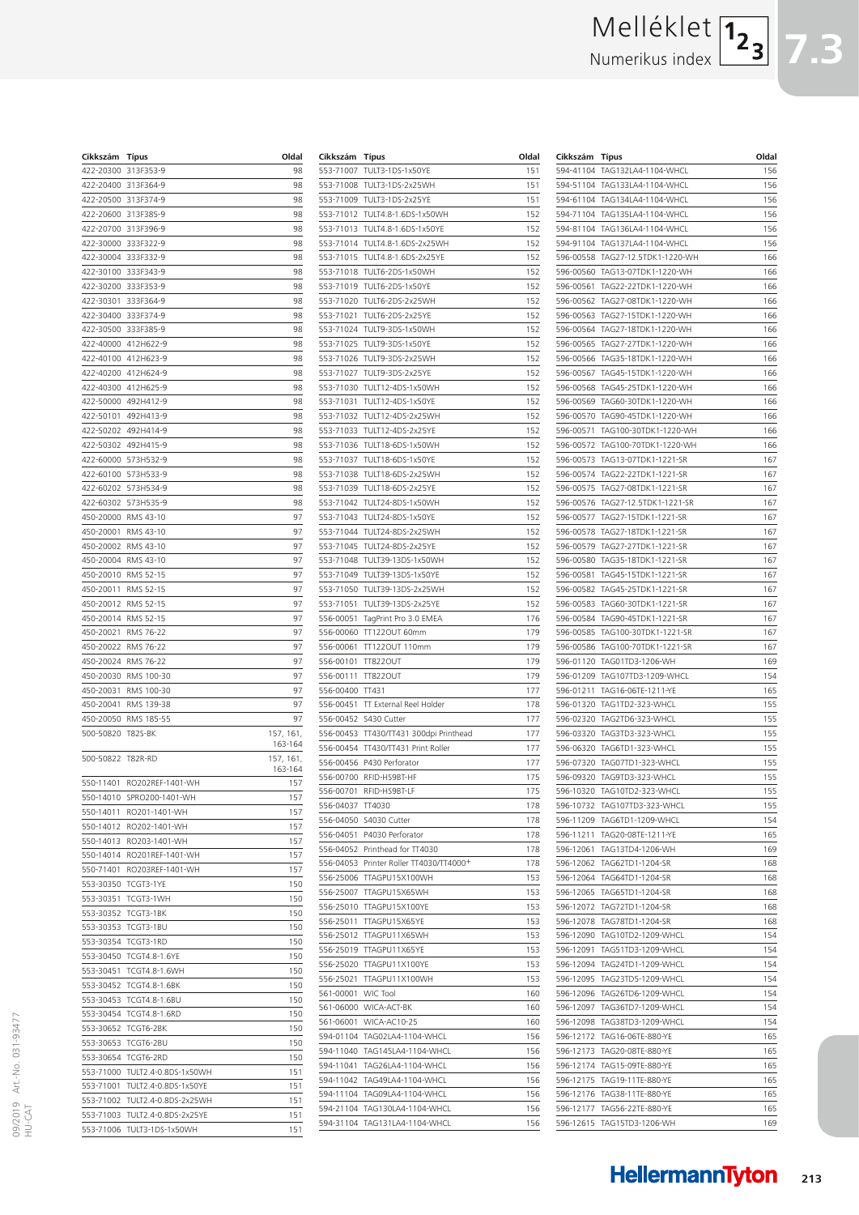# Melléklet

Numerikus index

| Cikkszám | Típus | Oldal |
|---|---|---|
| 422-20300 | 313F353-9 | 98 |
| 422-20400 | 313F364-9 | 98 |
| 422-20500 | 313F374-9 | 98 |
| 422-20600 | 313F385-9 | 98 |
| 422-20700 | 313F396-9 | 98 |
| 422-30000 | 333F322-9 | 98 |
| 422-30004 | 333F332-9 | 98 |
| 422-30100 | 333F343-9 | 98 |
| 422-30200 | 333F353-9 | 98 |
| 422-30301 | 333F364-9 | 98 |
| 422-30400 | 333F374-9 | 98 |
| 422-30500 | 333F385-9 | 98 |
| 422-40000 | 412H622-9 | 98 |
| 422-40100 | 412H623-9 | 98 |
| 422-40200 | 412H624-9 | 98 |
| 422-40300 | 412H625-9 | 98 |
| 422-50000 | 492H412-9 | 98 |
| 422-50101 | 492H413-9 | 98 |
| 422-50202 | 492H414-9 | 98 |
| 422-50302 | 492H415-9 | 98 |
| 422-60000 | 573H532-9 | 98 |
| 422-60100 | 573H533-9 | 98 |
| 422-60202 | 573H534-9 | 98 |
| 422-60302 | 573H535-9 | 98 |
| 450-20000 | RMS 43-10 | 97 |
| 450-20001 | RMS 43-10 | 97 |
| 450-20002 | RMS 43-10 | 97 |
| 450-20004 | RMS 43-10 | 97 |
| 450-20010 | RMS 52-15 | 97 |
| 450-20011 | RMS 52-15 | 97 |
| 450-20012 | RMS 52-15 | 97 |
| 450-20014 | RMS 52-15 | 97 |
| 450-20021 | RMS 76-22 | 97 |
| 450-20022 | RMS 76-22 | 97 |
| 450-20024 | RMS 76-22 | 97 |
| 450-20030 | RMS 100-30 | 97 |
| 450-20031 | RMS 100-30 | 97 |
| 450-20041 | RMS 139-38 | 97 |
| 450-20050 | RMS 185-55 | 97 |
| 500-50820 | T82S-BK | 157, 161, 163-164 |
| 500-50822 | T82R-RD | 157, 161, 163-164 |
| 550-11401 | RO202REF-1401-WH | 157 |
| 550-14010 | SPRO200-1401-WH | 157 |
| 550-14011 | RO201-1401-WH | 157 |
| 550-14012 | RO202-1401-WH | 157 |
| 550-14013 | RO203-1401-WH | 157 |
| 550-14014 | RO201REF-1401-WH | 157 |
| 550-71401 | RO203REF-1401-WH | 157 |
| 553-30350 | TCGT3-1YE | 150 |
| 553-30351 | TCGT3-1WH | 150 |
| 553-30352 | TCGT3-1BK | 150 |
| 553-30353 | TCGT3-1BU | 150 |
| 553-30354 | TCGT3-1RD | 150 |
| 553-30450 | TCGT4.8-1.6YE | 150 |
| 553-30451 | TCGT4.8-1.6WH | 150 |
| 553-30452 | TCGT4.8-1.6BK | 150 |
| 553-30453 | TCGT4.8-1.6BU | 150 |
| 553-30454 | TCGT4.8-1.6RD | 150 |
| 553-30652 | TCGT6-2BK | 150 |
| 553-30653 | TCGT6-2BU | 150 |
| 553-30654 | TCGT6-2RD | 150 |
| 553-71000 | TULT2.4-0.8DS-1x50WH | 151 |
| 553-71001 | TULT2.4-0.8DS-1x50YE | 151 |
| 553-71002 | TULT2.4-0.8DS-2x25WH | 151 |
| 553-71003 | TULT2.4-0.8DS-2x25YE | 151 |
| 553-71006 | TULT3-1DS-1x50WH | 151 |
| 553-71007 | TULT3-1DS-1x50YE | 151 |
| 553-71008 | TULT3-1DS-2x25WH | 151 |
| 553-71009 | TULT3-1DS-2x25YE | 151 |
| 553-71012 | TULT4.8-1.6DS-1x50WH | 152 |
| 553-71013 | TULT4.8-1.6DS-1x50YE | 152 |
| 553-71014 | TULT4.8-1.6DS-2x25WH | 152 |
| 553-71015 | TULT4.8-1.6DS-2x25YE | 152 |
| 553-71018 | TULT6-2DS-1x50WH | 152 |
| 553-71019 | TULT6-2DS-1x50YE | 152 |
| 553-71020 | TULT6-2DS-2x25WH | 152 |
| 553-71021 | TULT6-2DS-2x25YE | 152 |
| 553-71024 | TULT9-3DS-1x50WH | 152 |
| 553-71025 | TULT9-3DS-1x50YE | 152 |
| 553-71026 | TULT9-3DS-2x25WH | 152 |
| 553-71027 | TULT9-3DS-2x25YE | 152 |
| 553-71030 | TULT12-4DS-1x50WH | 152 |
| 553-71031 | TULT12-4DS-1x50YE | 152 |
| 553-71032 | TULT12-4DS-2x25WH | 152 |
| 553-71033 | TULT12-4DS-2x25YE | 152 |
| 553-71036 | TULT18-6DS-1x50WH | 152 |
| 553-71037 | TULT18-6DS-1x50YE | 152 |
| 553-71038 | TULT18-6DS-2x25WH | 152 |
| 553-71039 | TULT18-6DS-2x25YE | 152 |
| 553-71042 | TULT24-8DS-1x50WH | 152 |
| 553-71043 | TULT24-8DS-1x50YE | 152 |
| 553-71044 | TULT24-8DS-2x25WH | 152 |
| 553-71045 | TULT24-8DS-2x25YE | 152 |
| 553-71048 | TULT39-13DS-1x50WH | 152 |
| 553-71049 | TULT39-13DS-1x50YE | 152 |
| 553-71050 | TULT39-13DS-2x25WH | 152 |
| 553-71051 | TULT39-13DS-2x25YE | 152 |
| 556-00051 | TagPrint Pro 3.0 EMEA | 176 |
| 556-00060 | TT122OUT 60mm | 179 |
| 556-00061 | TT122OUT 110mm | 179 |
| 556-00101 | TT822OUT | 179 |
| 556-00111 | TT822OUT | 179 |
| 556-00400 | TT431 | 177 |
| 556-00451 | TT External Reel Holder | 178 |
| 556-00452 | S430 Cutter | 177 |
| 556-00453 | TT430/TT431 300dpi Printhead | 177 |
| 556-00454 | TT430/TT431 Print Roller | 177 |
| 556-00456 | P430 Perforator | 177 |
| 556-00700 | RFID-HS9BT-HF | 175 |
| 556-00701 | RFID-HS9BT-LF | 175 |
| 556-04037 | TT4030 | 178 |
| 556-04050 | S4030 Cutter | 178 |
| 556-04051 | P4030 Perforator | 178 |
| 556-04052 | Printhead for TT4030 | 178 |
| 556-04053 | Printer Roller TT4030/TT4000+ | 178 |
| 556-25006 | TTAGPU15X100WH | 153 |
| 556-25007 | TTAGPU15X65WH | 153 |
| 556-25010 | TTAGPU15X100YE | 153 |
| 556-25011 | TTAGPU15X65YE | 153 |
| 556-25012 | TTAGPU11X65WH | 153 |
| 556-25019 | TTAGPU11X65YE | 153 |
| 556-25020 | TTAGPU11X100YE | 153 |
| 556-25021 | TTAGPU11X100WH | 153 |
| 561-00001 | WIC Tool | 160 |
| 561-06000 | WICA-ACT-BK | 160 |
| 561-06001 | WICA-AC10-25 | 160 |
| 594-01104 | TAG02LA4-1104-WHCL | 156 |
| 594-11040 | TAG145LA4-1104-WHCL | 156 |
| 594-11041 | TAG26LA4-1104-WHCL | 156 |
| 594-11042 | TAG49LA4-1104-WHCL | 156 |
| 594-11104 | TAG09LA4-1104-WHCL | 156 |
| 594-21104 | TAG130LA4-1104-WHCL | 156 |
| 594-31104 | TAG131LA4-1104-WHCL | 156 |
| 594-41104 | TAG132LA4-1104-WHCL | 156 |
| 594-51104 | TAG133LA4-1104-WHCL | 156 |
| 594-61104 | TAG134LA4-1104-WHCL | 156 |
| 594-71104 | TAG135LA4-1104-WHCL | 156 |
| 594-81104 | TAG136LA4-1104-WHCL | 156 |
| 594-91104 | TAG137LA4-1104-WHCL | 156 |
| 596-00558 | TAG27-12.5TDK1-1220-WH | 166 |
| 596-00560 | TAG13-07TDK1-1220-WH | 166 |
| 596-00561 | TAG22-22TDK1-1220-WH | 166 |
| 596-00562 | TAG27-08TDK1-1220-WH | 166 |
| 596-00563 | TAG27-15TDK1-1220-WH | 166 |
| 596-00564 | TAG27-18TDK1-1220-WH | 166 |
| 596-00565 | TAG27-27TDK1-1220-WH | 166 |
| 596-00566 | TAG35-18TDK1-1220-WH | 166 |
| 596-00567 | TAG45-15TDK1-1220-WH | 166 |
| 596-00568 | TAG45-25TDK1-1220-WH | 166 |
| 596-00569 | TAG60-30TDK1-1220-WH | 166 |
| 596-00570 | TAG90-45TDK1-1220-WH | 166 |
| 596-00571 | TAG100-30TDK1-1220-WH | 166 |
| 596-00572 | TAG100-70TDK1-1220-WH | 166 |
| 596-00573 | TAG13-07TDK1-1221-SR | 167 |
| 596-00574 | TAG22-22TDK1-1221-SR | 167 |
| 596-00575 | TAG27-08TDK1-1221-SR | 167 |
| 596-00576 | TAG27-12.5TDK1-1221-SR | 167 |
| 596-00577 | TAG27-15TDK1-1221-SR | 167 |
| 596-00578 | TAG27-18TDK1-1221-SR | 167 |
| 596-00579 | TAG27-27TDK1-1221-SR | 167 |
| 596-00580 | TAG35-18TDK1-1221-SR | 167 |
| 596-00581 | TAG45-15TDK1-1221-SR | 167 |
| 596-00582 | TAG45-25TDK1-1221-SR | 167 |
| 596-00583 | TAG60-30TDK1-1221-SR | 167 |
| 596-00584 | TAG90-45TDK1-1221-SR | 167 |
| 596-00585 | TAG100-30TDK1-1221-SR | 167 |
| 596-00586 | TAG100-70TDK1-1221-SR | 167 |
| 596-01120 | TAG01TD3-1206-WH | 169 |
| 596-01209 | TAG107TD3-1209-WHCL | 154 |
| 596-01211 | TAG16-06TE-1211-YE | 165 |
| 596-01320 | TAG1TD2-323-WHCL | 155 |
| 596-02320 | TAG2TD6-323-WHCL | 155 |
| 596-03320 | TAG3TD3-323-WHCL | 155 |
| 596-06320 | TAG6TD1-323-WHCL | 155 |
| 596-07320 | TAG07TD1-323-WHCL | 155 |
| 596-09320 | TAG9TD3-323-WHCL | 155 |
| 596-10320 | TAG10TD2-323-WHCL | 155 |
| 596-10732 | TAG107TD3-323-WHCL | 155 |
| 596-11209 | TAG6TD1-1209-WHCL | 154 |
| 596-11211 | TAG20-08TE-1211-YE | 165 |
| 596-12061 | TAG13TD4-1206-WH | 169 |
| 596-12062 | TAG62TD1-1204-SR | 168 |
| 596-12064 | TAG64TD1-1204-SR | 168 |
| 596-12065 | TAG65TD1-1204-SR | 168 |
| 596-12072 | TAG72TD1-1204-SR | 168 |
| 596-12078 | TAG78TD1-1204-SR | 168 |
| 596-12090 | TAG10TD2-1209-WHCL | 154 |
| 596-12091 | TAG51TD3-1209-WHCL | 154 |
| 596-12094 | TAG24TD1-1209-WHCL | 154 |
| 596-12095 | TAG23TD5-1209-WHCL | 154 |
| 596-12096 | TAG26TD6-1209-WHCL | 154 |
| 596-12097 | TAG36TD7-1209-WHCL | 154 |
| 596-12098 | TAG38TD3-1209-WHCL | 154 |
| 596-12172 | TAG16-06TE-880-YE | 165 |
| 596-12173 | TAG20-08TE-880-YE | 165 |
| 596-12174 | TAG15-09TE-880-YE | 165 |
| 596-12175 | TAG19-11TE-880-YE | 165 |
| 596-12176 | TAG38-11TE-880-YE | 165 |
| 596-12177 | TAG56-22TE-880-YE | 165 |
| 596-12615 | TAG15TD3-1206-WH | 169 |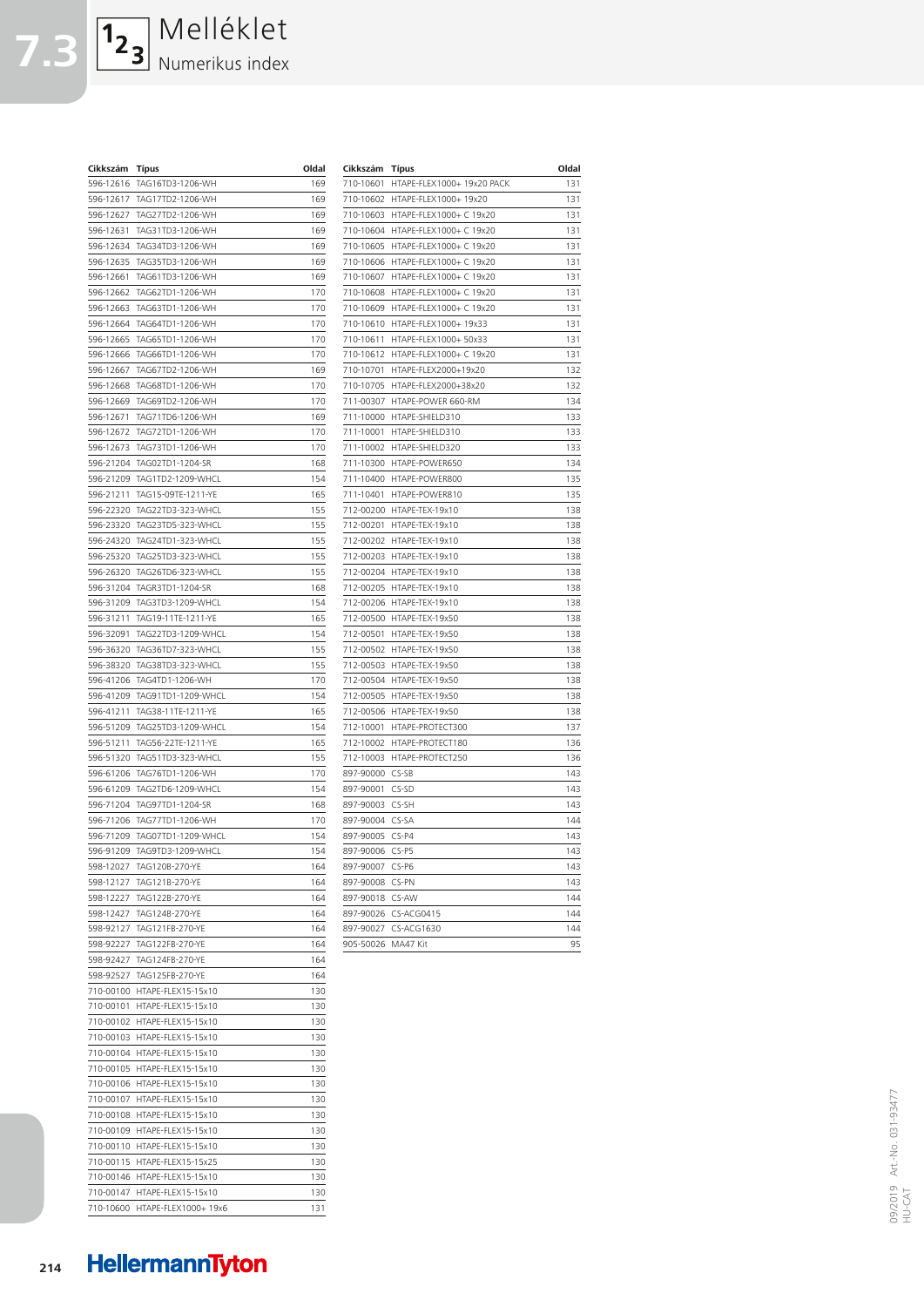# Melléklet

## Numerikus index

| Cikkszám | Típus | Oldal |
|---|---|---|
| 596-12616 | TAG16TD3-1206-WH | 169 |
| 596-12617 | TAG17TD2-1206-WH | 169 |
| 596-12627 | TAG27TD2-1206-WH | 169 |
| 596-12631 | TAG31TD3-1206-WH | 169 |
| 596-12634 | TAG34TD3-1206-WH | 169 |
| 596-12635 | TAG35TD3-1206-WH | 169 |
| 596-12661 | TAG61TD3-1206-WH | 169 |
| 596-12662 | TAG62TD1-1206-WH | 170 |
| 596-12663 | TAG63TD1-1206-WH | 170 |
| 596-12664 | TAG64TD1-1206-WH | 170 |
| 596-12665 | TAG65TD1-1206-WH | 170 |
| 596-12666 | TAG66TD1-1206-WH | 170 |
| 596-12667 | TAG67TD2-1206-WH | 169 |
| 596-12668 | TAG68TD1-1206-WH | 170 |
| 596-12669 | TAG69TD2-1206-WH | 170 |
| 596-12671 | TAG71TD6-1206-WH | 169 |
| 596-12672 | TAG72TD1-1206-WH | 170 |
| 596-12673 | TAG73TD1-1206-WH | 170 |
| 596-21204 | TAG02TD1-1204-SR | 168 |
| 596-21209 | TAG1TD2-1209-WHCL | 154 |
| 596-21211 | TAG15-09TE-1211-YE | 165 |
| 596-22320 | TAG22TD3-323-WHCL | 155 |
| 596-23320 | TAG23TD5-323-WHCL | 155 |
| 596-24320 | TAG24TD1-323-WHCL | 155 |
| 596-25320 | TAG25TD3-323-WHCL | 155 |
| 596-26320 | TAG26TD6-323-WHCL | 155 |
| 596-31204 | TAGR3TD1-1204-SR | 168 |
| 596-31209 | TAG3TD3-1209-WHCL | 154 |
| 596-31211 | TAG19-11TE-1211-YE | 165 |
| 596-32091 | TAG22TD3-1209-WHCL | 154 |
| 596-36320 | TAG36TD7-323-WHCL | 155 |
| 596-38320 | TAG38TD3-323-WHCL | 155 |
| 596-41206 | TAG4TD1-1206-WH | 170 |
| 596-41209 | TAG91TD1-1209-WHCL | 154 |
| 596-41211 | TAG38-11TE-1211-YE | 165 |
| 596-51209 | TAG25TD3-1209-WHCL | 154 |
| 596-51211 | TAG56-22TE-1211-YE | 165 |
| 596-51320 | TAG51TD3-323-WHCL | 155 |
| 596-61206 | TAG76TD1-1206-WH | 170 |
| 596-61209 | TAG2TD6-1209-WHCL | 154 |
| 596-71204 | TAG97TD1-1204-SR | 168 |
| 596-71206 | TAG77TD1-1206-WH | 170 |
| 596-71209 | TAG07TD1-1209-WHCL | 154 |
| 596-91209 | TAG9TD3-1209-WHCL | 154 |
| 598-12027 | TAG120B-270-YE | 164 |
| 598-12127 | TAG121B-270-YE | 164 |
| 598-12227 | TAG122B-270-YE | 164 |
| 598-12427 | TAG124B-270-YE | 164 |
| 598-92127 | TAG121FB-270-YE | 164 |
| 598-92227 | TAG122FB-270-YE | 164 |
| 598-92427 | TAG124FB-270-YE | 164 |
| 598-92527 | TAG125FB-270-YE | 164 |
| 710-00100 | HTAPE-FLEX15-15x10 | 130 |
| 710-00101 | HTAPE-FLEX15-15x10 | 130 |
| 710-00102 | HTAPE-FLEX15-15x10 | 130 |
| 710-00103 | HTAPE-FLEX15-15x10 | 130 |
| 710-00104 | HTAPE-FLEX15-15x10 | 130 |
| 710-00105 | HTAPE-FLEX15-15x10 | 130 |
| 710-00106 | HTAPE-FLEX15-15x10 | 130 |
| 710-00107 | HTAPE-FLEX15-15x10 | 130 |
| 710-00108 | HTAPE-FLEX15-15x10 | 130 |
| 710-00109 | HTAPE-FLEX15-15x10 | 130 |
| 710-00110 | HTAPE-FLEX15-15x10 | 130 |
| 710-00115 | HTAPE-FLEX15-15x25 | 130 |
| 710-00146 | HTAPE-FLEX15-15x10 | 130 |
| 710-00147 | HTAPE-FLEX15-15x10 | 130 |
| 710-10600 | HTAPE-FLEX1000+ 19x6 | 131 |
| 710-10601 | HTAPE-FLEX1000+ 19x20 PACK | 131 |
| 710-10602 | HTAPE-FLEX1000+ 19x20 | 131 |
| 710-10603 | HTAPE-FLEX1000+ C 19x20 | 131 |
| 710-10604 | HTAPE-FLEX1000+ C 19x20 | 131 |
| 710-10605 | HTAPE-FLEX1000+ C 19x20 | 131 |
| 710-10606 | HTAPE-FLEX1000+ C 19x20 | 131 |
| 710-10607 | HTAPE-FLEX1000+ C 19x20 | 131 |
| 710-10608 | HTAPE-FLEX1000+ C 19x20 | 131 |
| 710-10609 | HTAPE-FLEX1000+ C 19x20 | 131 |
| 710-10610 | HTAPE-FLEX1000+ 19x33 | 131 |
| 710-10611 | HTAPE-FLEX1000+ 50x33 | 131 |
| 710-10612 | HTAPE-FLEX1000+ C 19x20 | 131 |
| 710-10701 | HTAPE-FLEX2000+19x20 | 132 |
| 710-10705 | HTAPE-FLEX2000+38x20 | 132 |
| 711-00307 | HTAPE-POWER 660-RM | 134 |
| 711-10000 | HTAPE-SHIELD310 | 133 |
| 711-10001 | HTAPE-SHIELD310 | 133 |
| 711-10002 | HTAPE-SHIELD320 | 133 |
| 711-10300 | HTAPE-POWER650 | 134 |
| 711-10400 | HTAPE-POWER800 | 135 |
| 711-10401 | HTAPE-POWER810 | 135 |
| 712-00200 | HTAPE-TEX-19x10 | 138 |
| 712-00201 | HTAPE-TEX-19x10 | 138 |
| 712-00202 | HTAPE-TEX-19x10 | 138 |
| 712-00203 | HTAPE-TEX-19x10 | 138 |
| 712-00204 | HTAPE-TEX-19x10 | 138 |
| 712-00205 | HTAPE-TEX-19x10 | 138 |
| 712-00206 | HTAPE-TEX-19x10 | 138 |
| 712-00500 | HTAPE-TEX-19x50 | 138 |
| 712-00501 | HTAPE-TEX-19x50 | 138 |
| 712-00502 | HTAPE-TEX-19x50 | 138 |
| 712-00503 | HTAPE-TEX-19x50 | 138 |
| 712-00504 | HTAPE-TEX-19x50 | 138 |
| 712-00505 | HTAPE-TEX-19x50 | 138 |
| 712-00506 | HTAPE-TEX-19x50 | 138 |
| 712-10001 | HTAPE-PROTECT300 | 137 |
| 712-10002 | HTAPE-PROTECT180 | 136 |
| 712-10003 | HTAPE-PROTECT250 | 136 |
| 897-90000 | CS-SB | 143 |
| 897-90001 | CS-SD | 143 |
| 897-90003 | CS-SH | 143 |
| 897-90004 | CS-SA | 144 |
| 897-90005 | CS-P4 | 143 |
| 897-90006 | CS-P5 | 143 |
| 897-90007 | CS-P6 | 143 |
| 897-90008 | CS-PN | 143 |
| 897-90018 | CS-AW | 144 |
| 897-90026 | CS-ACG0415 | 144 |
| 897-90027 | CS-ACG1630 | 144 |
| 905-50026 | MA47 Kit | 95 |

09/2019 Art.-No. 031-93477 HU-CAT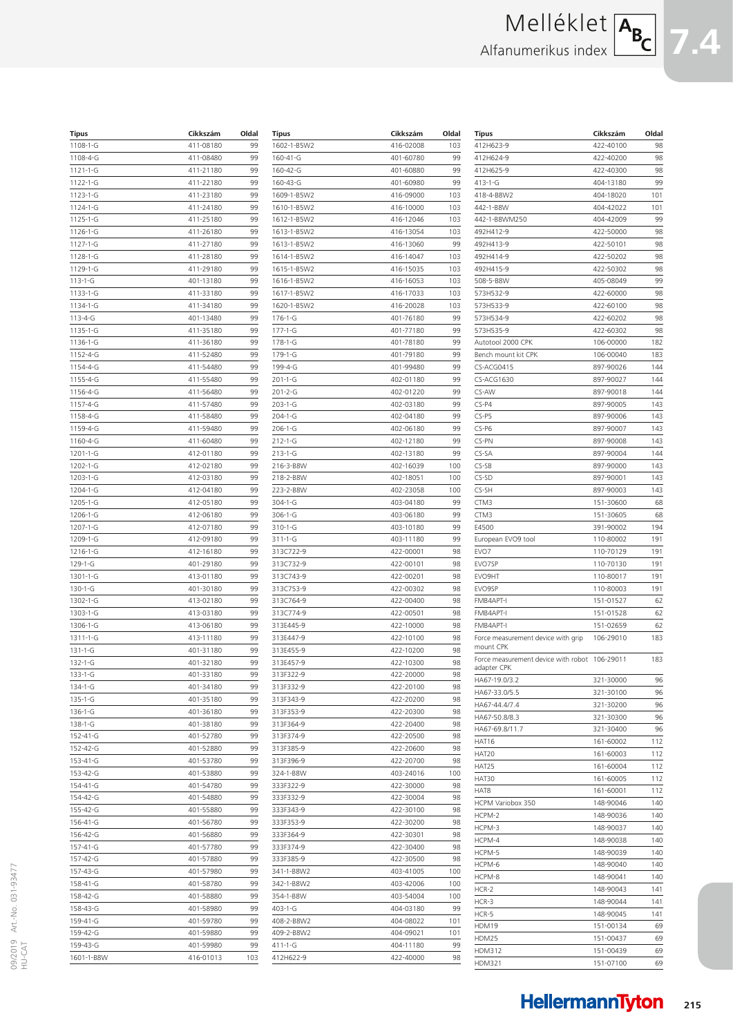# Melléklet

## Alfanumerikus index

| Típus | Cikkszám | Oldal |
|---|---|---|
| 1108-1-G | 411-08180 | 99 |
| 1108-4-G | 411-08480 | 99 |
| 1121-1-G | 411-21180 | 99 |
| 1122-1-G | 411-22180 | 99 |
| 1123-1-G | 411-23180 | 99 |
| 1124-1-G | 411-24180 | 99 |
| 1125-1-G | 411-25180 | 99 |
| 1126-1-G | 411-26180 | 99 |
| 1127-1-G | 411-27180 | 99 |
| 1128-1-G | 411-28180 | 99 |
| 1129-1-G | 411-29180 | 99 |
| 113-1-G | 401-13180 | 99 |
| 1133-1-G | 411-33180 | 99 |
| 1134-1-G | 411-34180 | 99 |
| 113-4-G | 401-13480 | 99 |
| 1135-1-G | 411-35180 | 99 |
| 1136-1-G | 411-36180 | 99 |
| 1152-4-G | 411-52480 | 99 |
| 1154-4-G | 411-54480 | 99 |
| 1155-4-G | 411-55480 | 99 |
| 1156-4-G | 411-56480 | 99 |
| 1157-4-G | 411-57480 | 99 |
| 1158-4-G | 411-58480 | 99 |
| 1159-4-G | 411-59480 | 99 |
| 1160-4-G | 411-60480 | 99 |
| 1201-1-G | 412-01180 | 99 |
| 1202-1-G | 412-02180 | 99 |
| 1203-1-G | 412-03180 | 99 |
| 1204-1-G | 412-04180 | 99 |
| 1205-1-G | 412-05180 | 99 |
| 1206-1-G | 412-06180 | 99 |
| 1207-1-G | 412-07180 | 99 |
| 1209-1-G | 412-09180 | 99 |
| 1216-1-G | 412-16180 | 99 |
| 129-1-G | 401-29180 | 99 |
| 1301-1-G | 413-01180 | 99 |
| 130-1-G | 401-30180 | 99 |
| 1302-1-G | 413-02180 | 99 |
| 1303-1-G | 413-03180 | 99 |
| 1306-1-G | 413-06180 | 99 |
| 1311-1-G | 413-11180 | 99 |
| 131-1-G | 401-31180 | 99 |
| 132-1-G | 401-32180 | 99 |
| 133-1-G | 401-33180 | 99 |
| 134-1-G | 401-34180 | 99 |
| 135-1-G | 401-35180 | 99 |
| 136-1-G | 401-36180 | 99 |
| 138-1-G | 401-38180 | 99 |
| 152-41-G | 401-52780 | 99 |
| 152-42-G | 401-52880 | 99 |
| 153-41-G | 401-53780 | 99 |
| 153-42-G | 401-53880 | 99 |
| 154-41-G | 401-54780 | 99 |
| 154-42-G | 401-54880 | 99 |
| 155-42-G | 401-55880 | 99 |
| 156-41-G | 401-56780 | 99 |
| 156-42-G | 401-56880 | 99 |
| 157-41-G | 401-57780 | 99 |
| 157-42-G | 401-57880 | 99 |
| 157-43-G | 401-57980 | 99 |
| 158-41-G | 401-58780 | 99 |
| 158-42-G | 401-58880 | 99 |
| 158-43-G | 401-58980 | 99 |
| 159-41-G | 401-59780 | 99 |
| 159-42-G | 401-59880 | 99 |
| 159-43-G | 401-59980 | 99 |
| 1601-1-B8W | 416-01013 | 103 |
| 1602-1-B5W2 | 416-02008 | 103 |
| 160-41-G | 401-60780 | 99 |
| 160-42-G | 401-60880 | 99 |
| 160-43-G | 401-60980 | 99 |
| 1609-1-B5W2 | 416-09000 | 103 |
| 1610-1-B5W2 | 416-10000 | 103 |
| 1612-1-B5W2 | 416-12046 | 103 |
| 1613-1-B5W2 | 416-13054 | 103 |
| 1613-1-B5W2 | 416-13060 | 99 |
| 1614-1-B5W2 | 416-14047 | 103 |
| 1615-1-B5W2 | 416-15035 | 103 |
| 1616-1-B5W2 | 416-16053 | 103 |
| 1617-1-B5W2 | 416-17033 | 103 |
| 1620-1-B5W2 | 416-20028 | 103 |
| 176-1-G | 401-76180 | 99 |
| 177-1-G | 401-77180 | 99 |
| 178-1-G | 401-78180 | 99 |
| 179-1-G | 401-79180 | 99 |
| 199-4-G | 401-99480 | 99 |
| 201-1-G | 402-01180 | 99 |
| 201-2-G | 402-01220 | 99 |
| 203-1-G | 402-03180 | 99 |
| 204-1-G | 402-04180 | 99 |
| 206-1-G | 402-06180 | 99 |
| 212-1-G | 402-12180 | 99 |
| 213-1-G | 402-13180 | 99 |
| 216-3-B8W | 402-16039 | 100 |
| 218-2-B8W | 402-18051 | 100 |
| 223-2-B8W | 402-23058 | 100 |
| 304-1-G | 403-04180 | 99 |
| 306-1-G | 403-06180 | 99 |
| 310-1-G | 403-10180 | 99 |
| 311-1-G | 403-11180 | 99 |
| 313C722-9 | 422-00001 | 98 |
| 313C732-9 | 422-00101 | 98 |
| 313C743-9 | 422-00201 | 98 |
| 313C753-9 | 422-00302 | 98 |
| 313C764-9 | 422-00400 | 98 |
| 313C774-9 | 422-00501 | 98 |
| 313E445-9 | 422-10000 | 98 |
| 313E447-9 | 422-10100 | 98 |
| 313E455-9 | 422-10200 | 98 |
| 313E457-9 | 422-10300 | 98 |
| 313F322-9 | 422-20000 | 98 |
| 313F332-9 | 422-20100 | 98 |
| 313F343-9 | 422-20200 | 98 |
| 313F353-9 | 422-20300 | 98 |
| 313F364-9 | 422-20400 | 98 |
| 313F374-9 | 422-20500 | 98 |
| 313F385-9 | 422-20600 | 98 |
| 313F396-9 | 422-20700 | 98 |
| 324-1-B8W | 403-24016 | 100 |
| 333F322-9 | 422-30000 | 98 |
| 333F332-9 | 422-30004 | 98 |
| 333F343-9 | 422-30100 | 98 |
| 333F353-9 | 422-30200 | 98 |
| 333F364-9 | 422-30301 | 98 |
| 333F374-9 | 422-30400 | 98 |
| 333F385-9 | 422-30500 | 98 |
| 341-1-B8W2 | 403-41005 | 100 |
| 342-1-B8W2 | 403-42006 | 100 |
| 354-1-B8W | 403-54004 | 100 |
| 403-1-G | 404-03180 | 99 |
| 408-2-B8W2 | 404-08022 | 101 |
| 409-2-B8W2 | 404-09021 | 101 |
| 411-1-G | 404-11180 | 99 |
| 412H622-9 | 422-40000 | 98 |
| 412H623-9 | 422-40100 | 98 |
| 412H624-9 | 422-40200 | 98 |
| 412H625-9 | 422-40300 | 98 |
| 413-1-G | 404-13180 | 99 |
| 418-4-B8W2 | 404-18020 | 101 |
| 442-1-B8W | 404-42022 | 101 |
| 442-1-B8WM250 | 404-42009 | 99 |
| 492H412-9 | 422-50000 | 98 |
| 492H413-9 | 422-50101 | 98 |
| 492H414-9 | 422-50202 | 98 |
| 492H415-9 | 422-50302 | 98 |
| 508-5-B8W | 405-08049 | 99 |
| 573H532-9 | 422-60000 | 98 |
| 573H533-9 | 422-60100 | 98 |
| 573H534-9 | 422-60202 | 98 |
| 573H535-9 | 422-60302 | 98 |
| Autotool 2000 CPK | 106-00000 | 182 |
| Bench mount kit CPK | 106-00040 | 183 |
| CS-ACG0415 | 897-90026 | 144 |
| CS-ACG1630 | 897-90027 | 144 |
| CS-AW | 897-90018 | 144 |
| CS-P4 | 897-90005 | 143 |
| CS-P5 | 897-90006 | 143 |
| CS-P6 | 897-90007 | 143 |
| CS-PN | 897-90008 | 143 |
| CS-SA | 897-90004 | 144 |
| CS-SB | 897-90000 | 143 |
| CS-SD | 897-90001 | 143 |
| CS-SH | 897-90003 | 143 |
| CTM3 | 151-30600 | 68 |
| CTM3 | 151-30605 | 68 |
| E4500 | 391-90002 | 194 |
| European EVO9 tool | 110-80002 | 191 |
| EVO7 | 110-70129 | 191 |
| EVO7SP | 110-70130 | 191 |
| EVO9HT | 110-80017 | 191 |
| EVO9SP | 110-80003 | 191 |
| FMB4APT-I | 151-01527 | 62 |
| FMB4APT-I | 151-01528 | 62 |
| FMB4APT-I | 151-02659 | 62 |
| Force measurement device with grip mount CPK | 106-29010 | 183 |
| Force measurement device with robot adapter CPK | 106-29011 | 183 |
| HA67-19.0/3.2 | 321-30000 | 96 |
| HA67-33.0/5.5 | 321-30100 | 96 |
| HA67-44.4/7.4 | 321-30200 | 96 |
| HA67-50.8/8.3 | 321-30300 | 96 |
| HA67-69.8/11.7 | 321-30400 | 96 |
| HAT16 | 161-60002 | 112 |
| HAT20 | 161-60003 | 112 |
| HAT25 | 161-60004 | 112 |
| HAT30 | 161-60005 | 112 |
| HAT8 | 161-60001 | 112 |
| HCPM Variobox 350 | 148-90046 | 140 |
| HCPM-2 | 148-90036 | 140 |
| HCPM-3 | 148-90037 | 140 |
| HCPM-4 | 148-90038 | 140 |
| HCPM-5 | 148-90039 | 140 |
| HCPM-6 | 148-90040 | 140 |
| HCPM-8 | 148-90041 | 140 |
| HCR-2 | 148-90043 | 141 |
| HCR-3 | 148-90044 | 141 |
| HCR-5 | 148-90045 | 141 |
| HDM19 | 151-00134 | 69 |
| HDM25 | 151-00437 | 69 |
| HDM312 | 151-00439 | 69 |
| HDM321 | 151-07100 | 69 |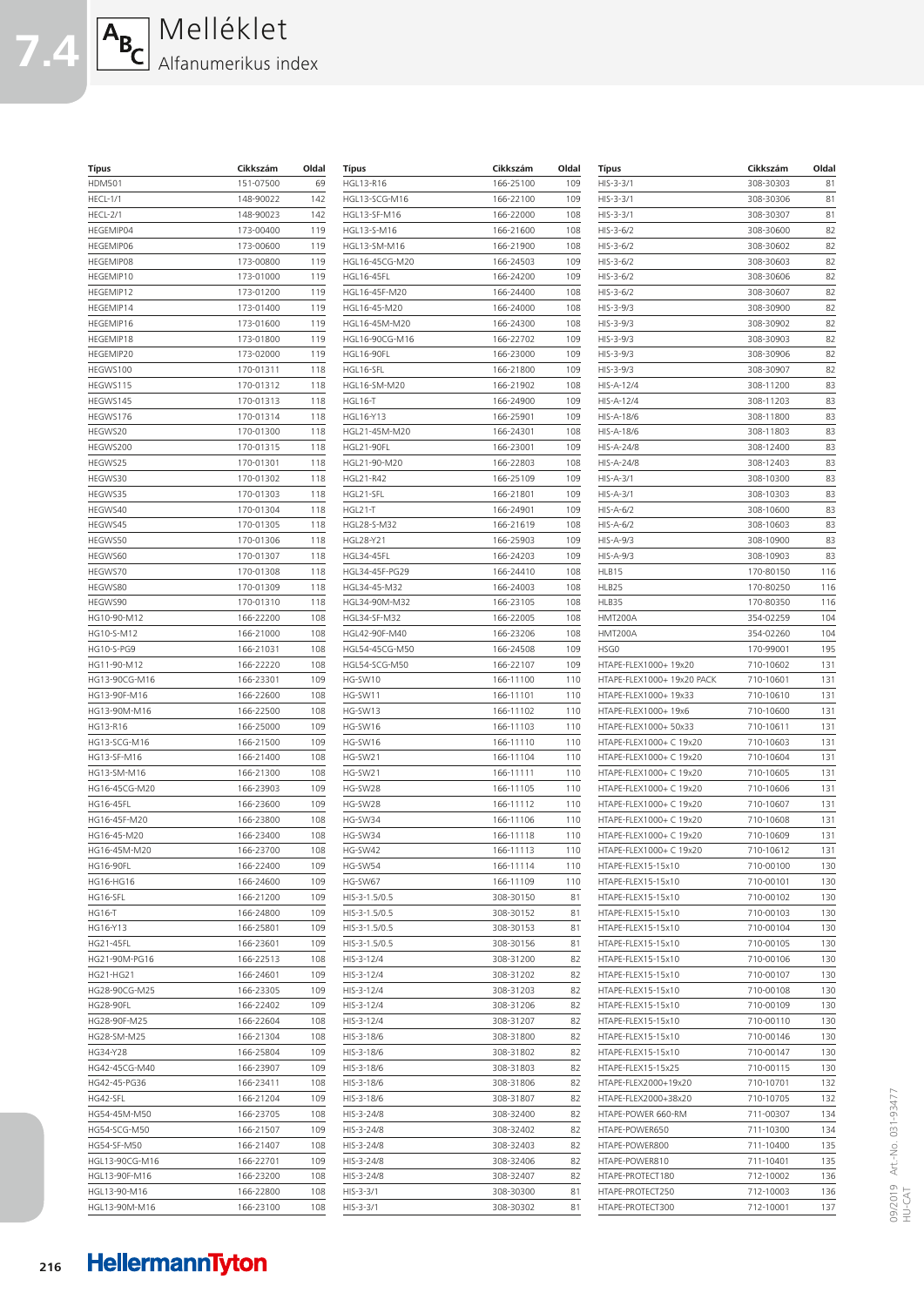# 7.4 Melléklet

## Alfanumerikus index

| Típus | Cikkszám | Oldal |
|---|---|---|
| HDM501 | 151-07500 | 69 |
| HECL-1/1 | 148-90022 | 142 |
| HECL-2/1 | 148-90023 | 142 |
| HEGEMIP04 | 173-00400 | 119 |
| HEGEMIP06 | 173-00600 | 119 |
| HEGEMIP08 | 173-00800 | 119 |
| HEGEMIP10 | 173-01000 | 119 |
| HEGEMIP12 | 173-01200 | 119 |
| HEGEMIP14 | 173-01400 | 119 |
| HEGEMIP16 | 173-01600 | 119 |
| HEGEMIP18 | 173-01800 | 119 |
| HEGEMIP20 | 173-02000 | 119 |
| HEGWS100 | 170-01311 | 118 |
| HEGWS115 | 170-01312 | 118 |
| HEGWS145 | 170-01313 | 118 |
| HEGWS176 | 170-01314 | 118 |
| HEGWS20 | 170-01300 | 118 |
| HEGWS200 | 170-01315 | 118 |
| HEGWS25 | 170-01301 | 118 |
| HEGWS30 | 170-01302 | 118 |
| HEGWS35 | 170-01303 | 118 |
| HEGWS40 | 170-01304 | 118 |
| HEGWS45 | 170-01305 | 118 |
| HEGWS50 | 170-01306 | 118 |
| HEGWS60 | 170-01307 | 118 |
| HEGWS70 | 170-01308 | 118 |
| HEGWS80 | 170-01309 | 118 |
| HEGWS90 | 170-01310 | 118 |
| HG10-90-M12 | 166-22200 | 108 |
| HG10-S-M12 | 166-21000 | 108 |
| HG10-S-PG9 | 166-21031 | 108 |
| HG11-90-M12 | 166-22220 | 108 |
| HG13-90CG-M16 | 166-23301 | 109 |
| HG13-90F-M16 | 166-22600 | 108 |
| HG13-90M-M16 | 166-22500 | 108 |
| HG13-R16 | 166-25000 | 109 |
| HG13-SCG-M16 | 166-21500 | 109 |
| HG13-SF-M16 | 166-21400 | 108 |
| HG13-SM-M16 | 166-21300 | 108 |
| HG16-45CG-M20 | 166-23903 | 109 |
| HG16-45FL | 166-23600 | 109 |
| HG16-45F-M20 | 166-23800 | 108 |
| HG16-45-M20 | 166-23400 | 108 |
| HG16-45M-M20 | 166-23700 | 108 |
| HG16-90FL | 166-22400 | 109 |
| HG16-HG16 | 166-24600 | 109 |
| HG16-SFL | 166-21200 | 109 |
| HG16-T | 166-24800 | 109 |
| HG16-Y13 | 166-25801 | 109 |
| HG21-45FL | 166-23601 | 109 |
| HG21-90M-PG16 | 166-22513 | 108 |
| HG21-HG21 | 166-24601 | 109 |
| HG28-90CG-M25 | 166-23305 | 109 |
| HG28-90FL | 166-22402 | 109 |
| HG28-90F-M25 | 166-22604 | 108 |
| HG28-SM-M25 | 166-21304 | 108 |
| HG34-Y28 | 166-25804 | 109 |
| HG42-45CG-M40 | 166-23907 | 109 |
| HG42-45-PG36 | 166-23411 | 108 |
| HG42-SFL | 166-21204 | 109 |
| HG54-45M-M50 | 166-23705 | 108 |
| HG54-SCG-M50 | 166-21507 | 109 |
| HG54-SF-M50 | 166-21407 | 108 |
| HGL13-90CG-M16 | 166-22701 | 109 |
| HGL13-90F-M16 | 166-23200 | 108 |
| HGL13-90-M16 | 166-22800 | 108 |
| HGL13-90M-M16 | 166-23100 | 108 |
| HGL13-R16 | 166-25100 | 109 |
| HGL13-SCG-M16 | 166-22100 | 109 |
| HGL13-SF-M16 | 166-22000 | 108 |
| HGL13-S-M16 | 166-21600 | 108 |
| HGL13-SM-M16 | 166-21900 | 108 |
| HGL16-45CG-M20 | 166-24503 | 109 |
| HGL16-45FL | 166-24200 | 109 |
| HGL16-45F-M20 | 166-24400 | 108 |
| HGL16-45-M20 | 166-24000 | 108 |
| HGL16-45M-M20 | 166-24300 | 108 |
| HGL16-90CG-M16 | 166-22702 | 109 |
| HGL16-90FL | 166-23000 | 109 |
| HGL16-SFL | 166-21800 | 109 |
| HGL16-SM-M20 | 166-21902 | 108 |
| HGL16-T | 166-24900 | 109 |
| HGL16-Y13 | 166-25901 | 109 |
| HGL21-45M-M20 | 166-24301 | 108 |
| HGL21-90FL | 166-23001 | 109 |
| HGL21-90-M20 | 166-22803 | 108 |
| HGL21-R42 | 166-25109 | 109 |
| HGL21-SFL | 166-21801 | 109 |
| HGL21-T | 166-24901 | 109 |
| HGL28-S-M32 | 166-21619 | 108 |
| HGL28-Y21 | 166-25903 | 109 |
| HGL34-45FL | 166-24203 | 109 |
| HGL34-45F-PG29 | 166-24410 | 108 |
| HGL34-45-M32 | 166-24003 | 108 |
| HGL34-90M-M32 | 166-23105 | 108 |
| HGL34-SF-M32 | 166-22005 | 108 |
| HGL42-90F-M40 | 166-23206 | 108 |
| HGL54-45CG-M50 | 166-24508 | 109 |
| HGL54-SCG-M50 | 166-22107 | 109 |
| HG-SW10 | 166-11100 | 110 |
| HG-SW11 | 166-11101 | 110 |
| HG-SW13 | 166-11102 | 110 |
| HG-SW16 | 166-11103 | 110 |
| HG-SW16 | 166-11110 | 110 |
| HG-SW21 | 166-11104 | 110 |
| HG-SW21 | 166-11111 | 110 |
| HG-SW28 | 166-11105 | 110 |
| HG-SW28 | 166-11112 | 110 |
| HG-SW34 | 166-11106 | 110 |
| HG-SW34 | 166-11118 | 110 |
| HG-SW42 | 166-11113 | 110 |
| HG-SW54 | 166-11114 | 110 |
| HG-SW67 | 166-11109 | 110 |
| HIS-3-1.5/0.5 | 308-30150 | 81 |
| HIS-3-1.5/0.5 | 308-30152 | 81 |
| HIS-3-1.5/0.5 | 308-30153 | 81 |
| HIS-3-1.5/0.5 | 308-30156 | 81 |
| HIS-3-12/4 | 308-31200 | 82 |
| HIS-3-12/4 | 308-31202 | 82 |
| HIS-3-12/4 | 308-31203 | 82 |
| HIS-3-12/4 | 308-31206 | 82 |
| HIS-3-12/4 | 308-31207 | 82 |
| HIS-3-18/6 | 308-31800 | 82 |
| HIS-3-18/6 | 308-31802 | 82 |
| HIS-3-18/6 | 308-31803 | 82 |
| HIS-3-18/6 | 308-31806 | 82 |
| HIS-3-18/6 | 308-31807 | 82 |
| HIS-3-24/8 | 308-32400 | 82 |
| HIS-3-24/8 | 308-32402 | 82 |
| HIS-3-24/8 | 308-32403 | 82 |
| HIS-3-24/8 | 308-32406 | 82 |
| HIS-3-24/8 | 308-32407 | 82 |
| HIS-3-3/1 | 308-30300 | 81 |
| HIS-3-3/1 | 308-30302 | 81 |
| HIS-3-3/1 | 308-30303 | 81 |
| HIS-3-3/1 | 308-30306 | 81 |
| HIS-3-3/1 | 308-30307 | 81 |
| HIS-3-6/2 | 308-30600 | 82 |
| HIS-3-6/2 | 308-30602 | 82 |
| HIS-3-6/2 | 308-30603 | 82 |
| HIS-3-6/2 | 308-30606 | 82 |
| HIS-3-6/2 | 308-30607 | 82 |
| HIS-3-9/3 | 308-30900 | 82 |
| HIS-3-9/3 | 308-30902 | 82 |
| HIS-3-9/3 | 308-30903 | 82 |
| HIS-3-9/3 | 308-30906 | 82 |
| HIS-3-9/3 | 308-30907 | 82 |
| HIS-A-12/4 | 308-11200 | 83 |
| HIS-A-12/4 | 308-11203 | 83 |
| HIS-A-18/6 | 308-11800 | 83 |
| HIS-A-18/6 | 308-11803 | 83 |
| HIS-A-24/8 | 308-12400 | 83 |
| HIS-A-24/8 | 308-12403 | 83 |
| HIS-A-3/1 | 308-10300 | 83 |
| HIS-A-3/1 | 308-10303 | 83 |
| HIS-A-6/2 | 308-10600 | 83 |
| HIS-A-6/2 | 308-10603 | 83 |
| HIS-A-9/3 | 308-10900 | 83 |
| HIS-A-9/3 | 308-10903 | 83 |
| HLB15 | 170-80150 | 116 |
| HLB25 | 170-80250 | 116 |
| HLB35 | 170-80350 | 116 |
| HMT200A | 354-02259 | 104 |
| HMT200A | 354-02260 | 104 |
| HSG0 | 170-99001 | 195 |
| HTAPE-FLEX1000+ 19x20 | 710-10602 | 131 |
| HTAPE-FLEX1000+ 19x20 PACK | 710-10601 | 131 |
| HTAPE-FLEX1000+ 19x33 | 710-10610 | 131 |
| HTAPE-FLEX1000+ 19x6 | 710-10600 | 131 |
| HTAPE-FLEX1000+ 50x33 | 710-10611 | 131 |
| HTAPE-FLEX1000+ C 19x20 | 710-10603 | 131 |
| HTAPE-FLEX1000+ C 19x20 | 710-10604 | 131 |
| HTAPE-FLEX1000+ C 19x20 | 710-10605 | 131 |
| HTAPE-FLEX1000+ C 19x20 | 710-10606 | 131 |
| HTAPE-FLEX1000+ C 19x20 | 710-10607 | 131 |
| HTAPE-FLEX1000+ C 19x20 | 710-10608 | 131 |
| HTAPE-FLEX1000+ C 19x20 | 710-10609 | 131 |
| HTAPE-FLEX1000+ C 19x20 | 710-10612 | 131 |
| HTAPE-FLEX15-15x10 | 710-00100 | 130 |
| HTAPE-FLEX15-15x10 | 710-00101 | 130 |
| HTAPE-FLEX15-15x10 | 710-00102 | 130 |
| HTAPE-FLEX15-15x10 | 710-00103 | 130 |
| HTAPE-FLEX15-15x10 | 710-00104 | 130 |
| HTAPE-FLEX15-15x10 | 710-00105 | 130 |
| HTAPE-FLEX15-15x10 | 710-00106 | 130 |
| HTAPE-FLEX15-15x10 | 710-00107 | 130 |
| HTAPE-FLEX15-15x10 | 710-00108 | 130 |
| HTAPE-FLEX15-15x10 | 710-00109 | 130 |
| HTAPE-FLEX15-15x10 | 710-00110 | 130 |
| HTAPE-FLEX15-15x10 | 710-00146 | 130 |
| HTAPE-FLEX15-15x10 | 710-00147 | 130 |
| HTAPE-FLEX15-15x25 | 710-00115 | 130 |
| HTAPE-FLEX2000+19x20 | 710-10701 | 132 |
| HTAPE-FLEX2000+38x20 | 710-10705 | 132 |
| HTAPE-POWER 660-RM | 711-00307 | 134 |
| HTAPE-POWER650 | 711-10300 | 134 |
| HTAPE-POWER800 | 711-10400 | 135 |
| HTAPE-POWER810 | 711-10401 | 135 |
| HTAPE-PROTECT180 | 712-10002 | 136 |
| HTAPE-PROTECT250 | 712-10003 | 136 |
| HTAPE-PROTECT300 | 712-10001 | 137 |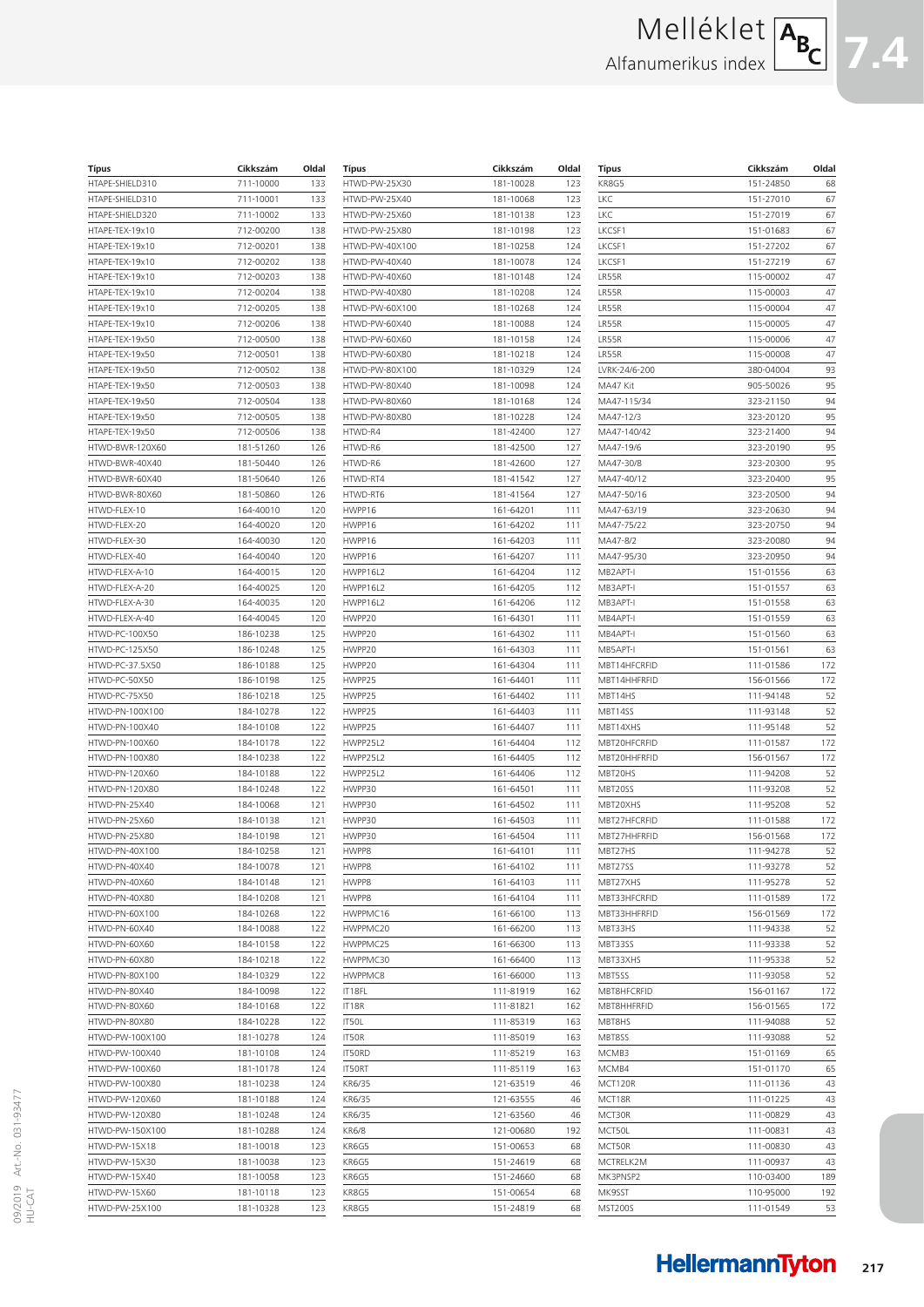# Melléklet
## Alfanumerikus index

| Típus | Cikkszám | Oldal |
|---|---|---|
| HTAPE-SHIELD310 | 711-10000 | 133 |
| HTAPE-SHIELD310 | 711-10001 | 133 |
| HTAPE-SHIELD320 | 711-10002 | 133 |
| HTAPE-TEX-19x10 | 712-00200 | 138 |
| HTAPE-TEX-19x10 | 712-00201 | 138 |
| HTAPE-TEX-19x10 | 712-00202 | 138 |
| HTAPE-TEX-19x10 | 712-00203 | 138 |
| HTAPE-TEX-19x10 | 712-00204 | 138 |
| HTAPE-TEX-19x10 | 712-00205 | 138 |
| HTAPE-TEX-19x10 | 712-00206 | 138 |
| HTAPE-TEX-19x50 | 712-00500 | 138 |
| HTAPE-TEX-19x50 | 712-00501 | 138 |
| HTAPE-TEX-19x50 | 712-00502 | 138 |
| HTAPE-TEX-19x50 | 712-00503 | 138 |
| HTAPE-TEX-19x50 | 712-00504 | 138 |
| HTAPE-TEX-19x50 | 712-00505 | 138 |
| HTAPE-TEX-19x50 | 712-00506 | 138 |
| HTWD-BWR-120X60 | 181-51260 | 126 |
| HTWD-BWR-40X40 | 181-50440 | 126 |
| HTWD-BWR-60X40 | 181-50640 | 126 |
| HTWD-BWR-80X60 | 181-50860 | 126 |
| HTWD-FLEX-10 | 164-40010 | 120 |
| HTWD-FLEX-20 | 164-40020 | 120 |
| HTWD-FLEX-30 | 164-40030 | 120 |
| HTWD-FLEX-40 | 164-40040 | 120 |
| HTWD-FLEX-A-10 | 164-40015 | 120 |
| HTWD-FLEX-A-20 | 164-40025 | 120 |
| HTWD-FLEX-A-30 | 164-40035 | 120 |
| HTWD-FLEX-A-40 | 164-40045 | 120 |
| HTWD-PC-100X50 | 186-10238 | 125 |
| HTWD-PC-125X50 | 186-10248 | 125 |
| HTWD-PC-37.5X50 | 186-10188 | 125 |
| HTWD-PC-50X50 | 186-10198 | 125 |
| HTWD-PC-75X50 | 186-10218 | 125 |
| HTWD-PN-100X100 | 184-10278 | 122 |
| HTWD-PN-100X40 | 184-10108 | 122 |
| HTWD-PN-100X60 | 184-10178 | 122 |
| HTWD-PN-100X80 | 184-10238 | 122 |
| HTWD-PN-120X60 | 184-10188 | 122 |
| HTWD-PN-120X80 | 184-10248 | 122 |
| HTWD-PN-25X40 | 184-10068 | 121 |
| HTWD-PN-25X60 | 184-10138 | 121 |
| HTWD-PN-25X80 | 184-10198 | 121 |
| HTWD-PN-40X100 | 184-10258 | 121 |
| HTWD-PN-40X40 | 184-10078 | 121 |
| HTWD-PN-40X60 | 184-10148 | 121 |
| HTWD-PN-40X80 | 184-10208 | 121 |
| HTWD-PN-60X100 | 184-10268 | 122 |
| HTWD-PN-60X40 | 184-10088 | 122 |
| HTWD-PN-60X60 | 184-10158 | 122 |
| HTWD-PN-60X80 | 184-10218 | 122 |
| HTWD-PN-80X100 | 184-10329 | 122 |
| HTWD-PN-80X40 | 184-10098 | 122 |
| HTWD-PN-80X60 | 184-10168 | 122 |
| HTWD-PN-80X80 | 184-10228 | 122 |
| HTWD-PW-100X100 | 181-10278 | 124 |
| HTWD-PW-100X40 | 181-10108 | 124 |
| HTWD-PW-100X60 | 181-10178 | 124 |
| HTWD-PW-100X80 | 181-10238 | 124 |
| HTWD-PW-120X60 | 181-10188 | 124 |
| HTWD-PW-120X80 | 181-10248 | 124 |
| HTWD-PW-150X100 | 181-10288 | 124 |
| HTWD-PW-15X18 | 181-10018 | 123 |
| HTWD-PW-15X30 | 181-10038 | 123 |
| HTWD-PW-15X40 | 181-10058 | 123 |
| HTWD-PW-15X60 | 181-10118 | 123 |
| HTWD-PW-25X100 | 181-10328 | 123 |
| HTWD-PW-25X30 | 181-10028 | 123 |
| HTWD-PW-25X40 | 181-10068 | 123 |
| HTWD-PW-25X60 | 181-10138 | 123 |
| HTWD-PW-25X80 | 181-10198 | 123 |
| HTWD-PW-40X100 | 181-10258 | 124 |
| HTWD-PW-40X40 | 181-10078 | 124 |
| HTWD-PW-40X60 | 181-10148 | 124 |
| HTWD-PW-40X80 | 181-10208 | 124 |
| HTWD-PW-60X100 | 181-10268 | 124 |
| HTWD-PW-60X40 | 181-10088 | 124 |
| HTWD-PW-60X60 | 181-10158 | 124 |
| HTWD-PW-60X80 | 181-10218 | 124 |
| HTWD-PW-80X100 | 181-10329 | 124 |
| HTWD-PW-80X40 | 181-10098 | 124 |
| HTWD-PW-80X60 | 181-10168 | 124 |
| HTWD-PW-80X80 | 181-10228 | 124 |
| HTWD-R4 | 181-42400 | 127 |
| HTWD-R6 | 181-42500 | 127 |
| HTWD-R6 | 181-42600 | 127 |
| HTWD-RT4 | 181-41542 | 127 |
| HTWD-RT6 | 181-41564 | 127 |
| HWPP16 | 161-64201 | 111 |
| HWPP16 | 161-64202 | 111 |
| HWPP16 | 161-64203 | 111 |
| HWPP16 | 161-64207 | 111 |
| HWPP16L2 | 161-64204 | 112 |
| HWPP16L2 | 161-64205 | 112 |
| HWPP16L2 | 161-64206 | 112 |
| HWPP20 | 161-64301 | 111 |
| HWPP20 | 161-64302 | 111 |
| HWPP20 | 161-64303 | 111 |
| HWPP20 | 161-64304 | 111 |
| HWPP25 | 161-64401 | 111 |
| HWPP25 | 161-64402 | 111 |
| HWPP25 | 161-64403 | 111 |
| HWPP25 | 161-64407 | 111 |
| HWPP25L2 | 161-64404 | 112 |
| HWPP25L2 | 161-64405 | 112 |
| HWPP25L2 | 161-64406 | 112 |
| HWPP30 | 161-64501 | 111 |
| HWPP30 | 161-64502 | 111 |
| HWPP30 | 161-64503 | 111 |
| HWPP30 | 161-64504 | 111 |
| HWPP8 | 161-64101 | 111 |
| HWPP8 | 161-64102 | 111 |
| HWPP8 | 161-64103 | 111 |
| HWPP8 | 161-64104 | 111 |
| HWPPMC16 | 161-66100 | 113 |
| HWPPMC20 | 161-66200 | 113 |
| HWPPMC25 | 161-66300 | 113 |
| HWPPMC30 | 161-66400 | 113 |
| HWPPMC8 | 161-66000 | 113 |
| IT18FL | 111-81919 | 162 |
| IT18R | 111-81821 | 162 |
| IT50L | 111-85319 | 163 |
| IT50R | 111-85019 | 163 |
| IT50RD | 111-85219 | 163 |
| IT50RT | 111-85119 | 163 |
| KR6/35 | 121-63519 | 46 |
| KR6/35 | 121-63555 | 46 |
| KR6/35 | 121-63560 | 46 |
| KR6/8 | 121-00680 | 192 |
| KR6G5 | 151-00653 | 68 |
| KR6G5 | 151-24619 | 68 |
| KR6G5 | 151-24660 | 68 |
| KR8G5 | 151-00654 | 68 |
| KR8G5 | 151-24819 | 68 |
| KR8G5 | 151-24850 | 68 |
| LKC | 151-27010 | 67 |
| LKC | 151-27019 | 67 |
| LKCSF1 | 151-01683 | 67 |
| LKCSF1 | 151-27202 | 67 |
| LKCSF1 | 151-27219 | 67 |
| LR55R | 115-00002 | 47 |
| LR55R | 115-00003 | 47 |
| LR55R | 115-00004 | 47 |
| LR55R | 115-00005 | 47 |
| LR55R | 115-00006 | 47 |
| LR55R | 115-00008 | 47 |
| LVRK-24/6-200 | 380-04004 | 93 |
| MA47 Kit | 905-50026 | 95 |
| MA47-115/34 | 323-21150 | 94 |
| MA47-12/3 | 323-20120 | 95 |
| MA47-140/42 | 323-21400 | 94 |
| MA47-19/6 | 323-20190 | 95 |
| MA47-30/8 | 323-20300 | 95 |
| MA47-40/12 | 323-20400 | 95 |
| MA47-50/16 | 323-20500 | 94 |
| MA47-63/19 | 323-20630 | 94 |
| MA47-75/22 | 323-20750 | 94 |
| MA47-8/2 | 323-20080 | 94 |
| MA47-95/30 | 323-20950 | 94 |
| MB2APT-I | 151-01556 | 63 |
| MB3APT-I | 151-01557 | 63 |
| MB3APT-I | 151-01558 | 63 |
| MB4APT-I | 151-01559 | 63 |
| MB4APT-I | 151-01560 | 63 |
| MB5APT-I | 151-01561 | 63 |
| MBT14HFCRFID | 111-01586 | 172 |
| MBT14HHFRFID | 156-01566 | 172 |
| MBT14HS | 111-94148 | 52 |
| MBT14SS | 111-93148 | 52 |
| MBT14XHS | 111-95148 | 52 |
| MBT20HFCRFID | 111-01587 | 172 |
| MBT20HHFRFID | 156-01567 | 172 |
| MBT20HS | 111-94208 | 52 |
| MBT20SS | 111-93208 | 52 |
| MBT20XHS | 111-95208 | 52 |
| MBT27HFCRFID | 111-01588 | 172 |
| MBT27HHFRFID | 156-01568 | 172 |
| MBT27HS | 111-94278 | 52 |
| MBT27SS | 111-93278 | 52 |
| MBT27XHS | 111-95278 | 52 |
| MBT33HFCRFID | 111-01589 | 172 |
| MBT33HHFRFID | 156-01569 | 172 |
| MBT33HS | 111-94338 | 52 |
| MBT33SS | 111-93338 | 52 |
| MBT33XHS | 111-95338 | 52 |
| MBT5SS | 111-93058 | 52 |
| MBT8HFCRFID | 156-01167 | 172 |
| MBT8HHFRFID | 156-01565 | 172 |
| MBT8HS | 111-94088 | 52 |
| MBT8SS | 111-93088 | 52 |
| MCMB3 | 151-01169 | 65 |
| MCMB4 | 151-01170 | 65 |
| MCT120R | 111-01136 | 43 |
| MCT18R | 111-01225 | 43 |
| MCT30R | 111-00829 | 43 |
| MCT50L | 111-00831 | 43 |
| MCT50R | 111-00830 | 43 |
| MCTRELK2M | 111-00937 | 43 |
| MK3PNSP2 | 110-03400 | 189 |
| MK9SST | 110-95000 | 192 |
| MST200S | 111-01549 | 53 |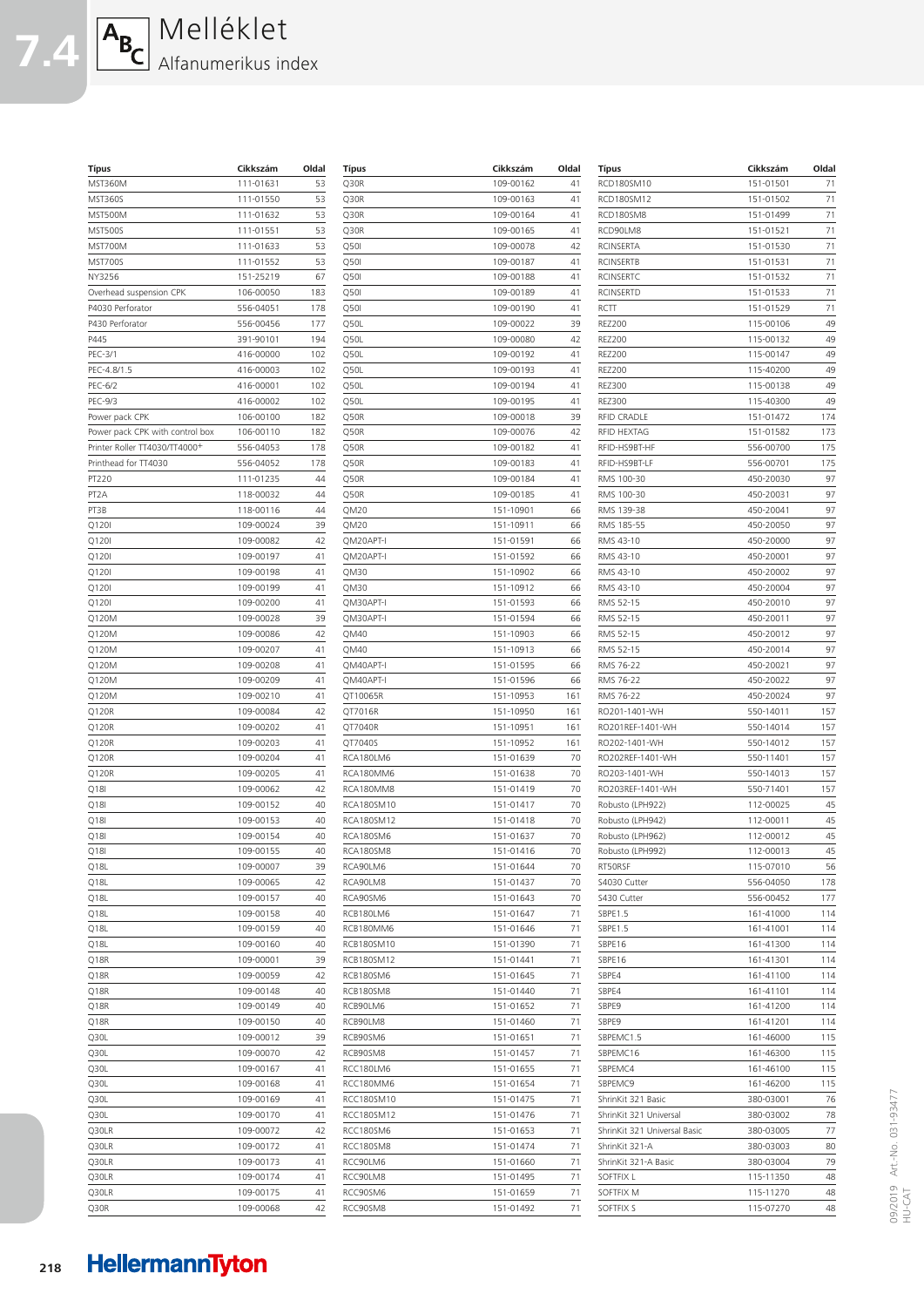# 7.4 Melléklet

## Alfanumerikus index

| Típus | Cikkszám | Oldal |
|---|---|---|
| MST360M | 111-01631 | 53 |
| MST360S | 111-01550 | 53 |
| MST500M | 111-01632 | 53 |
| MST500S | 111-01551 | 53 |
| MST700M | 111-01633 | 53 |
| MST700S | 111-01552 | 53 |
| NY3256 | 151-25219 | 67 |
| Overhead suspension CPK | 106-00050 | 183 |
| P4030 Perforator | 556-04051 | 178 |
| P430 Perforator | 556-00456 | 177 |
| P445 | 391-90101 | 194 |
| PEC-3/1 | 416-00000 | 102 |
| PEC-4.8/1.5 | 416-00003 | 102 |
| PEC-6/2 | 416-00001 | 102 |
| PEC-9/3 | 416-00002 | 102 |
| Power pack CPK | 106-00100 | 182 |
| Power pack CPK with control box | 106-00110 | 182 |
| Printer Roller TT4030/TT4000+ | 556-04053 | 178 |
| Printhead for TT4030 | 556-04052 | 178 |
| PT220 | 111-01235 | 44 |
| PT2A | 118-00032 | 44 |
| PT3B | 118-00116 | 44 |
| Q120I | 109-00024 | 39 |
| Q120I | 109-00082 | 42 |
| Q120I | 109-00197 | 41 |
| Q120I | 109-00198 | 41 |
| Q120I | 109-00199 | 41 |
| Q120I | 109-00200 | 41 |
| Q120M | 109-00028 | 39 |
| Q120M | 109-00086 | 42 |
| Q120M | 109-00207 | 41 |
| Q120M | 109-00208 | 41 |
| Q120M | 109-00209 | 41 |
| Q120M | 109-00210 | 41 |
| Q120R | 109-00084 | 42 |
| Q120R | 109-00202 | 41 |
| Q120R | 109-00203 | 41 |
| Q120R | 109-00204 | 41 |
| Q120R | 109-00205 | 41 |
| Q18I | 109-00062 | 42 |
| Q18I | 109-00152 | 40 |
| Q18I | 109-00153 | 40 |
| Q18I | 109-00154 | 40 |
| Q18I | 109-00155 | 40 |
| Q18L | 109-00007 | 39 |
| Q18L | 109-00065 | 42 |
| Q18L | 109-00157 | 40 |
| Q18L | 109-00158 | 40 |
| Q18L | 109-00159 | 40 |
| Q18L | 109-00160 | 40 |
| Q18R | 109-00001 | 39 |
| Q18R | 109-00059 | 42 |
| Q18R | 109-00148 | 40 |
| Q18R | 109-00149 | 40 |
| Q18R | 109-00150 | 40 |
| Q30L | 109-00012 | 39 |
| Q30L | 109-00070 | 42 |
| Q30L | 109-00167 | 41 |
| Q30L | 109-00168 | 41 |
| Q30L | 109-00169 | 41 |
| Q30L | 109-00170 | 41 |
| Q30LR | 109-00072 | 42 |
| Q30LR | 109-00172 | 41 |
| Q30LR | 109-00173 | 41 |
| Q30LR | 109-00174 | 41 |
| Q30LR | 109-00175 | 41 |
| Q30R | 109-00068 | 42 |
| Q30R | 109-00162 | 41 |
| Q30R | 109-00163 | 41 |
| Q30R | 109-00164 | 41 |
| Q30R | 109-00165 | 41 |
| Q50I | 109-00078 | 42 |
| Q50I | 109-00187 | 41 |
| Q50I | 109-00188 | 41 |
| Q50I | 109-00189 | 41 |
| Q50I | 109-00190 | 41 |
| Q50L | 109-00022 | 39 |
| Q50L | 109-00080 | 42 |
| Q50L | 109-00192 | 41 |
| Q50L | 109-00193 | 41 |
| Q50L | 109-00194 | 41 |
| Q50L | 109-00195 | 41 |
| Q50R | 109-00018 | 39 |
| Q50R | 109-00076 | 42 |
| Q50R | 109-00182 | 41 |
| Q50R | 109-00183 | 41 |
| Q50R | 109-00184 | 41 |
| Q50R | 109-00185 | 41 |
| QM20 | 151-10901 | 66 |
| QM20 | 151-10911 | 66 |
| QM20APT-I | 151-01591 | 66 |
| QM20APT-I | 151-01592 | 66 |
| QM30 | 151-10902 | 66 |
| QM30 | 151-10912 | 66 |
| QM30APT-I | 151-01593 | 66 |
| QM30APT-I | 151-01594 | 66 |
| QM40 | 151-10903 | 66 |
| QM40 | 151-10913 | 66 |
| QM40APT-I | 151-01595 | 66 |
| QM40APT-I | 151-01596 | 66 |
| QT10065R | 151-10953 | 161 |
| QT7016R | 151-10950 | 161 |
| QT7040R | 151-10951 | 161 |
| QT7040S | 151-10952 | 161 |
| RCA180LM6 | 151-01639 | 70 |
| RCA180MM6 | 151-01638 | 70 |
| RCA180MM8 | 151-01419 | 70 |
| RCA180SM10 | 151-01417 | 70 |
| RCA180SM12 | 151-01418 | 70 |
| RCA180SM6 | 151-01637 | 70 |
| RCA180SM8 | 151-01416 | 70 |
| RCA90LM6 | 151-01644 | 70 |
| RCA90LM8 | 151-01437 | 70 |
| RCA90SM6 | 151-01643 | 70 |
| RCB180LM6 | 151-01647 | 71 |
| RCB180MM6 | 151-01646 | 71 |
| RCB180SM10 | 151-01390 | 71 |
| RCB180SM12 | 151-01441 | 71 |
| RCB180SM6 | 151-01645 | 71 |
| RCB180SM8 | 151-01440 | 71 |
| RCB90LM6 | 151-01652 | 71 |
| RCB90LM8 | 151-01460 | 71 |
| RCB90SM6 | 151-01651 | 71 |
| RCB90SM8 | 151-01457 | 71 |
| RCC180LM6 | 151-01655 | 71 |
| RCC180MM6 | 151-01654 | 71 |
| RCC180SM10 | 151-01475 | 71 |
| RCC180SM12 | 151-01476 | 71 |
| RCC180SM6 | 151-01653 | 71 |
| RCC180SM8 | 151-01474 | 71 |
| RCC90LM6 | 151-01660 | 71 |
| RCC90LM8 | 151-01495 | 71 |
| RCC90SM6 | 151-01659 | 71 |
| RCC90SM8 | 151-01492 | 71 |
| RCD180SM10 | 151-01501 | 71 |
| RCD180SM12 | 151-01502 | 71 |
| RCD180SM8 | 151-01499 | 71 |
| RCD90LM8 | 151-01521 | 71 |
| RCINSERTA | 151-01530 | 71 |
| RCINSERTB | 151-01531 | 71 |
| RCINSERTC | 151-01532 | 71 |
| RCINSERTD | 151-01533 | 71 |
| RCTT | 151-01529 | 71 |
| REZ200 | 115-00106 | 49 |
| REZ200 | 115-00132 | 49 |
| REZ200 | 115-00147 | 49 |
| REZ200 | 115-40200 | 49 |
| REZ300 | 115-00138 | 49 |
| REZ300 | 115-40300 | 49 |
| RFID CRADLE | 151-01472 | 174 |
| RFID HEXTAG | 151-01582 | 173 |
| RFID-HS9BT-HF | 556-00700 | 175 |
| RFID-HS9BT-LF | 556-00701 | 175 |
| RMS 100-30 | 450-20030 | 97 |
| RMS 100-30 | 450-20031 | 97 |
| RMS 139-38 | 450-20041 | 97 |
| RMS 185-55 | 450-20050 | 97 |
| RMS 43-10 | 450-20000 | 97 |
| RMS 43-10 | 450-20001 | 97 |
| RMS 43-10 | 450-20002 | 97 |
| RMS 43-10 | 450-20004 | 97 |
| RMS 52-15 | 450-20010 | 97 |
| RMS 52-15 | 450-20011 | 97 |
| RMS 52-15 | 450-20012 | 97 |
| RMS 52-15 | 450-20014 | 97 |
| RMS 76-22 | 450-20021 | 97 |
| RMS 76-22 | 450-20022 | 97 |
| RMS 76-22 | 450-20024 | 97 |
| RO201-1401-WH | 550-14011 | 157 |
| RO201REF-1401-WH | 550-14014 | 157 |
| RO202-1401-WH | 550-14012 | 157 |
| RO202REF-1401-WH | 550-11401 | 157 |
| RO203-1401-WH | 550-14013 | 157 |
| RO203REF-1401-WH | 550-71401 | 157 |
| Robusto (LPH922) | 112-00025 | 45 |
| Robusto (LPH942) | 112-00011 | 45 |
| Robusto (LPH962) | 112-00012 | 45 |
| Robusto (LPH992) | 112-00013 | 45 |
| RT50RSF | 115-07010 | 56 |
| S4030 Cutter | 556-04050 | 178 |
| S430 Cutter | 556-00452 | 177 |
| SBPE1.5 | 161-41000 | 114 |
| SBPE1.5 | 161-41001 | 114 |
| SBPE16 | 161-41300 | 114 |
| SBPE16 | 161-41301 | 114 |
| SBPE4 | 161-41100 | 114 |
| SBPE4 | 161-41101 | 114 |
| SBPE9 | 161-41200 | 114 |
| SBPE9 | 161-41201 | 114 |
| SBPEMC1.5 | 161-46000 | 115 |
| SBPEMC16 | 161-46300 | 115 |
| SBPEMC4 | 161-46100 | 115 |
| SBPEMC9 | 161-46200 | 115 |
| ShrinKit 321 Basic | 380-03001 | 76 |
| ShrinKit 321 Universal | 380-03002 | 78 |
| ShrinKit 321 Universal Basic | 380-03005 | 77 |
| ShrinKit 321-A | 380-03003 | 80 |
| ShrinKit 321-A Basic | 380-03004 | 79 |
| SOFTFIX L | 115-11350 | 48 |
| SOFTFIX M | 115-11270 | 48 |
| SOFTFIX S | 115-07270 | 48 |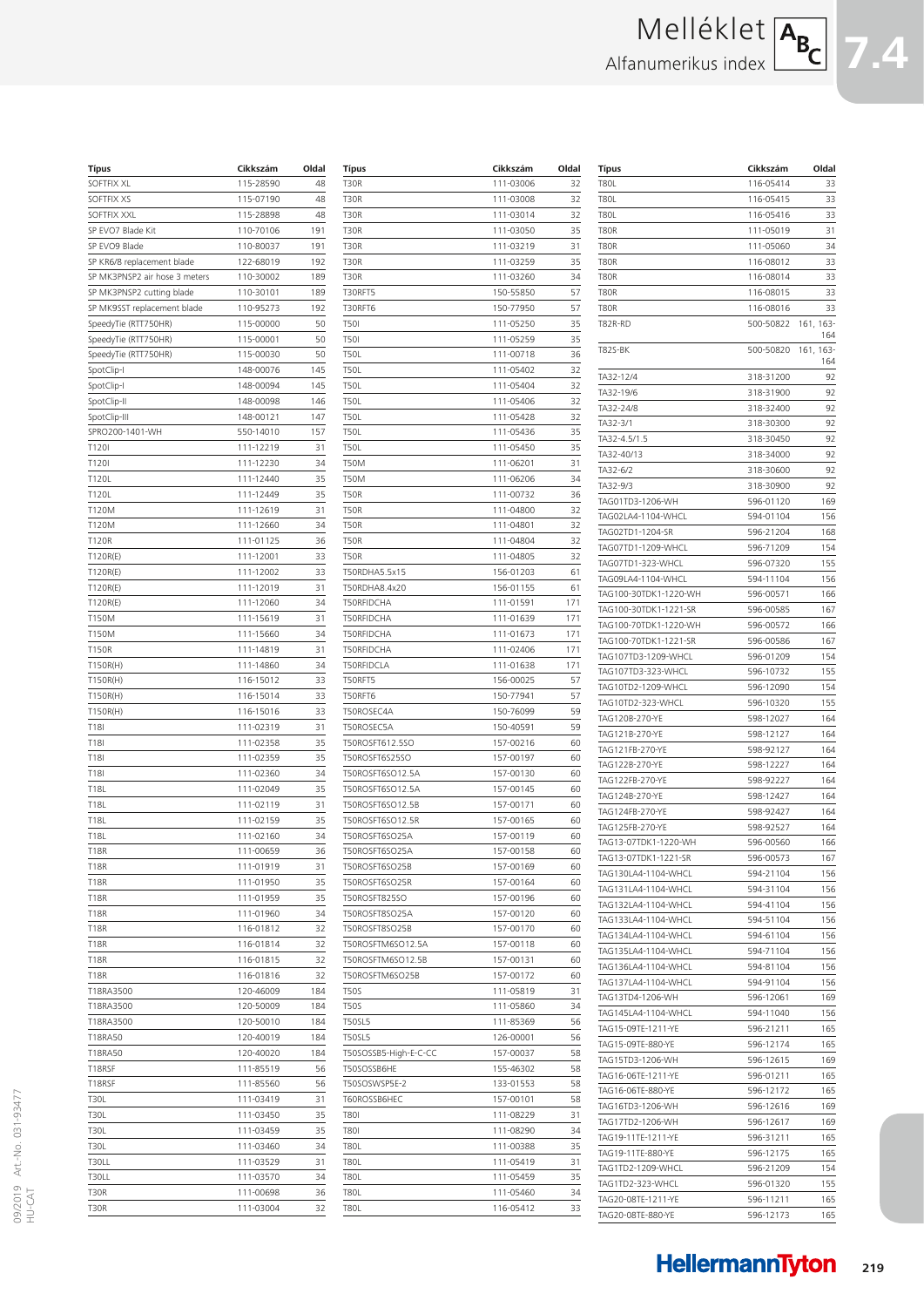# Melléklet

## Alfanumerikus index

| Típus | Cikkszám | Oldal |
|---|---|---|
| SOFTFIX XL | 115-28590 | 48 |
| SOFTFIX XS | 115-07190 | 48 |
| SOFTFIX XXL | 115-28898 | 48 |
| SP EVO7 Blade Kit | 110-70106 | 191 |
| SP EVO9 Blade | 110-80037 | 191 |
| SP KR6/8 replacement blade | 122-68019 | 192 |
| SP MK3PNSP2 air hose 3 meters | 110-30002 | 189 |
| SP MK3PNSP2 cutting blade | 110-30101 | 189 |
| SP MK9SST replacement blade | 110-95273 | 192 |
| SpeedyTie (RTT750HR) | 115-00000 | 50 |
| SpeedyTie (RTT750HR) | 115-00001 | 50 |
| SpeedyTie (RTT750HR) | 115-00030 | 50 |
| SpotClip-I | 148-00076 | 145 |
| SpotClip-I | 148-00094 | 145 |
| SpotClip-II | 148-00098 | 146 |
| SpotClip-III | 148-00121 | 147 |
| SPRO200-1401-WH | 550-14010 | 157 |
| T120I | 111-12219 | 31 |
| T120I | 111-12230 | 34 |
| T120L | 111-12440 | 35 |
| T120L | 111-12449 | 35 |
| T120M | 111-12619 | 31 |
| T120M | 111-12660 | 34 |
| T120R | 111-01125 | 36 |
| T120R(E) | 111-12001 | 33 |
| T120R(E) | 111-12002 | 33 |
| T120R(E) | 111-12019 | 31 |
| T120R(E) | 111-12060 | 34 |
| T150M | 111-15619 | 31 |
| T150M | 111-15660 | 34 |
| T150R | 111-14819 | 31 |
| T150R(H) | 111-14860 | 34 |
| T150R(H) | 116-15012 | 33 |
| T150R(H) | 116-15014 | 33 |
| T150R(H) | 116-15016 | 33 |
| T18I | 111-02319 | 31 |
| T18I | 111-02358 | 35 |
| T18I | 111-02359 | 35 |
| T18I | 111-02360 | 34 |
| T18L | 111-02049 | 35 |
| T18L | 111-02119 | 31 |
| T18L | 111-02159 | 35 |
| T18L | 111-02160 | 34 |
| T18R | 111-00659 | 36 |
| T18R | 111-01919 | 31 |
| T18R | 111-01950 | 35 |
| T18R | 111-01959 | 35 |
| T18R | 111-01960 | 34 |
| T18R | 116-01812 | 32 |
| T18R | 116-01814 | 32 |
| T18R | 116-01815 | 32 |
| T18R | 116-01816 | 32 |
| T18RA3500 | 120-46009 | 184 |
| T18RA3500 | 120-50009 | 184 |
| T18RA3500 | 120-50010 | 184 |
| T18RA50 | 120-40019 | 184 |
| T18RA50 | 120-40020 | 184 |
| T18RSF | 111-85519 | 56 |
| T18RSF | 111-85560 | 56 |
| T30L | 111-03419 | 31 |
| T30L | 111-03450 | 35 |
| T30L | 111-03459 | 35 |
| T30L | 111-03460 | 34 |
| T30LL | 111-03529 | 31 |
| T30LL | 111-03570 | 34 |
| T30R | 111-00698 | 36 |
| T30R | 111-03004 | 32 |
| T30R | 111-03006 | 32 |
| T30R | 111-03008 | 32 |
| T30R | 111-03014 | 32 |
| T30R | 111-03050 | 35 |
| T30R | 111-03219 | 31 |
| T30R | 111-03259 | 35 |
| T30R | 111-03260 | 34 |
| T30RFT5 | 150-55850 | 57 |
| T30RFT6 | 150-77950 | 57 |
| T50I | 111-05250 | 35 |
| T50I | 111-05259 | 35 |
| T50L | 111-00718 | 36 |
| T50L | 111-05402 | 32 |
| T50L | 111-05404 | 32 |
| T50L | 111-05406 | 32 |
| T50L | 111-05428 | 32 |
| T50L | 111-05436 | 35 |
| T50L | 111-05450 | 35 |
| T50M | 111-06201 | 31 |
| T50M | 111-06206 | 34 |
| T50R | 111-00732 | 36 |
| T50R | 111-04800 | 32 |
| T50R | 111-04801 | 32 |
| T50R | 111-04804 | 32 |
| T50R | 111-04805 | 32 |
| T50RDHA5.5x15 | 156-01203 | 61 |
| T50RDHA8.4x20 | 156-01155 | 61 |
| T50RFIDCHA | 111-01591 | 171 |
| T50RFIDCHA | 111-01639 | 171 |
| T50RFIDCHA | 111-01673 | 171 |
| T50RFIDCHA | 111-02406 | 171 |
| T50RFIDCLA | 111-01638 | 171 |
| T50RFT5 | 156-00025 | 57 |
| T50RFT6 | 150-77941 | 57 |
| T50ROSEC4A | 150-76099 | 59 |
| T50ROSEC5A | 150-40591 | 59 |
| T50ROSFT612.5SO | 157-00216 | 60 |
| T50ROSFT6S25SO | 157-00197 | 60 |
| T50ROSFT6SO12.5A | 157-00130 | 60 |
| T50ROSFT6SO12.5A | 157-00145 | 60 |
| T50ROSFT6SO12.5B | 157-00171 | 60 |
| T50ROSFT6SO12.5R | 157-00165 | 60 |
| T50ROSFT6SO25A | 157-00119 | 60 |
| T50ROSFT6SO25A | 157-00158 | 60 |
| T50ROSFT6SO25B | 157-00169 | 60 |
| T50ROSFT6SO25R | 157-00164 | 60 |
| T50ROSFT825SO | 157-00196 | 60 |
| T50ROSFT8SO25A | 157-00120 | 60 |
| T50ROSFT8SO25B | 157-00170 | 60 |
| T50ROSFTM6SO12.5A | 157-00118 | 60 |
| T50ROSFTM6SO12.5B | 157-00131 | 60 |
| T50ROSFTM6SO25B | 157-00172 | 60 |
| T50S | 111-05819 | 31 |
| T50S | 111-05860 | 34 |
| T50SL5 | 111-85369 | 56 |
| T50SL5 | 126-00001 | 56 |
| T50SOSSB5-High-E-C-CC | 157-00037 | 58 |
| T50SOSSB6HE | 155-46302 | 58 |
| T50SOSWSP5E-2 | 133-01553 | 58 |
| T60ROSSB6HEC | 157-00101 | 58 |
| T80I | 111-08229 | 31 |
| T80I | 111-08290 | 34 |
| T80L | 111-00388 | 35 |
| T80L | 111-05419 | 31 |
| T80L | 111-05459 | 35 |
| T80L | 111-05460 | 34 |
| T80L | 116-05412 | 33 |
| T80L | 116-05414 | 33 |
| T80L | 116-05415 | 33 |
| T80L | 116-05416 | 33 |
| T80R | 111-05019 | 31 |
| T80R | 111-05060 | 34 |
| T80R | 116-08012 | 33 |
| T80R | 116-08014 | 33 |
| T80R | 116-08015 | 33 |
| T80R | 116-08016 | 33 |
| T82R-RD | 500-50822 | 161, 163-164 |
| T82S-BK | 500-50820 | 161, 163-164 |
| TA32-12/4 | 318-31200 | 92 |
| TA32-19/6 | 318-31900 | 92 |
| TA32-24/8 | 318-32400 | 92 |
| TA32-3/1 | 318-30300 | 92 |
| TA32-4.5/1.5 | 318-30450 | 92 |
| TA32-40/13 | 318-34000 | 92 |
| TA32-6/2 | 318-30600 | 92 |
| TA32-9/3 | 318-30900 | 92 |
| TAG01TD3-1206-WH | 596-01120 | 169 |
| TAG02LA4-1104-WHCL | 594-01104 | 156 |
| TAG02TD1-1204-SR | 596-21204 | 168 |
| TAG07TD1-1209-WHCL | 596-71209 | 154 |
| TAG07TD1-323-WHCL | 596-07320 | 155 |
| TAG09LA4-1104-WHCL | 594-11104 | 156 |
| TAG100-30TDK1-1220-WH | 596-00571 | 166 |
| TAG100-30TDK1-1221-SR | 596-00585 | 167 |
| TAG100-70TDK1-1220-WH | 596-00572 | 166 |
| TAG100-70TDK1-1221-SR | 596-00586 | 167 |
| TAG107TD3-1209-WHCL | 596-01209 | 154 |
| TAG107TD3-323-WHCL | 596-10732 | 155 |
| TAG10TD2-1209-WHCL | 596-12090 | 154 |
| TAG10TD2-323-WHCL | 596-10320 | 155 |
| TAG120B-270-YE | 598-12027 | 164 |
| TAG121B-270-YE | 598-12127 | 164 |
| TAG121FB-270-YE | 598-92127 | 164 |
| TAG122B-270-YE | 598-12227 | 164 |
| TAG122FB-270-YE | 598-92227 | 164 |
| TAG124B-270-YE | 598-12427 | 164 |
| TAG124FB-270-YE | 598-92427 | 164 |
| TAG125FB-270-YE | 598-92527 | 164 |
| TAG13-07TDK1-1220-WH | 596-00560 | 166 |
| TAG13-07TDK1-1221-SR | 596-00573 | 167 |
| TAG130LA4-1104-WHCL | 594-21104 | 156 |
| TAG131LA4-1104-WHCL | 594-31104 | 156 |
| TAG132LA4-1104-WHCL | 594-41104 | 156 |
| TAG133LA4-1104-WHCL | 594-51104 | 156 |
| TAG134LA4-1104-WHCL | 594-61104 | 156 |
| TAG135LA4-1104-WHCL | 594-71104 | 156 |
| TAG136LA4-1104-WHCL | 594-81104 | 156 |
| TAG137LA4-1104-WHCL | 594-91104 | 156 |
| TAG13TD4-1206-WH | 596-12061 | 169 |
| TAG145LA4-1104-WHCL | 594-11040 | 156 |
| TAG15-09TE-1211-YE | 596-21211 | 165 |
| TAG15-09TE-880-YE | 596-12174 | 165 |
| TAG15TD3-1206-WH | 596-12615 | 169 |
| TAG16-06TE-1211-YE | 596-01211 | 165 |
| TAG16-06TE-880-YE | 596-12172 | 165 |
| TAG16TD3-1206-WH | 596-12616 | 169 |
| TAG17TD2-1206-WH | 596-12617 | 169 |
| TAG19-11TE-1211-YE | 596-31211 | 165 |
| TAG19-11TE-880-YE | 596-12175 | 165 |
| TAG1TD2-1209-WHCL | 596-21209 | 154 |
| TAG1TD2-323-WHCL | 596-01320 | 155 |
| TAG20-08TE-1211-YE | 596-11211 | 165 |
| TAG20-08TE-880-YE | 596-12173 | 165 |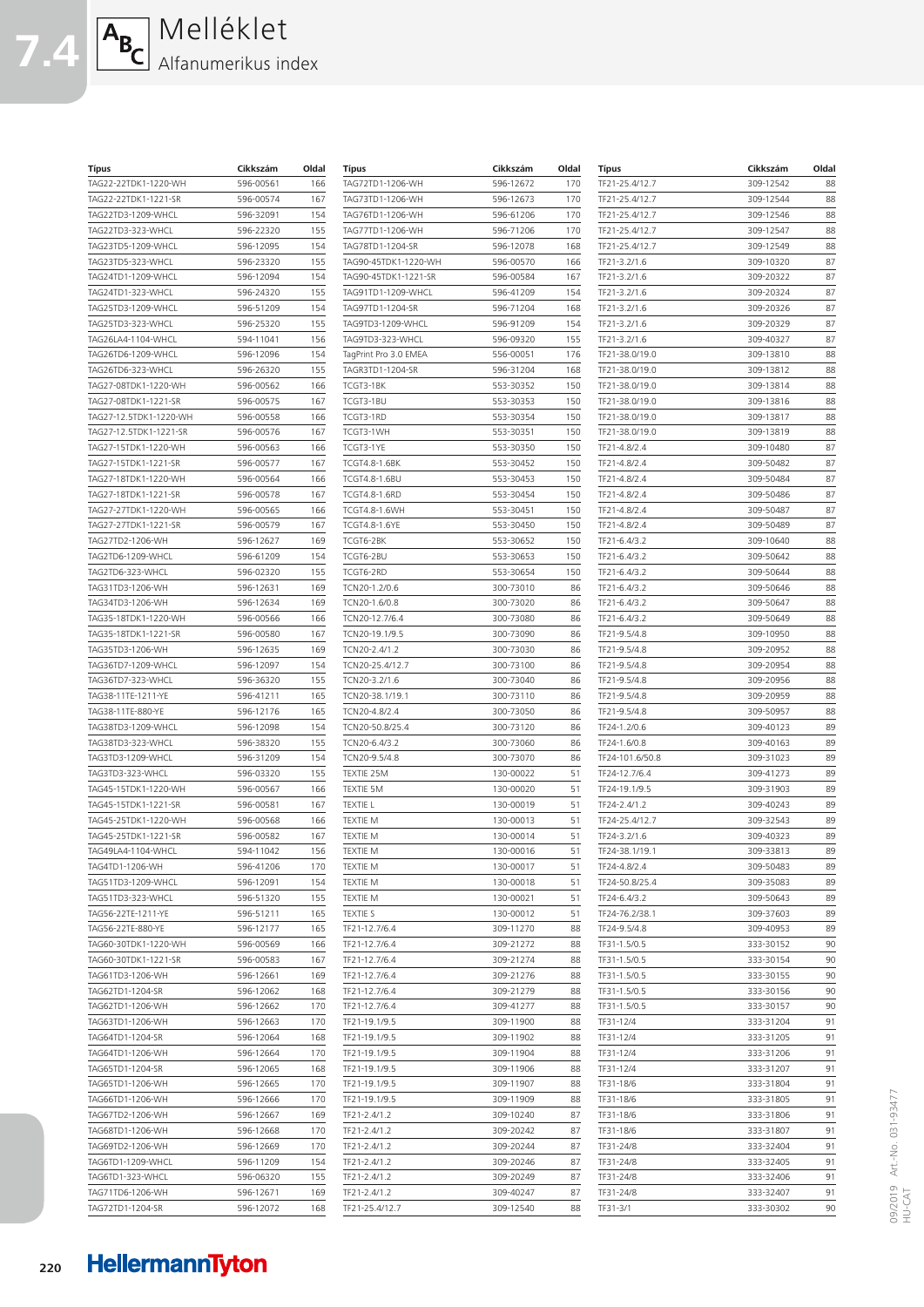# Melléklet

## Alfanumerikus index

| Típus | Cikkszám | Oldal |
|---|---|---|
| TAG22-22TDK1-1220-WH | 596-00561 | 166 |
| TAG22-22TDK1-1221-SR | 596-00574 | 167 |
| TAG22TD3-1209-WHCL | 596-32091 | 154 |
| TAG22TD3-323-WHCL | 596-22320 | 155 |
| TAG23TD5-1209-WHCL | 596-12095 | 154 |
| TAG23TD5-323-WHCL | 596-23320 | 155 |
| TAG24TD1-1209-WHCL | 596-12094 | 154 |
| TAG24TD1-323-WHCL | 596-24320 | 155 |
| TAG25TD3-1209-WHCL | 596-51209 | 154 |
| TAG25TD3-323-WHCL | 596-25320 | 155 |
| TAG26LA4-1104-WHCL | 594-11041 | 156 |
| TAG26TD6-1209-WHCL | 596-12096 | 154 |
| TAG26TD6-323-WHCL | 596-26320 | 155 |
| TAG27-08TDK1-1220-WH | 596-00562 | 166 |
| TAG27-08TDK1-1221-SR | 596-00575 | 167 |
| TAG27-12.5TDK1-1220-WH | 596-00558 | 166 |
| TAG27-12.5TDK1-1221-SR | 596-00576 | 167 |
| TAG27-15TDK1-1220-WH | 596-00563 | 166 |
| TAG27-15TDK1-1221-SR | 596-00577 | 167 |
| TAG27-18TDK1-1220-WH | 596-00564 | 166 |
| TAG27-18TDK1-1221-SR | 596-00578 | 167 |
| TAG27-27TDK1-1220-WH | 596-00565 | 166 |
| TAG27-27TDK1-1221-SR | 596-00579 | 167 |
| TAG27TD2-1206-WH | 596-12627 | 169 |
| TAG2TD6-1209-WHCL | 596-61209 | 154 |
| TAG2TD6-323-WHCL | 596-02320 | 155 |
| TAG31TD3-1206-WH | 596-12631 | 169 |
| TAG34TD3-1206-WH | 596-12634 | 169 |
| TAG35-18TDK1-1220-WH | 596-00566 | 166 |
| TAG35-18TDK1-1221-SR | 596-00580 | 167 |
| TAG35TD3-1206-WH | 596-12635 | 169 |
| TAG36TD7-1209-WHCL | 596-12097 | 154 |
| TAG36TD7-323-WHCL | 596-36320 | 155 |
| TAG38-11TE-1211-YE | 596-41211 | 165 |
| TAG38-11TE-880-YE | 596-12176 | 165 |
| TAG38TD3-1209-WHCL | 596-12098 | 154 |
| TAG38TD3-323-WHCL | 596-38320 | 155 |
| TAG3TD3-1209-WHCL | 596-31209 | 154 |
| TAG3TD3-323-WHCL | 596-03320 | 155 |
| TAG45-15TDK1-1220-WH | 596-00567 | 166 |
| TAG45-15TDK1-1221-SR | 596-00581 | 167 |
| TAG45-25TDK1-1220-WH | 596-00568 | 166 |
| TAG45-25TDK1-1221-SR | 596-00582 | 167 |
| TAG49LA4-1104-WHCL | 594-11042 | 156 |
| TAG4TD1-1206-WH | 596-41206 | 170 |
| TAG51TD3-1209-WHCL | 596-12091 | 154 |
| TAG51TD3-323-WHCL | 596-51320 | 155 |
| TAG56-22TE-1211-YE | 596-51211 | 165 |
| TAG56-22TE-880-YE | 596-12177 | 165 |
| TAG60-30TDK1-1220-WH | 596-00569 | 166 |
| TAG60-30TDK1-1221-SR | 596-00583 | 167 |
| TAG61TD3-1206-WH | 596-12661 | 169 |
| TAG62TD1-1204-SR | 596-12062 | 168 |
| TAG62TD1-1206-WH | 596-12662 | 170 |
| TAG63TD1-1206-WH | 596-12663 | 170 |
| TAG64TD1-1204-SR | 596-12064 | 168 |
| TAG64TD1-1206-WH | 596-12664 | 170 |
| TAG65TD1-1204-SR | 596-12065 | 168 |
| TAG65TD1-1206-WH | 596-12665 | 170 |
| TAG66TD1-1206-WH | 596-12666 | 170 |
| TAG67TD2-1206-WH | 596-12667 | 169 |
| TAG68TD1-1206-WH | 596-12668 | 170 |
| TAG69TD2-1206-WH | 596-12669 | 170 |
| TAG6TD1-1209-WHCL | 596-11209 | 154 |
| TAG6TD1-323-WHCL | 596-06320 | 155 |
| TAG71TD6-1206-WH | 596-12671 | 169 |
| TAG72TD1-1204-SR | 596-12072 | 168 |
| TAG72TD1-1206-WH | 596-12672 | 170 |
| TAG73TD1-1206-WH | 596-12673 | 170 |
| TAG76TD1-1206-WH | 596-61206 | 170 |
| TAG77TD1-1206-WH | 596-71206 | 170 |
| TAG78TD1-1204-SR | 596-12078 | 168 |
| TAG90-45TDK1-1220-WH | 596-00570 | 166 |
| TAG90-45TDK1-1221-SR | 596-00584 | 167 |
| TAG91TD1-1209-WHCL | 596-41209 | 154 |
| TAG97TD1-1204-SR | 596-71204 | 168 |
| TAG9TD3-1209-WHCL | 596-91209 | 154 |
| TAG9TD3-323-WHCL | 596-09320 | 155 |
| TagPrint Pro 3.0 EMEA | 556-00051 | 176 |
| TAGR3TD1-1204-SR | 596-31204 | 168 |
| TCGT3-1BK | 553-30352 | 150 |
| TCGT3-1BU | 553-30353 | 150 |
| TCGT3-1RD | 553-30354 | 150 |
| TCGT3-1WH | 553-30351 | 150 |
| TCGT3-1YE | 553-30350 | 150 |
| TCGT4.8-1.6BK | 553-30452 | 150 |
| TCGT4.8-1.6BU | 553-30453 | 150 |
| TCGT4.8-1.6RD | 553-30454 | 150 |
| TCGT4.8-1.6WH | 553-30451 | 150 |
| TCGT4.8-1.6YE | 553-30450 | 150 |
| TCGT6-2BK | 553-30652 | 150 |
| TCGT6-2BU | 553-30653 | 150 |
| TCGT6-2RD | 553-30654 | 150 |
| TCN20-1.2/0.6 | 300-73010 | 86 |
| TCN20-1.6/0.8 | 300-73020 | 86 |
| TCN20-12.7/6.4 | 300-73080 | 86 |
| TCN20-19.1/9.5 | 300-73090 | 86 |
| TCN20-2.4/1.2 | 300-73030 | 86 |
| TCN20-25.4/12.7 | 300-73100 | 86 |
| TCN20-3.2/1.6 | 300-73040 | 86 |
| TCN20-38.1/19.1 | 300-73110 | 86 |
| TCN20-4.8/2.4 | 300-73050 | 86 |
| TCN20-50.8/25.4 | 300-73120 | 86 |
| TCN20-6.4/3.2 | 300-73060 | 86 |
| TCN20-9.5/4.8 | 300-73070 | 86 |
| TEXTIE 25M | 130-00022 | 51 |
| TEXTIE 5M | 130-00020 | 51 |
| TEXTIE L | 130-00019 | 51 |
| TEXTIE M | 130-00013 | 51 |
| TEXTIE M | 130-00014 | 51 |
| TEXTIE M | 130-00016 | 51 |
| TEXTIE M | 130-00017 | 51 |
| TEXTIE M | 130-00018 | 51 |
| TEXTIE M | 130-00021 | 51 |
| TEXTIE S | 130-00012 | 51 |
| TF21-12.7/6.4 | 309-11270 | 88 |
| TF21-12.7/6.4 | 309-21272 | 88 |
| TF21-12.7/6.4 | 309-21274 | 88 |
| TF21-12.7/6.4 | 309-21276 | 88 |
| TF21-12.7/6.4 | 309-21279 | 88 |
| TF21-12.7/6.4 | 309-41277 | 88 |
| TF21-19.1/9.5 | 309-11900 | 88 |
| TF21-19.1/9.5 | 309-11902 | 88 |
| TF21-19.1/9.5 | 309-11904 | 88 |
| TF21-19.1/9.5 | 309-11906 | 88 |
| TF21-19.1/9.5 | 309-11907 | 88 |
| TF21-19.1/9.5 | 309-11909 | 88 |
| TF21-2.4/1.2 | 309-10240 | 87 |
| TF21-2.4/1.2 | 309-20242 | 87 |
| TF21-2.4/1.2 | 309-20244 | 87 |
| TF21-2.4/1.2 | 309-20246 | 87 |
| TF21-2.4/1.2 | 309-20249 | 87 |
| TF21-2.4/1.2 | 309-40247 | 87 |
| TF21-25.4/12.7 | 309-12540 | 88 |
| TF21-25.4/12.7 | 309-12542 | 88 |
| TF21-25.4/12.7 | 309-12544 | 88 |
| TF21-25.4/12.7 | 309-12546 | 88 |
| TF21-25.4/12.7 | 309-12547 | 88 |
| TF21-25.4/12.7 | 309-12549 | 88 |
| TF21-3.2/1.6 | 309-10320 | 87 |
| TF21-3.2/1.6 | 309-20322 | 87 |
| TF21-3.2/1.6 | 309-20324 | 87 |
| TF21-3.2/1.6 | 309-20326 | 87 |
| TF21-3.2/1.6 | 309-20329 | 87 |
| TF21-3.2/1.6 | 309-40327 | 87 |
| TF21-38.0/19.0 | 309-13810 | 88 |
| TF21-38.0/19.0 | 309-13812 | 88 |
| TF21-38.0/19.0 | 309-13814 | 88 |
| TF21-38.0/19.0 | 309-13816 | 88 |
| TF21-38.0/19.0 | 309-13817 | 88 |
| TF21-38.0/19.0 | 309-13819 | 88 |
| TF21-4.8/2.4 | 309-10480 | 87 |
| TF21-4.8/2.4 | 309-50482 | 87 |
| TF21-4.8/2.4 | 309-50484 | 87 |
| TF21-4.8/2.4 | 309-50486 | 87 |
| TF21-4.8/2.4 | 309-50487 | 87 |
| TF21-4.8/2.4 | 309-50489 | 87 |
| TF21-6.4/3.2 | 309-10640 | 88 |
| TF21-6.4/3.2 | 309-50642 | 88 |
| TF21-6.4/3.2 | 309-50644 | 88 |
| TF21-6.4/3.2 | 309-50646 | 88 |
| TF21-6.4/3.2 | 309-50647 | 88 |
| TF21-6.4/3.2 | 309-50649 | 88 |
| TF21-9.5/4.8 | 309-10950 | 88 |
| TF21-9.5/4.8 | 309-20952 | 88 |
| TF21-9.5/4.8 | 309-20954 | 88 |
| TF21-9.5/4.8 | 309-20956 | 88 |
| TF21-9.5/4.8 | 309-20959 | 88 |
| TF21-9.5/4.8 | 309-50957 | 88 |
| TF24-1.2/0.6 | 309-40123 | 89 |
| TF24-1.6/0.8 | 309-40163 | 89 |
| TF24-101.6/50.8 | 309-31023 | 89 |
| TF24-12.7/6.4 | 309-41273 | 89 |
| TF24-19.1/9.5 | 309-31903 | 89 |
| TF24-2.4/1.2 | 309-40243 | 89 |
| TF24-25.4/12.7 | 309-32543 | 89 |
| TF24-3.2/1.6 | 309-40323 | 89 |
| TF24-38.1/19.1 | 309-33813 | 89 |
| TF24-4.8/2.4 | 309-50483 | 89 |
| TF24-50.8/25.4 | 309-35083 | 89 |
| TF24-6.4/3.2 | 309-50643 | 89 |
| TF24-76.2/38.1 | 309-37603 | 89 |
| TF24-9.5/4.8 | 309-40953 | 89 |
| TF31-1.5/0.5 | 333-30152 | 90 |
| TF31-1.5/0.5 | 333-30154 | 90 |
| TF31-1.5/0.5 | 333-30155 | 90 |
| TF31-1.5/0.5 | 333-30156 | 90 |
| TF31-1.5/0.5 | 333-30157 | 90 |
| TF31-12/4 | 333-31204 | 91 |
| TF31-12/4 | 333-31205 | 91 |
| TF31-12/4 | 333-31206 | 91 |
| TF31-12/4 | 333-31207 | 91 |
| TF31-18/6 | 333-31804 | 91 |
| TF31-18/6 | 333-31805 | 91 |
| TF31-18/6 | 333-31806 | 91 |
| TF31-18/6 | 333-31807 | 91 |
| TF31-24/8 | 333-32404 | 91 |
| TF31-24/8 | 333-32405 | 91 |
| TF31-24/8 | 333-32406 | 91 |
| TF31-24/8 | 333-32407 | 91 |
| TF31-3/1 | 333-30302 | 90 |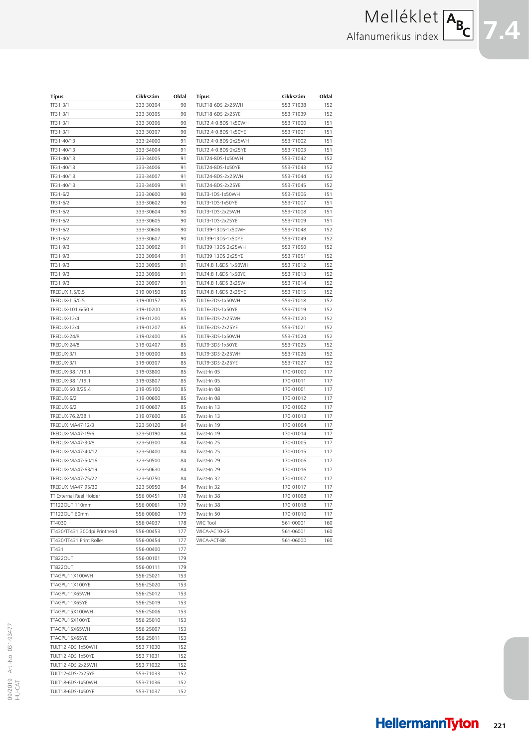# Melléklet

## Alfanumerikus index

| Típus | Cikkszám | Oldal |
|---|---|---|
| TF31-3/1 | 333-30304 | 90 |
| TF31-3/1 | 333-30305 | 90 |
| TF31-3/1 | 333-30306 | 90 |
| TF31-3/1 | 333-30307 | 90 |
| TF31-40/13 | 333-24000 | 91 |
| TF31-40/13 | 333-34004 | 91 |
| TF31-40/13 | 333-34005 | 91 |
| TF31-40/13 | 333-34006 | 91 |
| TF31-40/13 | 333-34007 | 91 |
| TF31-40/13 | 333-34009 | 91 |
| TF31-6/2 | 333-30600 | 90 |
| TF31-6/2 | 333-30602 | 90 |
| TF31-6/2 | 333-30604 | 90 |
| TF31-6/2 | 333-30605 | 90 |
| TF31-6/2 | 333-30606 | 90 |
| TF31-6/2 | 333-30607 | 90 |
| TF31-9/3 | 333-30902 | 91 |
| TF31-9/3 | 333-30904 | 91 |
| TF31-9/3 | 333-30905 | 91 |
| TF31-9/3 | 333-30906 | 91 |
| TF31-9/3 | 333-30907 | 91 |
| TREDUX-1.5/0.5 | 319-00150 | 85 |
| TREDUX-1.5/0.5 | 319-00157 | 85 |
| TREDUX-101.6/50.8 | 319-10200 | 85 |
| TREDUX-12/4 | 319-01200 | 85 |
| TREDUX-12/4 | 319-01207 | 85 |
| TREDUX-24/8 | 319-02400 | 85 |
| TREDUX-24/8 | 319-02407 | 85 |
| TREDUX-3/1 | 319-00300 | 85 |
| TREDUX-3/1 | 319-00307 | 85 |
| TREDUX-38.1/19.1 | 319-03800 | 85 |
| TREDUX-38.1/19.1 | 319-03807 | 85 |
| TREDUX-50.8/25.4 | 319-05100 | 85 |
| TREDUX-6/2 | 319-00600 | 85 |
| TREDUX-6/2 | 319-00607 | 85 |
| TREDUX-76.2/38.1 | 319-07600 | 85 |
| TREDUX-MA47-12/3 | 323-50120 | 84 |
| TREDUX-MA47-19/6 | 323-50190 | 84 |
| TREDUX-MA47-30/8 | 323-50300 | 84 |
| TREDUX-MA47-40/12 | 323-50400 | 84 |
| TREDUX-MA47-50/16 | 323-50500 | 84 |
| TREDUX-MA47-63/19 | 323-50630 | 84 |
| TREDUX-MA47-75/22 | 323-50750 | 84 |
| TREDUX-MA47-95/30 | 323-50950 | 84 |
| TT External Reel Holder | 556-00451 | 178 |
| TT122OUT 110mm | 556-00061 | 179 |
| TT122OUT 60mm | 556-00060 | 179 |
| TT4030 | 556-04037 | 178 |
| TT430/TT431 300dpi Printhead | 556-00453 | 177 |
| TT430/TT431 Print Roller | 556-00454 | 177 |
| TT431 | 556-00400 | 177 |
| TT822OUT | 556-00101 | 179 |
| TT822OUT | 556-00111 | 179 |
| TTAGPU11X100WH | 556-25021 | 153 |
| TTAGPU11X100YE | 556-25020 | 153 |
| TTAGPU11X65WH | 556-25012 | 153 |
| TTAGPU11X65YE | 556-25019 | 153 |
| TTAGPU15X100WH | 556-25006 | 153 |
| TTAGPU15X100YE | 556-25010 | 153 |
| TTAGPU15X65WH | 556-25007 | 153 |
| TTAGPU15X65YE | 556-25011 | 153 |
| TULT12-4DS-1x50WH | 553-71030 | 152 |
| TULT12-4DS-1x50YE | 553-71031 | 152 |
| TULT12-4DS-2x25WH | 553-71032 | 152 |
| TULT12-4DS-2x25YE | 553-71033 | 152 |
| TULT18-6DS-1x50WH | 553-71036 | 152 |
| TULT18-6DS-1x50YE | 553-71037 | 152 |
| TULT18-6DS-2x25WH | 553-71038 | 152 |
| TULT18-6DS-2x25YE | 553-71039 | 152 |
| TULT2.4-0.8DS-1x50WH | 553-71000 | 151 |
| TULT2.4-0.8DS-1x50YE | 553-71001 | 151 |
| TULT2.4-0.8DS-2x25WH | 553-71002 | 151 |
| TULT2.4-0.8DS-2x25YE | 553-71003 | 151 |
| TULT24-8DS-1x50WH | 553-71042 | 152 |
| TULT24-8DS-1x50YE | 553-71043 | 152 |
| TULT24-8DS-2x25WH | 553-71044 | 152 |
| TULT24-8DS-2x25YE | 553-71045 | 152 |
| TULT3-1DS-1x50WH | 553-71006 | 151 |
| TULT3-1DS-1x50YE | 553-71007 | 151 |
| TULT3-1DS-2x25WH | 553-71008 | 151 |
| TULT3-1DS-2x25YE | 553-71009 | 151 |
| TULT39-13DS-1x50WH | 553-71048 | 152 |
| TULT39-13DS-1x50YE | 553-71049 | 152 |
| TULT39-13DS-2x25WH | 553-71050 | 152 |
| TULT39-13DS-2x25YE | 553-71051 | 152 |
| TULT4.8-1.6DS-1x50WH | 553-71012 | 152 |
| TULT4.8-1.6DS-1x50YE | 553-71013 | 152 |
| TULT4.8-1.6DS-2x25WH | 553-71014 | 152 |
| TULT4.8-1.6DS-2x25YE | 553-71015 | 152 |
| TULT6-2DS-1x50WH | 553-71018 | 152 |
| TULT6-2DS-1x50YE | 553-71019 | 152 |
| TULT6-2DS-2x25WH | 553-71020 | 152 |
| TULT6-2DS-2x25YE | 553-71021 | 152 |
| TULT9-3DS-1x50WH | 553-71024 | 152 |
| TULT9-3DS-1x50YE | 553-71025 | 152 |
| TULT9-3DS-2x25WH | 553-71026 | 152 |
| TULT9-3DS-2x25YE | 553-71027 | 152 |
| Twist-In 05 | 170-01000 | 117 |
| Twist-In 05 | 170-01011 | 117 |
| Twist-In 08 | 170-01001 | 117 |
| Twist-In 08 | 170-01012 | 117 |
| Twist-In 13 | 170-01002 | 117 |
| Twist-In 13 | 170-01013 | 117 |
| Twist-In 19 | 170-01004 | 117 |
| Twist-In 19 | 170-01014 | 117 |
| Twist-In 25 | 170-01005 | 117 |
| Twist-In 25 | 170-01015 | 117 |
| Twist-In 29 | 170-01006 | 117 |
| Twist-In 29 | 170-01016 | 117 |
| Twist-In 32 | 170-01007 | 117 |
| Twist-In 32 | 170-01017 | 117 |
| Twist-In 38 | 170-01008 | 117 |
| Twist-In 38 | 170-01018 | 117 |
| Twist-In 50 | 170-01010 | 117 |
| WIC Tool | 561-00001 | 160 |
| WICA-AC10-25 | 561-06001 | 160 |
| WICA-ACT-BK | 561-06000 | 160 |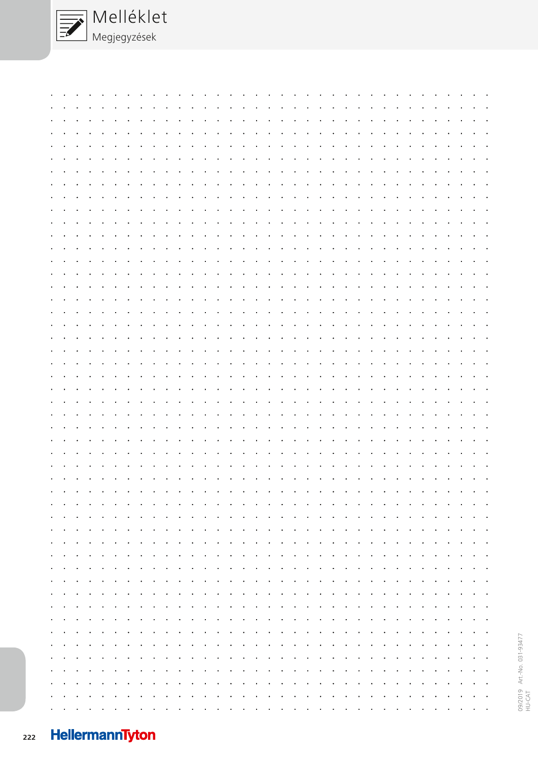# Melléklet

## Megjegyzések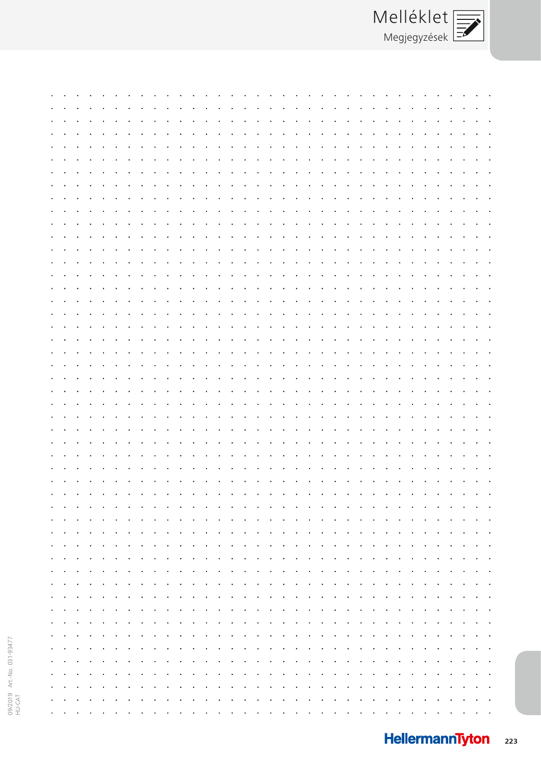# Melléklet

## Megjegyzések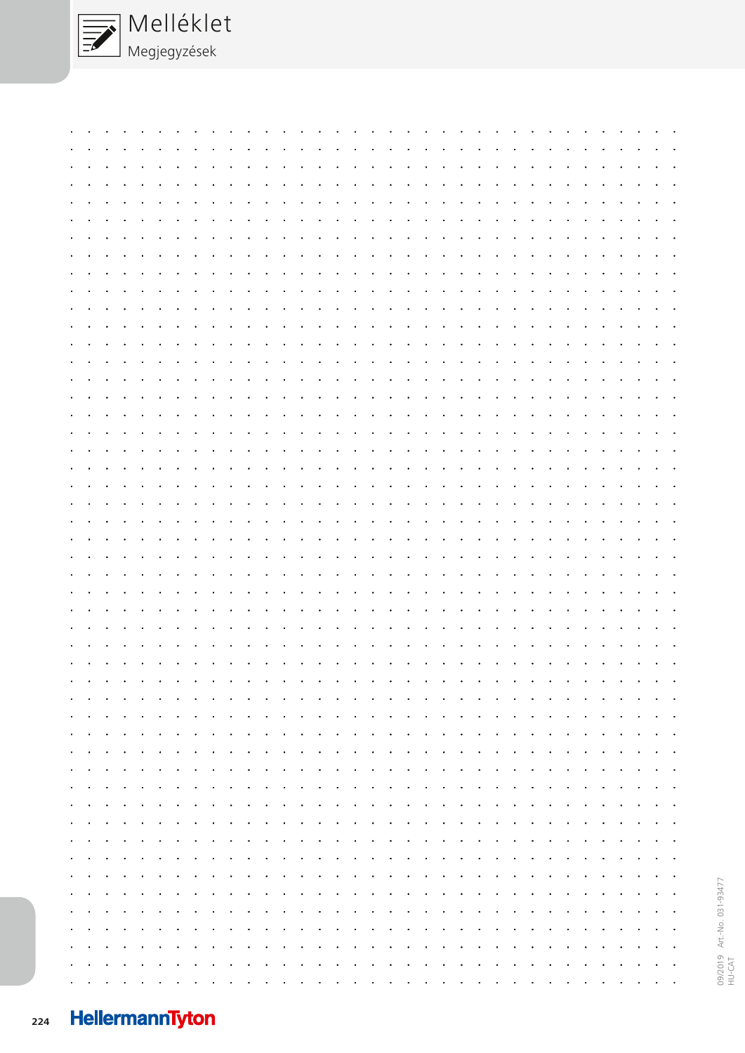# Melléklet

## Megjegyzések

09/2019 Art.-No. 031-93477
HU-CAT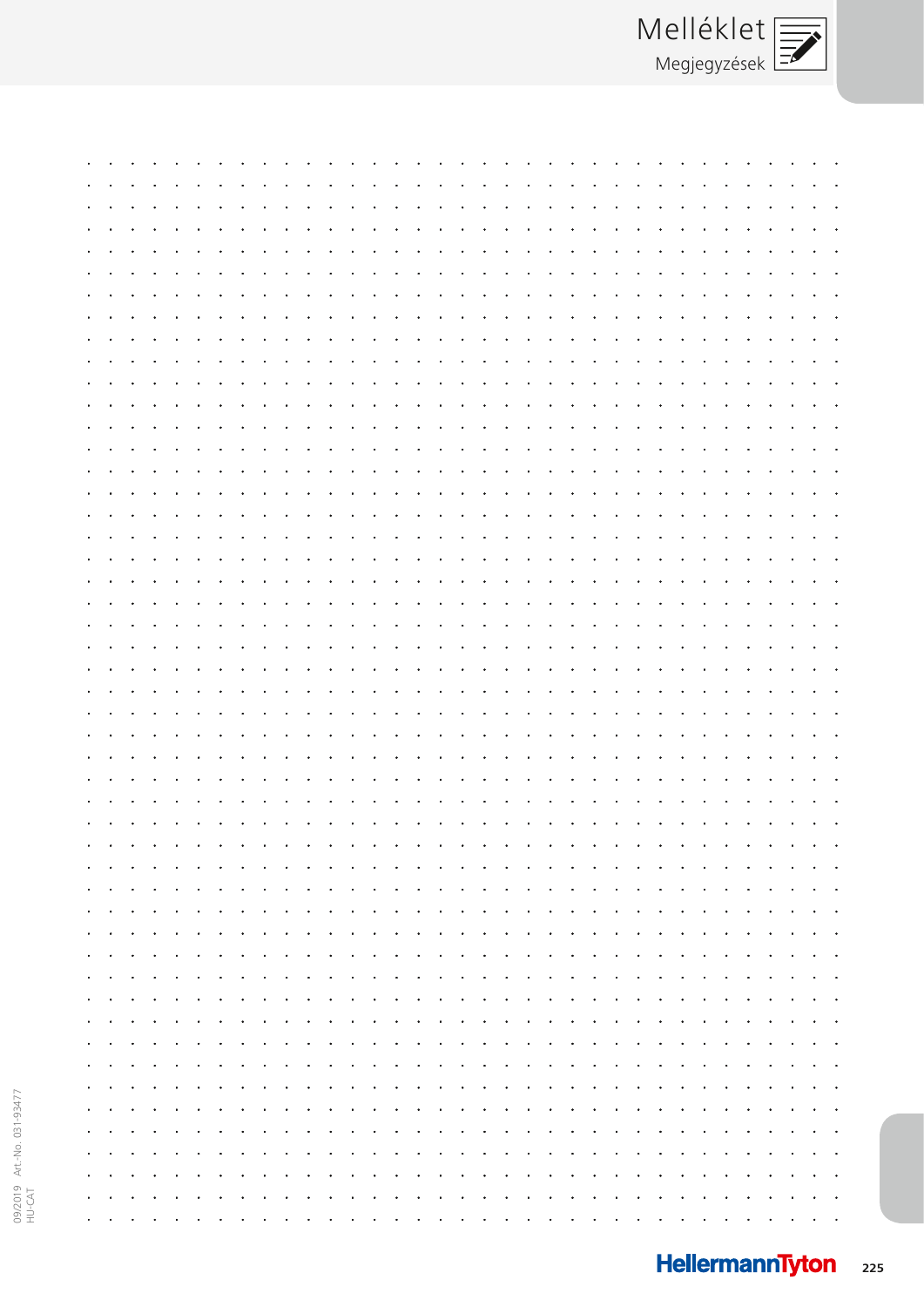# Melléklet

## Megjegyzések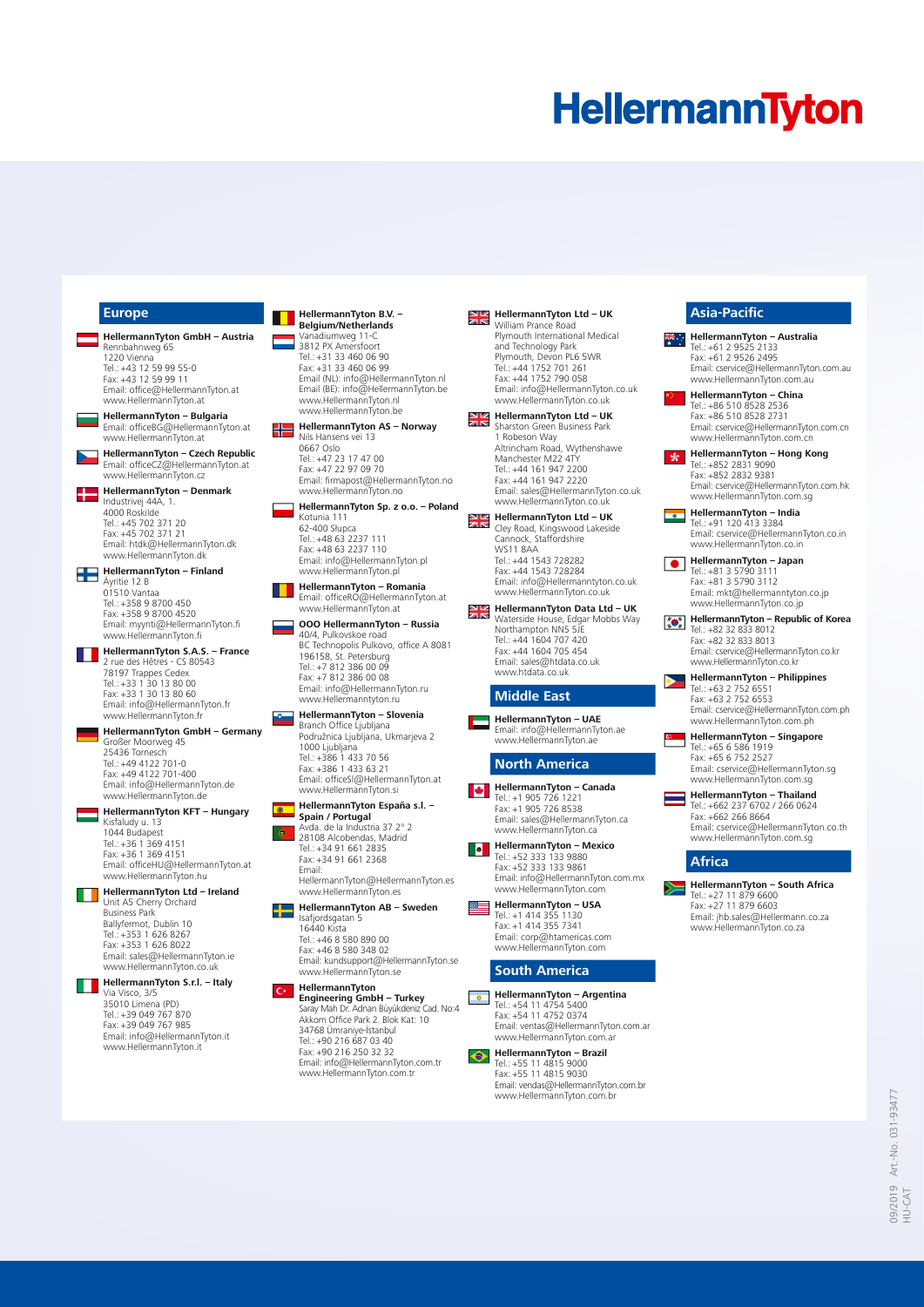# HellermannTyton

## Europe

**HellermannTyton GmbH – Austria**
Rennbahnweg 65
1220 Vienna
Tel.: +43 12 59 99 55-0
Fax: +43 12 59 99 11
Email: office@HellermannTyton.at
www.HellermannTyton.at

**HellermannTyton – Bulgaria**
Email: officeBG@HellermannTyton.at
www.HellermannTyton.at

**HellermannTyton – Czech Republic**
Email: officeCZ@HellermannTyton.at
www.HellermannTyton.cz

**HellermannTyton – Denmark**
Industrivej 44A, 1.
4000 Roskilde
Tel.: +45 702 371 20
Fax: +45 702 371 21
Email: htdk@HellermannTyton.dk
www.HellermannTyton.dk

**HellermannTyton – Finland**
Äyritie 12 B
01510 Vantaa
Tel.: +358 9 8700 450
Fax: +358 9 8700 4520
Email: myynti@HellermannTyton.fi
www.HellermannTyton.fi

**HellermannTyton S.A.S. – France**
2 rue des Hêtres - CS 80543
78197 Trappes Cedex
Tel.: +33 1 30 13 80 00
Fax: +33 1 30 13 80 60
Email: info@HellermannTyton.fr
www.HellermannTyton.fr

**HellermannTyton GmbH – Germany**
Großer Moorweg 45
25436 Tornesch
Tel.: +49 4122 701-0
Fax: +49 4122 701-400
Email: info@HellermannTyton.de
www.HellermannTyton.de

**HellermannTyton KFT – Hungary**
Kisfaludy u. 13
1044 Budapest
Tel.: +36 1 369 4151
Fax: +36 1 369 4151
Email: officeHU@HellermannTyton.at
www.HellermannTyton.hu

**HellermannTyton Ltd – Ireland**
Unit A5 Cherry Orchard
Business Park
Ballyfermot, Dublin 10
Tel.: +353 1 626 8267
Fax: +353 1 626 8022
Email: sales@HellermannTyton.ie
www.HellermannTyton.co.uk

**HellermannTyton S.r.l. – Italy**
Via Visco, 3/5
35010 Limena (PD)
Tel.: +39 049 767 870
Fax: +39 049 767 985
Email: info@HellermannTyton.it
www.HellermannTyton.it

**HellermannTyton B.V. – Belgium/Netherlands**
Vanadiumweg 11-C
3812 PX Amersfoort
Tel.: +31 33 460 06 90
Fax: +31 33 460 06 99
Email (NL): info@HellermannTyton.nl
Email (BE): info@HellermannTyton.be
www.HellermannTyton.nl
www.HellermannTyton.be

**HellermannTyton AS – Norway**
Nils Hansens vei 13
0667 Oslo
Tel.: +47 23 17 47 00
Fax: +47 22 97 09 70
Email: firmapost@HellermannTyton.no
www.HellermannTyton.no

**HellermannTyton Sp. z o.o. – Poland**
Kotunia 111
62-400 Slupca
Tel.: +48 63 2237 111
Fax: +48 63 2237 110
Email: info@HellermannTyton.pl
www.HellermannTyton.pl

**HellermannTyton – Romania**
Email: officeRO@HellermannTyton.at
www.HellermannTyton.at

**OOO HellermannTyton – Russia**
40/4, Pulkovskoe road
BC Technopolis Pulkovo, office A 8081
196158, St. Petersburg
Tel.: +7 812 386 00 09
Fax: +7 812 386 00 08
Email: info@HellermannTyton.ru
www.Hellermanntyton.ru

**HellermannTyton – Slovenia**
Branch Office Ljubljana
Podružnica Ljubljana, Ukmarjeva 2
1000 Ljubljana
Tel.: +386 1 433 70 56
Fax: +386 1 433 63 21
Email: officeSI@HellermannTyton.at
www.HellermannTyton.si

**HellermannTyton España s.l. – Spain / Portugal**
Avda. de la Industria 37 2° 2
28108 Alcobendas, Madrid
Tel.: +34 91 661 2835
Fax: +34 91 661 2368
Email:
HellermannTyton@HellermannTyton.es
www.HellermannTyton.es

**HellermannTyton AB – Sweden**
Isafjordsgatan 5
16440 Kista
Tel.: +46 8 580 890 00
Fax: +46 8 580 348 02
Email: kundsupport@HellermannTyton.se
www.HellermannTyton.se

**HellermannTyton Engineering GmbH – Turkey**
Saray Mah Dr. Adnan Büyükdeniz Cad. No:4
Akkom Office Park 2. Blok Kat: 10
34768 Ümraniye-Istanbul
Tel.: +90 216 687 03 40
Fax: +90 216 250 32 32
Email: info@HellermannTyton.com.tr
www.HellermannTyton.com.tr

**HellermannTyton Ltd – UK**
William Prance Road
Plymouth International Medical
and Technology Park
Plymouth, Devon PL6 5WR
Tel.: +44 1752 701 261
Fax: +44 1752 790 058
Email: info@HellermannTyton.co.uk
www.HellermannTyton.co.uk

**HellermannTyton Ltd – UK**
Sharston Green Business Park
1 Robeson Way
Altrincham Road, Wythenshawe
Manchester M22 4TY
Tel.: +44 161 947 2200
Fax: +44 161 947 2220
Email: sales@HellermannTyton.co.uk
www.HellermannTyton.co.uk

**HellermannTyton Ltd – UK**
Cley Road, Kingswood Lakeside
Cannock, Staffordshire
WS11 8AA
Tel.: +44 1543 728282
Fax: +44 1543 728284
Email: sales@Hellermanntyton.co.uk
www.HellermannTyton.co.uk

**HellermannTyton Data Ltd – UK**
Waterside House, Edgar Mobbs Way
Northampton NN5 5JE
Tel.: +44 1604 707 420
Fax: +44 1604 705 454
Email: sales@htdata.co.uk
www.htdata.co.uk

## Middle East

**HellermannTyton – UAE**
Email: info@HellermannTyton.ae
www.HellermannTyton.ae

## North America

**HellermannTyton – Canada**
Tel.: +1 905 726 1221
Fax: +1 905 726 8538
Email: sales@HellermannTyton.ca
www.HellermannTyton.ca

**HellermannTyton – Mexico**
Tel.: +52 333 133 9880
Fax: +52 333 133 9861
Email: info@HellermannTyton.com.mx
www.HellermannTyton.com

**HellermannTyton – USA**
Tel.: +1 414 355 1130
Fax: +1 414 355 7341
Email: corp@htamericas.com
www.HellermannTyton.com

## South America

**HellermannTyton – Argentina**
Tel.: +54 11 4754 5400
Fax: +54 11 4752 0374
Email: ventas@HellermannTyton.com.ar
www.HellermannTyton.com.ar

**HellermannTyton – Brazil**
Tel.: +55 11 4815 9000
Fax: +55 11 4815 9030
Email: vendas@HellermannTyton.com.br
www.HellermannTyton.com.br

## Asia-Pacific

**HellermannTyton – Australia**
Tel.: +61 2 9525 2133
Fax: +61 2 9526 2495
Email: cservice@HellermannTyton.com.au
www.HellermannTyton.com.au

**HellermannTyton – China**
Tel.: +86 510 8528 2536
Fax: +86 510 8528 2731
Email: cservice@HellermannTyton.com.cn
www.HellermannTyton.com.cn

**HellermannTyton – Hong Kong**
Tel.: +852 2831 9090
Fax: +852 2832 9381
Email: cservice@HellermannTyton.com.hk
www.HellermannTyton.com.sg

**HellermannTyton – India**
Tel.: +91 120 413 3384
Email: cservice@HellermannTyton.co.in
www.HellermannTyton.co.in

**HellermannTyton – Japan**
Tel.: +81 3 5790 3111
Fax: +81 3 5790 3112
Email: mkt@hellermanntyton.co.jp
www.HellermannTyton.co.jp

**HellermannTyton – Republic of Korea**
Tel.: +82 32 833 8012
Fax: +82 32 833 8013
Email: cservice@HellermannTyton.co.kr
www.HellermannTyton.co.kr

**HellermannTyton – Philippines**
Tel.: +63 2 752 6551
Fax: +63 2 752 6553
Email: cservice@HellermannTyton.com.ph
www.HellermannTyton.com.ph

**HellermannTyton – Singapore**
Tel.: +65 6 586 1919
Fax: +65 6 752 2527
Email: cservice@HellermannTyton.sg
www.HellermannTyton.com.sg

**HellermannTyton – Thailand**
Tel.: +662 237 6702 / 266 0624
Fax: +662 266 8664
Email: cservice@HellermannTyton.co.th
www.HellermannTyton.com.sg

## Africa

**HellermannTyton – South Africa**
Tel.: +27 11 879 6600
Fax: +27 11 879 6603
Email: jhb.sales@Hellermann.co.za
www.HellermannTyton.co.za

09/2019 Art.-No. 031-93477
HU-CAT